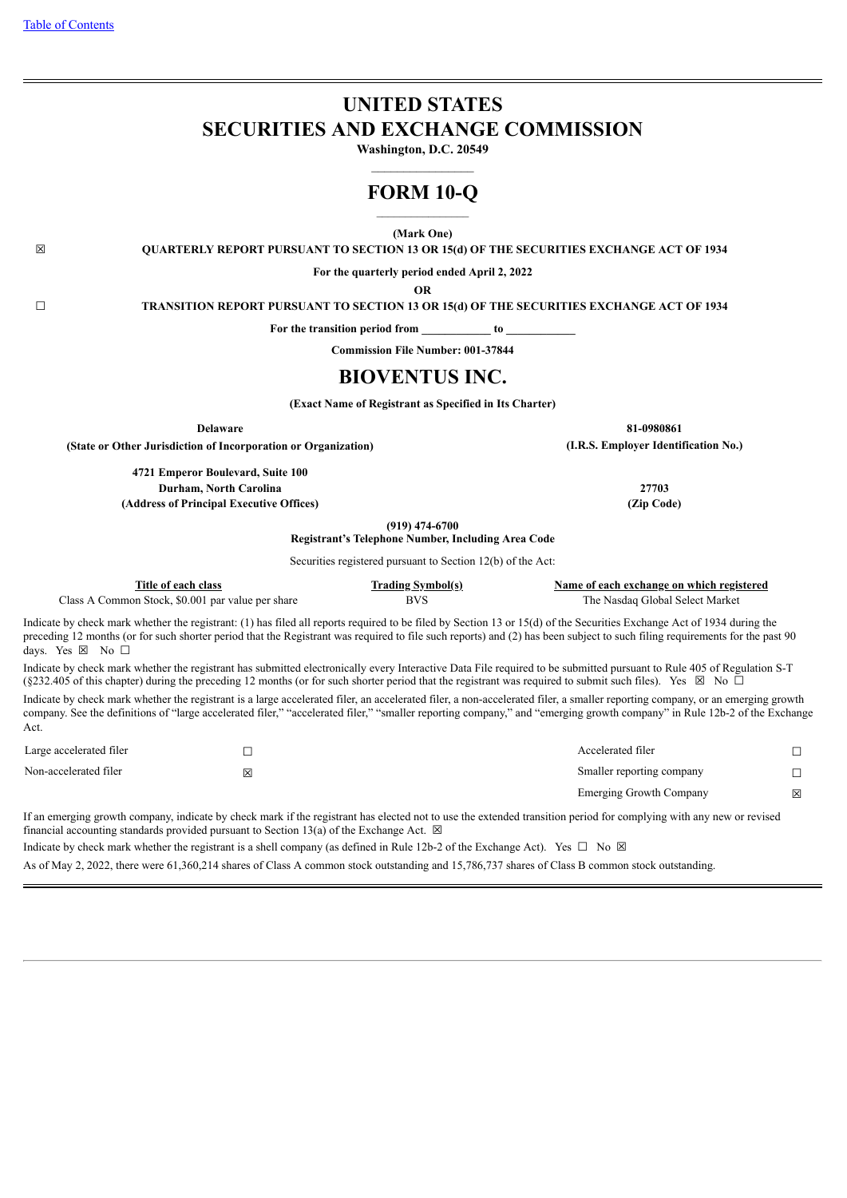# UNITED STATES
# SECURITIES AND EXCHANGE COMMISSION

**Washington, D.C. 20549**

# FORM 10-Q

**(Mark One)**

☒ **QUARTERLY REPORT PURSUANT TO SECTION 13 OR 15(d) OF THE SECURITIES EXCHANGE ACT OF 1934**

**For the quarterly period ended April 2, 2022**

**OR**

☐ **TRANSITION REPORT PURSUANT TO SECTION 13 OR 15(d) OF THE SECURITIES EXCHANGE ACT OF 1934**

**For the transition period from ____________ to ____________**

**Commission File Number: 001-37844**

# BIOVENTUS INC.

**(Exact Name of Registrant as Specified in Its Charter)**

| | |
|---|---|
| **Delaware** | **81-0980861** |
| **(State or Other Jurisdiction of Incorporation or Organization)** | **(I.R.S. Employer Identification No.)** |
| **4721 Emperor Boulevard, Suite 100**<br>**Durham, North Carolina** | **27703** |
| **(Address of Principal Executive Offices)** | **(Zip Code)** |

**(919) 474-6700**
**Registrant's Telephone Number, Including Area Code**

Securities registered pursuant to Section 12(b) of the Act:

| Title of each class | Trading Symbol(s) | Name of each exchange on which registered |
|---|---|---|
| Class A Common Stock, $0.001 par value per share | BVS | The Nasdaq Global Select Market |

Indicate by check mark whether the registrant: (1) has filed all reports required to be filed by Section 13 or 15(d) of the Securities Exchange Act of 1934 during the preceding 12 months (or for such shorter period that the Registrant was required to file such reports) and (2) has been subject to such filing requirements for the past 90 days. Yes ☒ No ☐

Indicate by check mark whether the registrant has submitted electronically every Interactive Data File required to be submitted pursuant to Rule 405 of Regulation S-T (§232.405 of this chapter) during the preceding 12 months (or for such shorter period that the registrant was required to submit such files). Yes ☒ No ☐

Indicate by check mark whether the registrant is a large accelerated filer, an accelerated filer, a non-accelerated filer, a smaller reporting company, or an emerging growth company. See the definitions of "large accelerated filer," "accelerated filer," "smaller reporting company," and "emerging growth company" in Rule 12b-2 of the Exchange Act.

| | | | |
|---|---|---|---|
| Large accelerated filer | ☐ | Accelerated filer | ☐ |
| Non-accelerated filer | ☒ | Smaller reporting company | ☐ |
| | | Emerging Growth Company | ☒ |

If an emerging growth company, indicate by check mark if the registrant has elected not to use the extended transition period for complying with any new or revised financial accounting standards provided pursuant to Section 13(a) of the Exchange Act. ☒

Indicate by check mark whether the registrant is a shell company (as defined in Rule 12b-2 of the Exchange Act). Yes ☐ No ☒

As of May 2, 2022, there were 61,360,214 shares of Class A common stock outstanding and 15,786,737 shares of Class B common stock outstanding.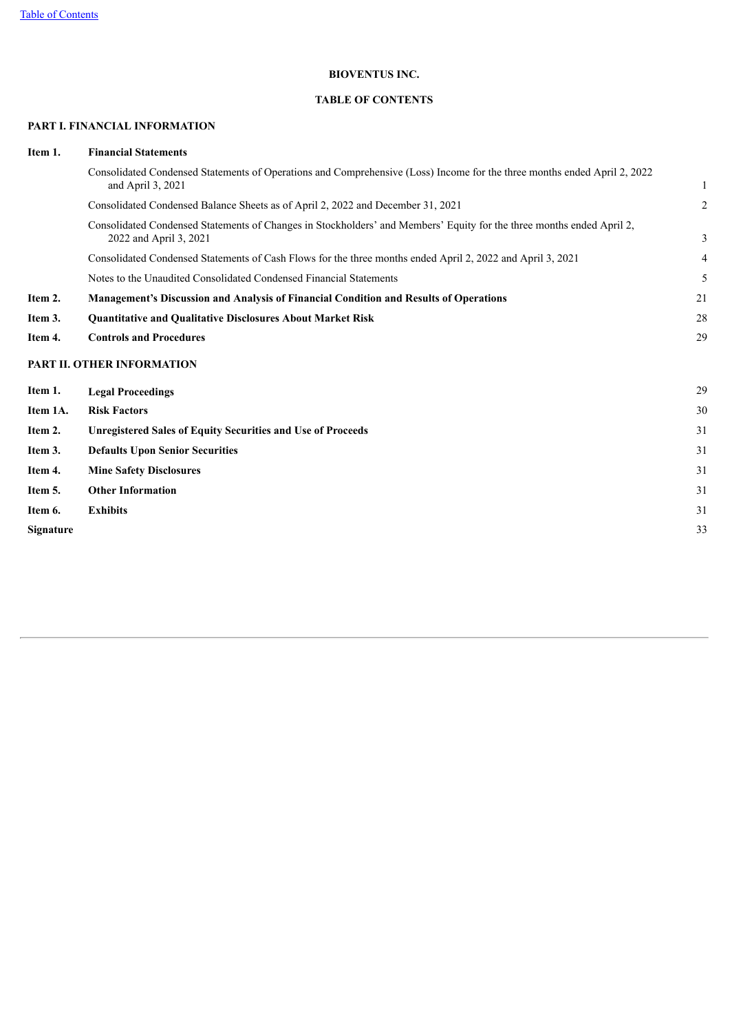# BIOVENTUS INC.

## TABLE OF CONTENTS

### PART I. FINANCIAL INFORMATION

| | | |
|---|---|---|
| **Item 1.** | **Financial Statements** | |
| | Consolidated Condensed Statements of Operations and Comprehensive (Loss) Income for the three months ended April 2, 2022 and April 3, 2021 | 1 |
| | Consolidated Condensed Balance Sheets as of April 2, 2022 and December 31, 2021 | 2 |
| | Consolidated Condensed Statements of Changes in Stockholders' and Members' Equity for the three months ended April 2, 2022 and April 3, 2021 | 3 |
| | Consolidated Condensed Statements of Cash Flows for the three months ended April 2, 2022 and April 3, 2021 | 4 |
| | Notes to the Unaudited Consolidated Condensed Financial Statements | 5 |
| **Item 2.** | **Management's Discussion and Analysis of Financial Condition and Results of Operations** | 21 |
| **Item 3.** | **Quantitative and Qualitative Disclosures About Market Risk** | 28 |
| **Item 4.** | **Controls and Procedures** | 29 |

### PART II. OTHER INFORMATION

| | | |
|---|---|---|
| **Item 1.** | **Legal Proceedings** | 29 |
| **Item 1A.** | **Risk Factors** | 30 |
| **Item 2.** | **Unregistered Sales of Equity Securities and Use of Proceeds** | 31 |
| **Item 3.** | **Defaults Upon Senior Securities** | 31 |
| **Item 4.** | **Mine Safety Disclosures** | 31 |
| **Item 5.** | **Other Information** | 31 |
| **Item 6.** | **Exhibits** | 31 |
| **Signature** | | 33 |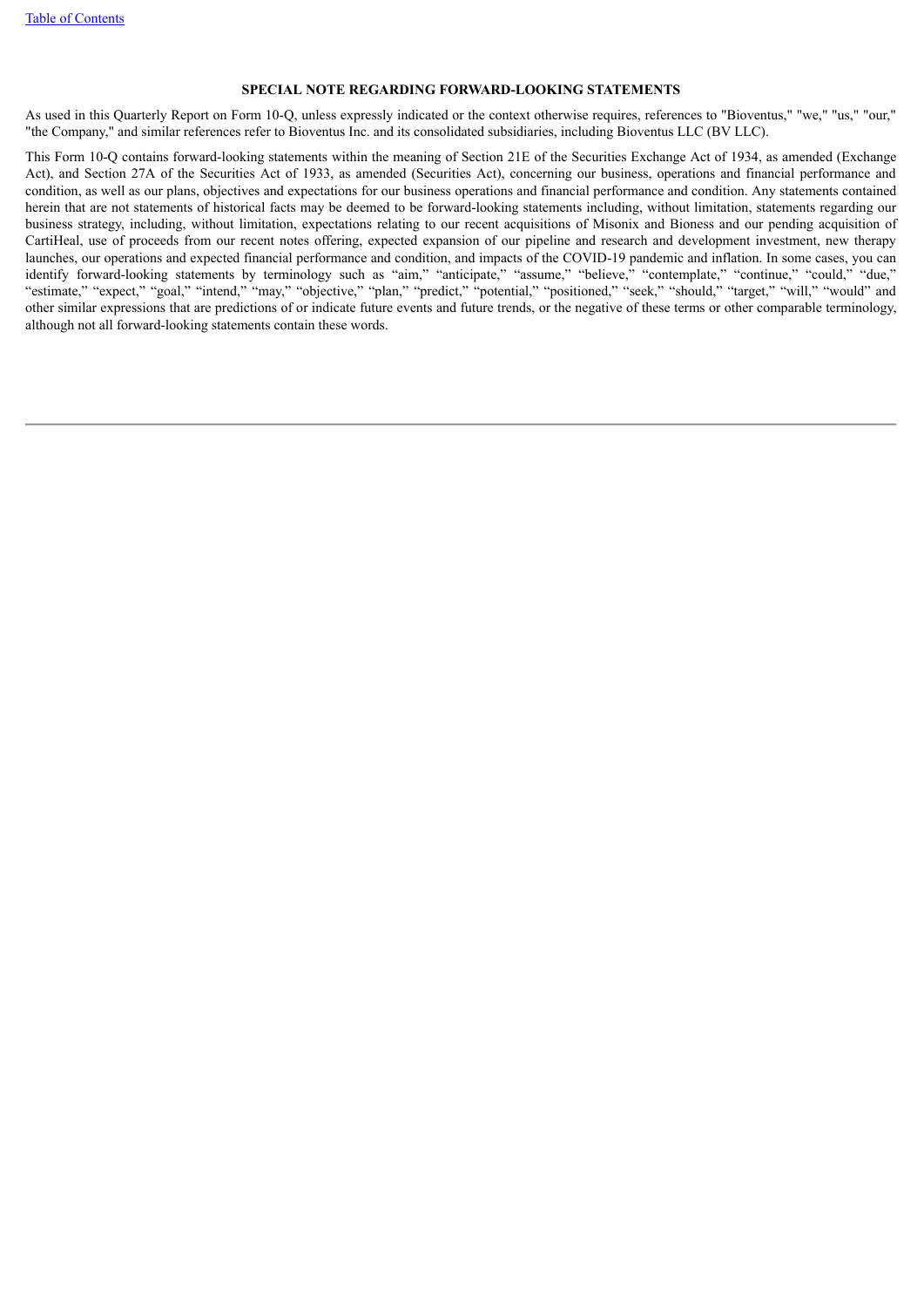## SPECIAL NOTE REGARDING FORWARD-LOOKING STATEMENTS

As used in this Quarterly Report on Form 10-Q, unless expressly indicated or the context otherwise requires, references to "Bioventus," "we," "us," "our," "the Company," and similar references refer to Bioventus Inc. and its consolidated subsidiaries, including Bioventus LLC (BV LLC).

This Form 10-Q contains forward-looking statements within the meaning of Section 21E of the Securities Exchange Act of 1934, as amended (Exchange Act), and Section 27A of the Securities Act of 1933, as amended (Securities Act), concerning our business, operations and financial performance and condition, as well as our plans, objectives and expectations for our business operations and financial performance and condition. Any statements contained herein that are not statements of historical facts may be deemed to be forward-looking statements including, without limitation, statements regarding our business strategy, including, without limitation, expectations relating to our recent acquisitions of Misonix and Bioness and our pending acquisition of CartiHeal, use of proceeds from our recent notes offering, expected expansion of our pipeline and research and development investment, new therapy launches, our operations and expected financial performance and condition, and impacts of the COVID-19 pandemic and inflation. In some cases, you can identify forward-looking statements by terminology such as "aim," "anticipate," "assume," "believe," "contemplate," "continue," "could," "due," "estimate," "expect," "goal," "intend," "may," "objective," "plan," "predict," "potential," "positioned," "seek," "should," "target," "will," "would" and other similar expressions that are predictions of or indicate future events and future trends, or the negative of these terms or other comparable terminology, although not all forward-looking statements contain these words.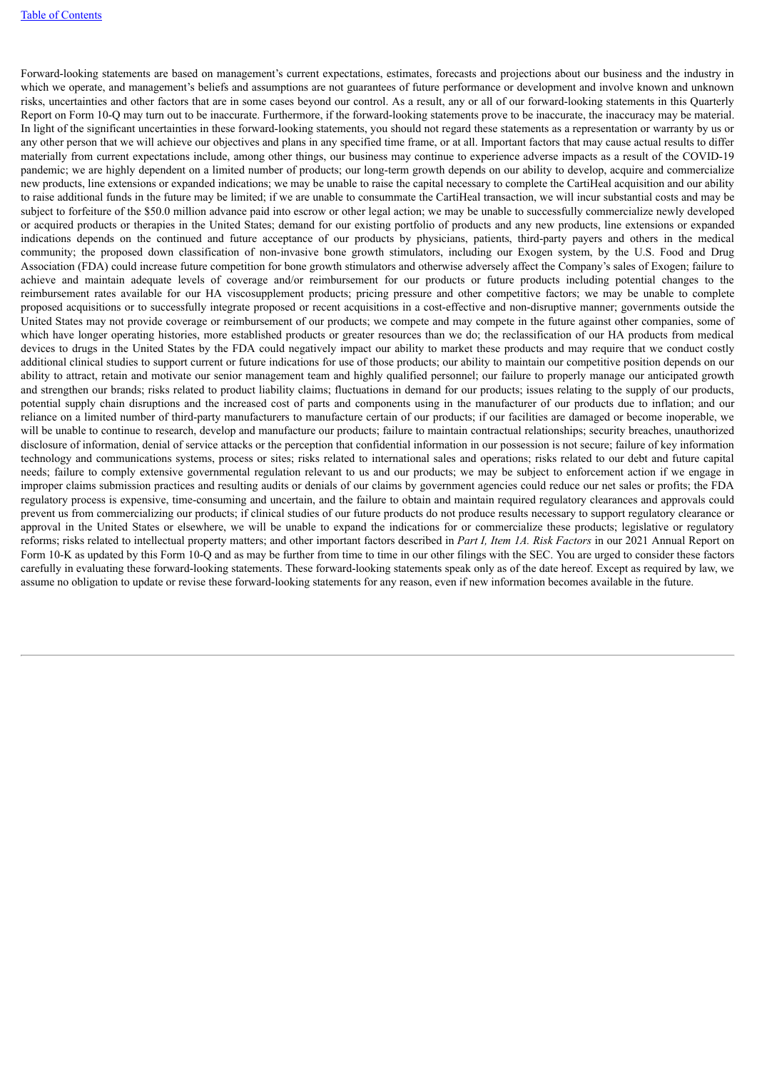Forward-looking statements are based on management's current expectations, estimates, forecasts and projections about our business and the industry in which we operate, and management's beliefs and assumptions are not guarantees of future performance or development and involve known and unknown risks, uncertainties and other factors that are in some cases beyond our control. As a result, any or all of our forward-looking statements in this Quarterly Report on Form 10-Q may turn out to be inaccurate. Furthermore, if the forward-looking statements prove to be inaccurate, the inaccuracy may be material. In light of the significant uncertainties in these forward-looking statements, you should not regard these statements as a representation or warranty by us or any other person that we will achieve our objectives and plans in any specified time frame, or at all. Important factors that may cause actual results to differ materially from current expectations include, among other things, our business may continue to experience adverse impacts as a result of the COVID-19 pandemic; we are highly dependent on a limited number of products; our long-term growth depends on our ability to develop, acquire and commercialize new products, line extensions or expanded indications; we may be unable to raise the capital necessary to complete the CartiHeal acquisition and our ability to raise additional funds in the future may be limited; if we are unable to consummate the CartiHeal transaction, we will incur substantial costs and may be subject to forfeiture of the $50.0 million advance paid into escrow or other legal action; we may be unable to successfully commercialize newly developed or acquired products or therapies in the United States; demand for our existing portfolio of products and any new products, line extensions or expanded indications depends on the continued and future acceptance of our products by physicians, patients, third-party payers and others in the medical community; the proposed down classification of non-invasive bone growth stimulators, including our Exogen system, by the U.S. Food and Drug Association (FDA) could increase future competition for bone growth stimulators and otherwise adversely affect the Company's sales of Exogen; failure to achieve and maintain adequate levels of coverage and/or reimbursement for our products or future products including potential changes to the reimbursement rates available for our HA viscosupplement products; pricing pressure and other competitive factors; we may be unable to complete proposed acquisitions or to successfully integrate proposed or recent acquisitions in a cost-effective and non-disruptive manner; governments outside the United States may not provide coverage or reimbursement of our products; we compete and may compete in the future against other companies, some of which have longer operating histories, more established products or greater resources than we do; the reclassification of our HA products from medical devices to drugs in the United States by the FDA could negatively impact our ability to market these products and may require that we conduct costly additional clinical studies to support current or future indications for use of those products; our ability to maintain our competitive position depends on our ability to attract, retain and motivate our senior management team and highly qualified personnel; our failure to properly manage our anticipated growth and strengthen our brands; risks related to product liability claims; fluctuations in demand for our products; issues relating to the supply of our products, potential supply chain disruptions and the increased cost of parts and components using in the manufacturer of our products due to inflation; and our reliance on a limited number of third-party manufacturers to manufacture certain of our products; if our facilities are damaged or become inoperable, we will be unable to continue to research, develop and manufacture our products; failure to maintain contractual relationships; security breaches, unauthorized disclosure of information, denial of service attacks or the perception that confidential information in our possession is not secure; failure of key information technology and communications systems, process or sites; risks related to international sales and operations; risks related to our debt and future capital needs; failure to comply extensive governmental regulation relevant to us and our products; we may be subject to enforcement action if we engage in improper claims submission practices and resulting audits or denials of our claims by government agencies could reduce our net sales or profits; the FDA regulatory process is expensive, time-consuming and uncertain, and the failure to obtain and maintain required regulatory clearances and approvals could prevent us from commercializing our products; if clinical studies of our future products do not produce results necessary to support regulatory clearance or approval in the United States or elsewhere, we will be unable to expand the indications for or commercialize these products; legislative or regulatory reforms; risks related to intellectual property matters; and other important factors described in *Part I, Item 1A. Risk Factors* in our 2021 Annual Report on Form 10-K as updated by this Form 10-Q and as may be further from time to time in our other filings with the SEC. You are urged to consider these factors carefully in evaluating these forward-looking statements. These forward-looking statements speak only as of the date hereof. Except as required by law, we assume no obligation to update or revise these forward-looking statements for any reason, even if new information becomes available in the future.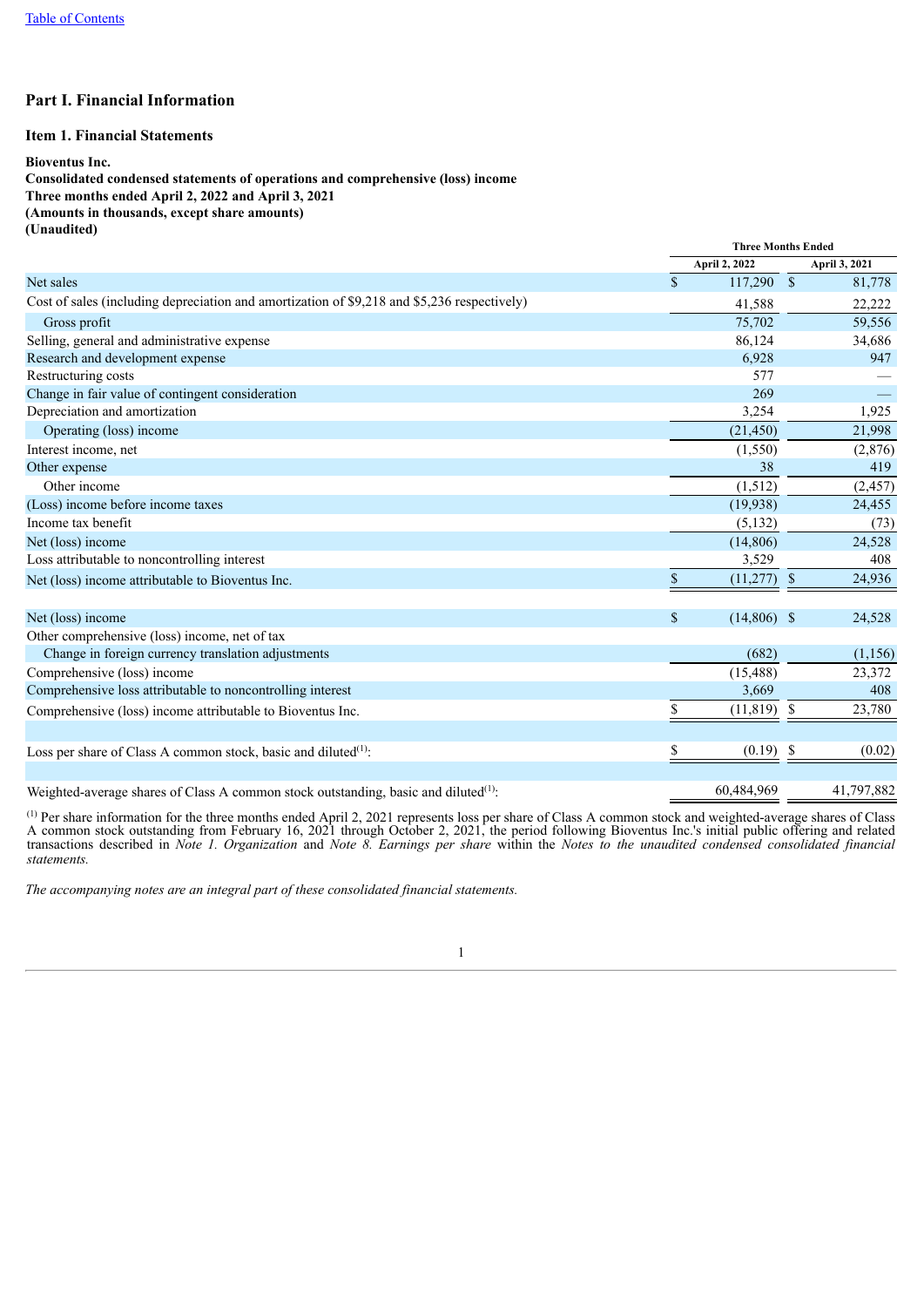[Table of Contents](#)

# Part I. Financial Information

## Item 1. Financial Statements

**Bioventus Inc.**
**Consolidated condensed statements of operations and comprehensive (loss) income**
**Three months ended April 2, 2022 and April 3, 2021**
**(Amounts in thousands, except share amounts)**
**(Unaudited)**

| | Three Months Ended | |
|---|---|---|
| | April 2, 2022 | April 3, 2021 |
| Net sales | $ 117,290 | $ 81,778 |
| Cost of sales (including depreciation and amortization of $9,218 and $5,236 respectively) | 41,588 | 22,222 |
| Gross profit | 75,702 | 59,556 |
| Selling, general and administrative expense | 86,124 | 34,686 |
| Research and development expense | 6,928 | 947 |
| Restructuring costs | 577 | — |
| Change in fair value of contingent consideration | 269 | — |
| Depreciation and amortization | 3,254 | 1,925 |
| Operating (loss) income | (21,450) | 21,998 |
| Interest income, net | (1,550) | (2,876) |
| Other expense | 38 | 419 |
| Other income | (1,512) | (2,457) |
| (Loss) income before income taxes | (19,938) | 24,455 |
| Income tax benefit | (5,132) | (73) |
| Net (loss) income | (14,806) | 24,528 |
| Loss attributable to noncontrolling interest | 3,529 | 408 |
| Net (loss) income attributable to Bioventus Inc. | $ (11,277) | $ 24,936 |
| | | |
| Net (loss) income | $ (14,806) | $ 24,528 |
| Other comprehensive (loss) income, net of tax | | |
| Change in foreign currency translation adjustments | (682) | (1,156) |
| Comprehensive (loss) income | (15,488) | 23,372 |
| Comprehensive loss attributable to noncontrolling interest | 3,669 | 408 |
| Comprehensive (loss) income attributable to Bioventus Inc. | $ (11,819) | $ 23,780 |
| | | |
| Loss per share of Class A common stock, basic and diluted[(1)]: | $ (0.19) | $ (0.02) |
| | | |
| Weighted-average shares of Class A common stock outstanding, basic and diluted[(1)]: | 60,484,969 | 41,797,882 |

[(1)] Per share information for the three months ended April 2, 2021 represents loss per share of Class A common stock and weighted-average shares of Class A common stock outstanding from February 16, 2021 through October 2, 2021, the period following Bioventus Inc.'s initial public offering and related transactions described in *Note 1. Organization* and *Note 8. Earnings per share* within the *Notes to the unaudited condensed consolidated financial statements.*

*The accompanying notes are an integral part of these consolidated financial statements.*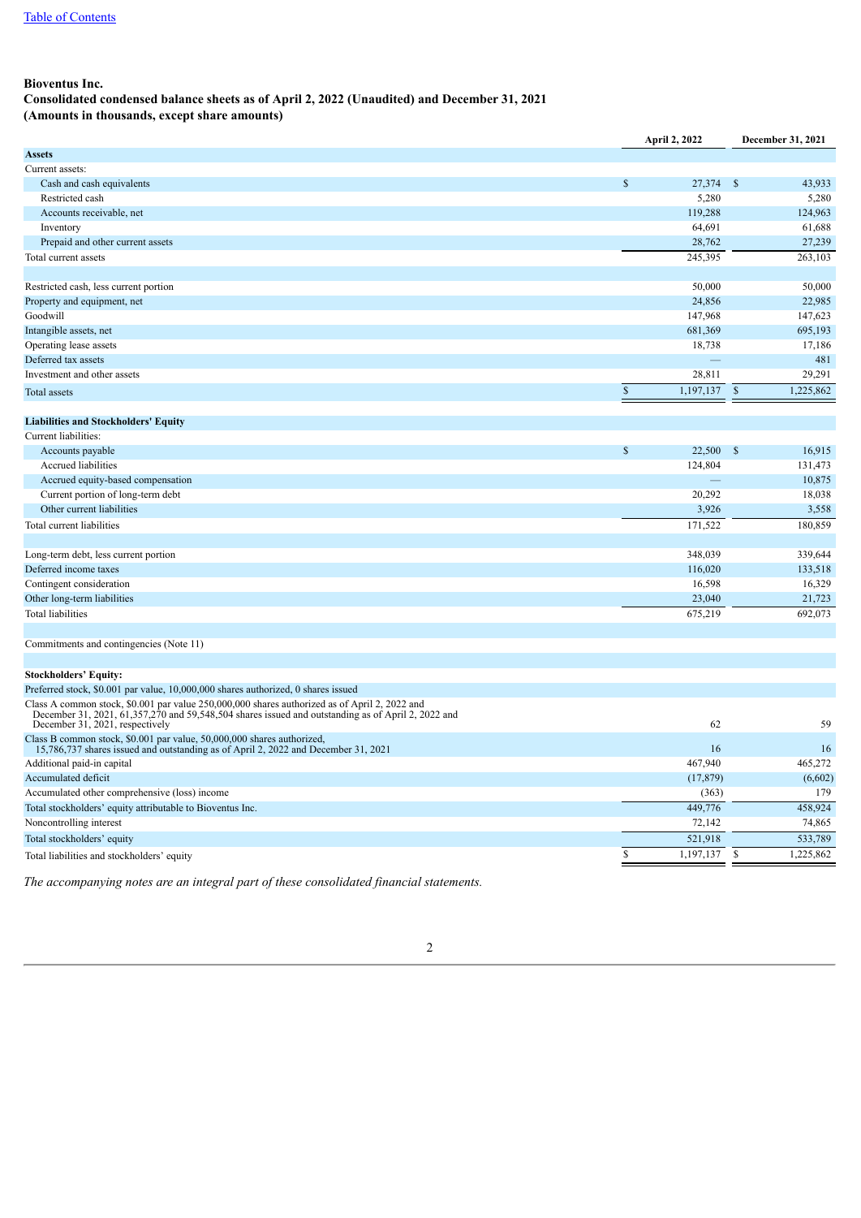[Table of Contents](#)

**Bioventus Inc.**
**Consolidated condensed balance sheets as of April 2, 2022 (Unaudited) and December 31, 2021**
**(Amounts in thousands, except share amounts)**

| | April 2, 2022 | December 31, 2021 |
|---|---|---|
| **Assets** | | |
| Current assets: | | |
| Cash and cash equivalents | $ 27,374 | $ 43,933 |
| Restricted cash | 5,280 | 5,280 |
| Accounts receivable, net | 119,288 | 124,963 |
| Inventory | 64,691 | 61,688 |
| Prepaid and other current assets | 28,762 | 27,239 |
| Total current assets | 245,395 | 263,103 |
| | | |
| Restricted cash, less current portion | 50,000 | 50,000 |
| Property and equipment, net | 24,856 | 22,985 |
| Goodwill | 147,968 | 147,623 |
| Intangible assets, net | 681,369 | 695,193 |
| Operating lease assets | 18,738 | 17,186 |
| Deferred tax assets | — | 481 |
| Investment and other assets | 28,811 | 29,291 |
| Total assets | $ 1,197,137 | $ 1,225,862 |
| | | |
| **Liabilities and Stockholders' Equity** | | |
| Current liabilities: | | |
| Accounts payable | $ 22,500 | $ 16,915 |
| Accrued liabilities | 124,804 | 131,473 |
| Accrued equity-based compensation | — | 10,875 |
| Current portion of long-term debt | 20,292 | 18,038 |
| Other current liabilities | 3,926 | 3,558 |
| Total current liabilities | 171,522 | 180,859 |
| | | |
| Long-term debt, less current portion | 348,039 | 339,644 |
| Deferred income taxes | 116,020 | 133,518 |
| Contingent consideration | 16,598 | 16,329 |
| Other long-term liabilities | 23,040 | 21,723 |
| Total liabilities | 675,219 | 692,073 |
| | | |
| Commitments and contingencies (Note 11) | | |
| | | |
| **Stockholders' Equity:** | | |
| Preferred stock, $0.001 par value, 10,000,000 shares authorized, 0 shares issued | | |
| Class A common stock, $0.001 par value 250,000,000 shares authorized as of April 2, 2022 and December 31, 2021, 61,357,270 and 59,548,504 shares issued and outstanding as of April 2, 2022 and December 31, 2021, respectively | 62 | 59 |
| Class B common stock, $0.001 par value, 50,000,000 shares authorized, 15,786,737 shares issued and outstanding as of April 2, 2022 and December 31, 2021 | 16 | 16 |
| Additional paid-in capital | 467,940 | 465,272 |
| Accumulated deficit | (17,879) | (6,602) |
| Accumulated other comprehensive (loss) income | (363) | 179 |
| Total stockholders' equity attributable to Bioventus Inc. | 449,776 | 458,924 |
| Noncontrolling interest | 72,142 | 74,865 |
| Total stockholders' equity | 521,918 | 533,789 |
| Total liabilities and stockholders' equity | $ 1,197,137 | $ 1,225,862 |

*The accompanying notes are an integral part of these consolidated financial statements.*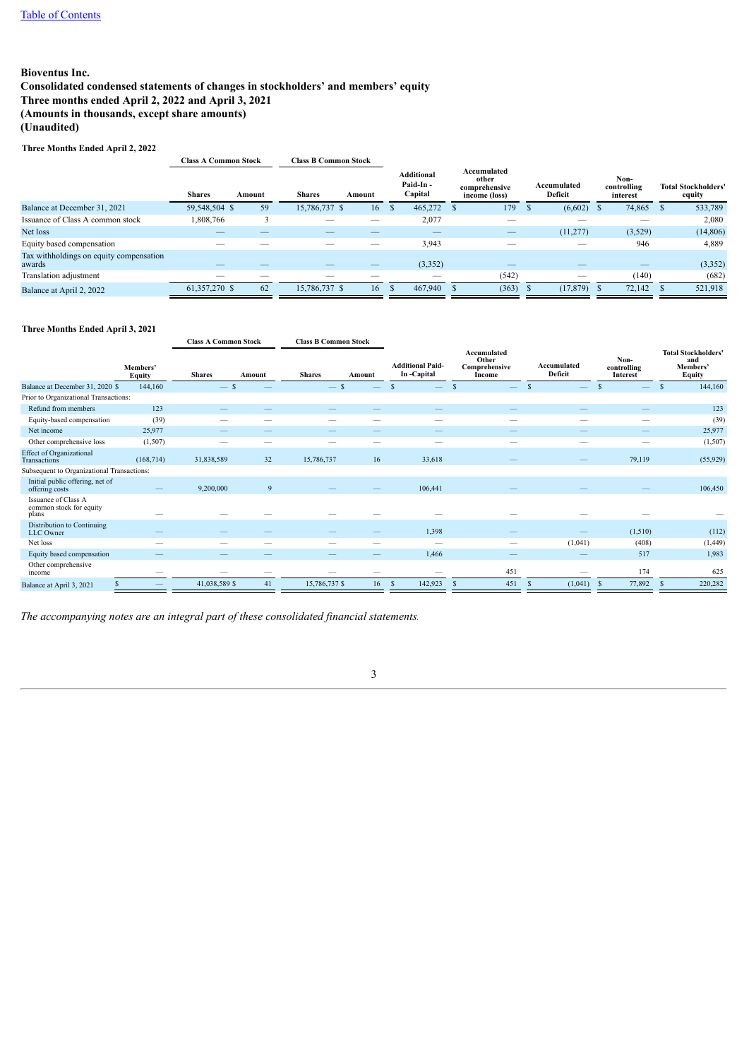[Table of Contents](#)

**Bioventus Inc.**
**Consolidated condensed statements of changes in stockholders' and members' equity**
**Three months ended April 2, 2022 and April 3, 2021**
**(Amounts in thousands, except share amounts)**
**(Unaudited)**

**Three Months Ended April 2, 2022**

| | Class A Common Stock | | Class B Common Stock | | Additional Paid-In - Capital | Accumulated other comprehensive income (loss) | Accumulated Deficit | Non-controlling interest | Total Stockholders' equity |
|---|---|---|---|---|---|---|---|---|---|
| | Shares | Amount | Shares | Amount | | | | | |
| Balance at December 31, 2021 | 59,548,504 | $ 59 | 15,786,737 | $ 16 | $ 465,272 | $ 179 | $ (6,602) | $ 74,865 | $ 533,789 |
| Issuance of Class A common stock | 1,808,766 | 3 | — | — | 2,077 | — | — | — | 2,080 |
| Net loss | — | — | — | — | — | — | (11,277) | (3,529) | (14,806) |
| Equity based compensation | — | — | — | — | 3,943 | — | — | 946 | 4,889 |
| Tax withholdings on equity compensation awards | — | — | — | — | (3,352) | — | — | — | (3,352) |
| Translation adjustment | — | — | — | — | — | (542) | — | (140) | (682) |
| Balance at April 2, 2022 | 61,357,270 | $ 62 | 15,786,737 | $ 16 | $ 467,940 | $ (363) | $ (17,879) | $ 72,142 | $ 521,918 |

**Three Months Ended April 3, 2021**

| | Members' Equity | Class A Common Stock | | Class B Common Stock | | Additional Paid-In -Capital | Accumulated Other Comprehensive Income | Accumulated Deficit | Non-controlling Interest | Total Stockholders' and Members' Equity |
|---|---|---|---|---|---|---|---|---|---|---|
| | | Shares | Amount | Shares | Amount | | | | | |
| Balance at December 31, 2020 | $ 144,160 | — | $ — | — | $ — | $ — | $ — | $ — | $ — | $ 144,160 |
| Prior to Organizational Transactions: | | | | | | | | | | |
| Refund from members | 123 | — | — | — | — | — | — | — | — | 123 |
| Equity-based compensation | (39) | — | — | — | — | — | — | — | — | (39) |
| Net income | 25,977 | — | — | — | — | — | — | — | — | 25,977 |
| Other comprehensive loss | (1,507) | — | — | — | — | — | — | — | — | (1,507) |
| Effect of Organizational Transactions | (168,714) | 31,838,589 | 32 | 15,786,737 | 16 | 33,618 | — | — | 79,119 | (55,929) |
| Subsequent to Organizational Transactions: | | | | | | | | | | |
| Initial public offering, net of offering costs | — | 9,200,000 | 9 | — | — | 106,441 | — | — | — | 106,450 |
| Issuance of Class A common stock for equity plans | — | — | — | — | — | — | — | — | — | — |
| Distribution to Continuing LLC Owner | — | — | — | — | — | 1,398 | — | — | (1,510) | (112) |
| Net loss | — | — | — | — | — | — | — | (1,041) | (408) | (1,449) |
| Equity based compensation | — | — | — | — | — | 1,466 | — | — | 517 | 1,983 |
| Other comprehensive income | — | — | — | — | — | — | 451 | — | 174 | 625 |
| Balance at April 3, 2021 | $ — | 41,038,589 | $ 41 | 15,786,737 | $ 16 | $ 142,923 | $ 451 | $ (1,041) | $ 77,892 | $ 220,282 |

*The accompanying notes are an integral part of these consolidated financial statements.*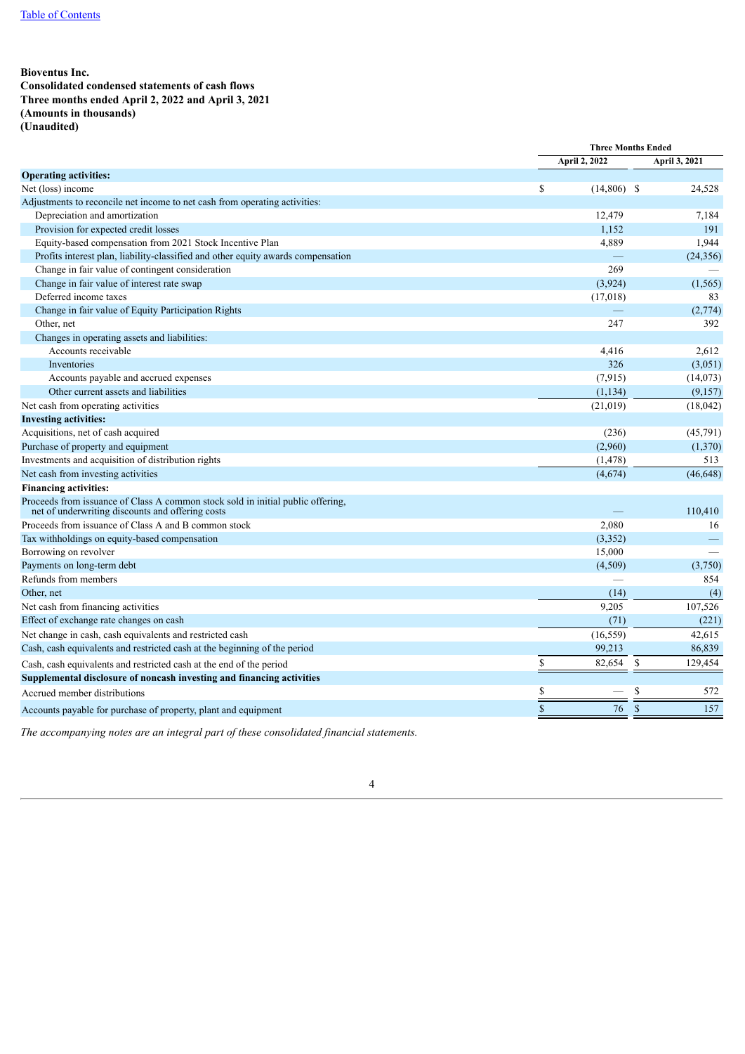[Table of Contents](#)

**Bioventus Inc.**
**Consolidated condensed statements of cash flows**
**Three months ended April 2, 2022 and April 3, 2021**
**(Amounts in thousands)**
**(Unaudited)**

| | Three Months Ended | |
|---|---|---|
| | April 2, 2022 | April 3, 2021 |
| **Operating activities:** | | |
| Net (loss) income | $ (14,806) | $ 24,528 |
| Adjustments to reconcile net income to net cash from operating activities: | | |
| Depreciation and amortization | 12,479 | 7,184 |
| Provision for expected credit losses | 1,152 | 191 |
| Equity-based compensation from 2021 Stock Incentive Plan | 4,889 | 1,944 |
| Profits interest plan, liability-classified and other equity awards compensation | — | (24,356) |
| Change in fair value of contingent consideration | 269 | — |
| Change in fair value of interest rate swap | (3,924) | (1,565) |
| Deferred income taxes | (17,018) | 83 |
| Change in fair value of Equity Participation Rights | — | (2,774) |
| Other, net | 247 | 392 |
| Changes in operating assets and liabilities: | | |
| Accounts receivable | 4,416 | 2,612 |
| Inventories | 326 | (3,051) |
| Accounts payable and accrued expenses | (7,915) | (14,073) |
| Other current assets and liabilities | (1,134) | (9,157) |
| Net cash from operating activities | (21,019) | (18,042) |
| **Investing activities:** | | |
| Acquisitions, net of cash acquired | (236) | (45,791) |
| Purchase of property and equipment | (2,960) | (1,370) |
| Investments and acquisition of distribution rights | (1,478) | 513 |
| Net cash from investing activities | (4,674) | (46,648) |
| **Financing activities:** | | |
| Proceeds from issuance of Class A common stock sold in initial public offering, net of underwriting discounts and offering costs | — | 110,410 |
| Proceeds from issuance of Class A and B common stock | 2,080 | 16 |
| Tax withholdings on equity-based compensation | (3,352) | — |
| Borrowing on revolver | 15,000 | — |
| Payments on long-term debt | (4,509) | (3,750) |
| Refunds from members | — | 854 |
| Other, net | (14) | (4) |
| Net cash from financing activities | 9,205 | 107,526 |
| Effect of exchange rate changes on cash | (71) | (221) |
| Net change in cash, cash equivalents and restricted cash | (16,559) | 42,615 |
| Cash, cash equivalents and restricted cash at the beginning of the period | 99,213 | 86,839 |
| Cash, cash equivalents and restricted cash at the end of the period | $ 82,654 | $ 129,454 |
| **Supplemental disclosure of noncash investing and financing activities** | | |
| Accrued member distributions | $ — | $ 572 |
| Accounts payable for purchase of property, plant and equipment | $ 76 | $ 157 |

*The accompanying notes are an integral part of these consolidated financial statements.*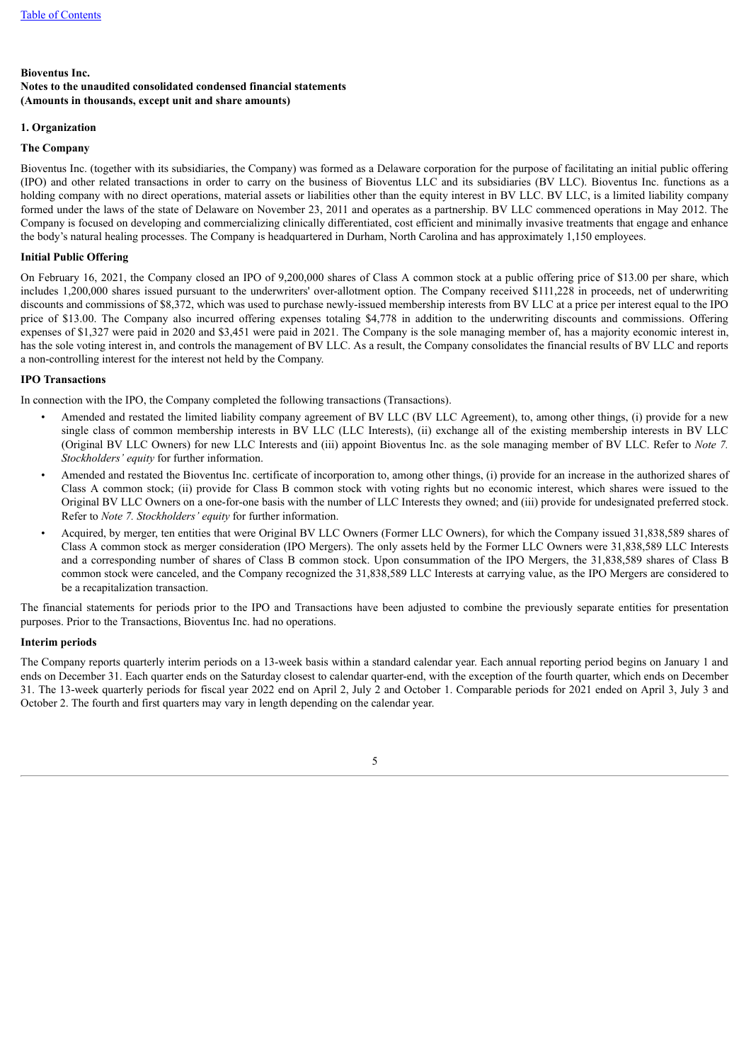**Bioventus Inc.**
**Notes to the unaudited consolidated condensed financial statements**
**(Amounts in thousands, except unit and share amounts)**

## 1. Organization

### The Company

Bioventus Inc. (together with its subsidiaries, the Company) was formed as a Delaware corporation for the purpose of facilitating an initial public offering (IPO) and other related transactions in order to carry on the business of Bioventus LLC and its subsidiaries (BV LLC). Bioventus Inc. functions as a holding company with no direct operations, material assets or liabilities other than the equity interest in BV LLC. BV LLC, is a limited liability company formed under the laws of the state of Delaware on November 23, 2011 and operates as a partnership. BV LLC commenced operations in May 2012. The Company is focused on developing and commercializing clinically differentiated, cost efficient and minimally invasive treatments that engage and enhance the body's natural healing processes. The Company is headquartered in Durham, North Carolina and has approximately 1,150 employees.

### Initial Public Offering

On February 16, 2021, the Company closed an IPO of 9,200,000 shares of Class A common stock at a public offering price of $13.00 per share, which includes 1,200,000 shares issued pursuant to the underwriters' over-allotment option. The Company received $111,228 in proceeds, net of underwriting discounts and commissions of $8,372, which was used to purchase newly-issued membership interests from BV LLC at a price per interest equal to the IPO price of $13.00. The Company also incurred offering expenses totaling $4,778 in addition to the underwriting discounts and commissions. Offering expenses of $1,327 were paid in 2020 and $3,451 were paid in 2021. The Company is the sole managing member of, has a majority economic interest in, has the sole voting interest in, and controls the management of BV LLC. As a result, the Company consolidates the financial results of BV LLC and reports a non-controlling interest for the interest not held by the Company.

### IPO Transactions

In connection with the IPO, the Company completed the following transactions (Transactions).

- Amended and restated the limited liability company agreement of BV LLC (BV LLC Agreement), to, among other things, (i) provide for a new single class of common membership interests in BV LLC (LLC Interests), (ii) exchange all of the existing membership interests in BV LLC (Original BV LLC Owners) for new LLC Interests and (iii) appoint Bioventus Inc. as the sole managing member of BV LLC. Refer to *Note 7. Stockholders' equity* for further information.
- Amended and restated the Bioventus Inc. certificate of incorporation to, among other things, (i) provide for an increase in the authorized shares of Class A common stock; (ii) provide for Class B common stock with voting rights but no economic interest, which shares were issued to the Original BV LLC Owners on a one-for-one basis with the number of LLC Interests they owned; and (iii) provide for undesignated preferred stock. Refer to *Note 7. Stockholders' equity* for further information.
- Acquired, by merger, ten entities that were Original BV LLC Owners (Former LLC Owners), for which the Company issued 31,838,589 shares of Class A common stock as merger consideration (IPO Mergers). The only assets held by the Former LLC Owners were 31,838,589 LLC Interests and a corresponding number of shares of Class B common stock. Upon consummation of the IPO Mergers, the 31,838,589 shares of Class B common stock were canceled, and the Company recognized the 31,838,589 LLC Interests at carrying value, as the IPO Mergers are considered to be a recapitalization transaction.

The financial statements for periods prior to the IPO and Transactions have been adjusted to combine the previously separate entities for presentation purposes. Prior to the Transactions, Bioventus Inc. had no operations.

### Interim periods

The Company reports quarterly interim periods on a 13-week basis within a standard calendar year. Each annual reporting period begins on January 1 and ends on December 31. Each quarter ends on the Saturday closest to calendar quarter-end, with the exception of the fourth quarter, which ends on December 31. The 13-week quarterly periods for fiscal year 2022 end on April 2, July 2 and October 1. Comparable periods for 2021 ended on April 3, July 3 and October 2. The fourth and first quarters may vary in length depending on the calendar year.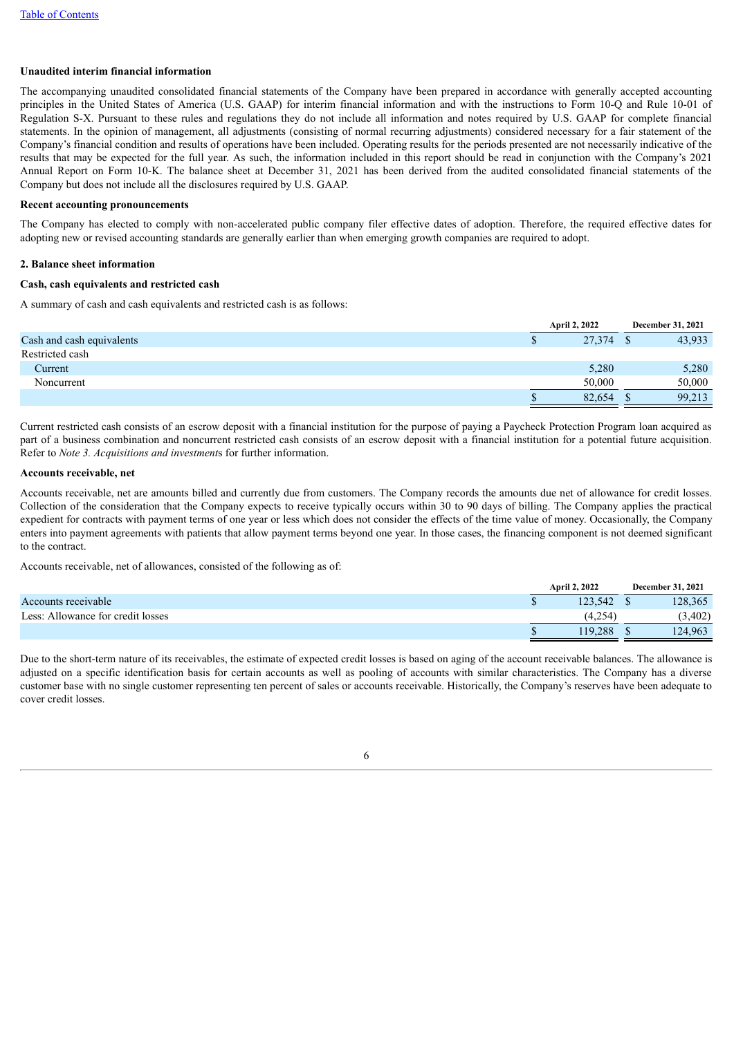**Unaudited interim financial information**

The accompanying unaudited consolidated financial statements of the Company have been prepared in accordance with generally accepted accounting principles in the United States of America (U.S. GAAP) for interim financial information and with the instructions to Form 10-Q and Rule 10-01 of Regulation S-X. Pursuant to these rules and regulations they do not include all information and notes required by U.S. GAAP for complete financial statements. In the opinion of management, all adjustments (consisting of normal recurring adjustments) considered necessary for a fair statement of the Company's financial condition and results of operations have been included. Operating results for the periods presented are not necessarily indicative of the results that may be expected for the full year. As such, the information included in this report should be read in conjunction with the Company's 2021 Annual Report on Form 10-K. The balance sheet at December 31, 2021 has been derived from the audited consolidated financial statements of the Company but does not include all the disclosures required by U.S. GAAP.

**Recent accounting pronouncements**

The Company has elected to comply with non-accelerated public company filer effective dates of adoption. Therefore, the required effective dates for adopting new or revised accounting standards are generally earlier than when emerging growth companies are required to adopt.

## 2. Balance sheet information

**Cash, cash equivalents and restricted cash**

A summary of cash and cash equivalents and restricted cash is as follows:

| | April 2, 2022 | December 31, 2021 |
|---|---|---|
| Cash and cash equivalents | $ 27,374 | $ 43,933 |
| Restricted cash | | |
| Current | 5,280 | 5,280 |
| Noncurrent | 50,000 | 50,000 |
| | $ 82,654 | $ 99,213 |

Current restricted cash consists of an escrow deposit with a financial institution for the purpose of paying a Paycheck Protection Program loan acquired as part of a business combination and noncurrent restricted cash consists of an escrow deposit with a financial institution for a potential future acquisition. Refer to *Note 3. Acquisitions and investments* for further information.

**Accounts receivable, net**

Accounts receivable, net are amounts billed and currently due from customers. The Company records the amounts due net of allowance for credit losses. Collection of the consideration that the Company expects to receive typically occurs within 30 to 90 days of billing. The Company applies the practical expedient for contracts with payment terms of one year or less which does not consider the effects of the time value of money. Occasionally, the Company enters into payment agreements with patients that allow payment terms beyond one year. In those cases, the financing component is not deemed significant to the contract.

Accounts receivable, net of allowances, consisted of the following as of:

| | April 2, 2022 | December 31, 2021 |
|---|---|---|
| Accounts receivable | $ 123,542 | $ 128,365 |
| Less: Allowance for credit losses | (4,254) | (3,402) |
| | $ 119,288 | $ 124,963 |

Due to the short-term nature of its receivables, the estimate of expected credit losses is based on aging of the account receivable balances. The allowance is adjusted on a specific identification basis for certain accounts as well as pooling of accounts with similar characteristics. The Company has a diverse customer base with no single customer representing ten percent of sales or accounts receivable. Historically, the Company's reserves have been adequate to cover credit losses.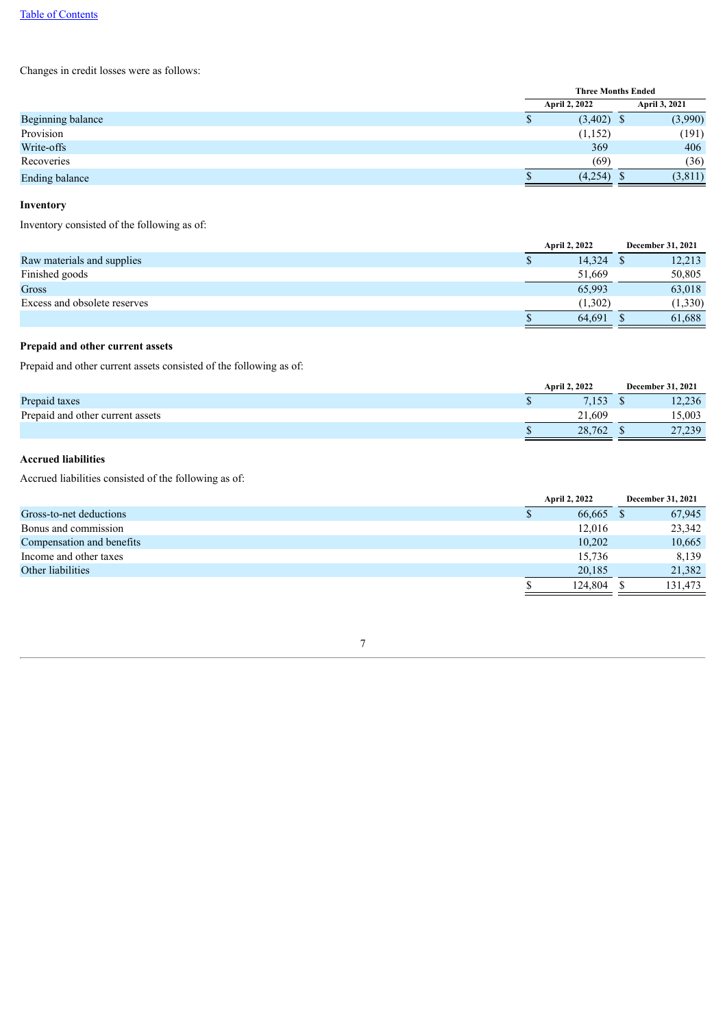Changes in credit losses were as follows:

| | Three Months Ended | |
|---|---|---|
| | April 2, 2022 | April 3, 2021 |
| Beginning balance | $ (3,402) | $ (3,990) |
| Provision | (1,152) | (191) |
| Write-offs | 369 | 406 |
| Recoveries | (69) | (36) |
| Ending balance | $ (4,254) | $ (3,811) |

**Inventory**

Inventory consisted of the following as of:

| | April 2, 2022 | December 31, 2021 |
|---|---|---|
| Raw materials and supplies | $ 14,324 | $ 12,213 |
| Finished goods | 51,669 | 50,805 |
| Gross | 65,993 | 63,018 |
| Excess and obsolete reserves | (1,302) | (1,330) |
| | $ 64,691 | $ 61,688 |

**Prepaid and other current assets**

Prepaid and other current assets consisted of the following as of:

| | April 2, 2022 | December 31, 2021 |
|---|---|---|
| Prepaid taxes | $ 7,153 | $ 12,236 |
| Prepaid and other current assets | 21,609 | 15,003 |
| | $ 28,762 | $ 27,239 |

**Accrued liabilities**

Accrued liabilities consisted of the following as of:

| | April 2, 2022 | December 31, 2021 |
|---|---|---|
| Gross-to-net deductions | $ 66,665 | $ 67,945 |
| Bonus and commission | 12,016 | 23,342 |
| Compensation and benefits | 10,202 | 10,665 |
| Income and other taxes | 15,736 | 8,139 |
| Other liabilities | 20,185 | 21,382 |
| | $ 124,804 | $ 131,473 |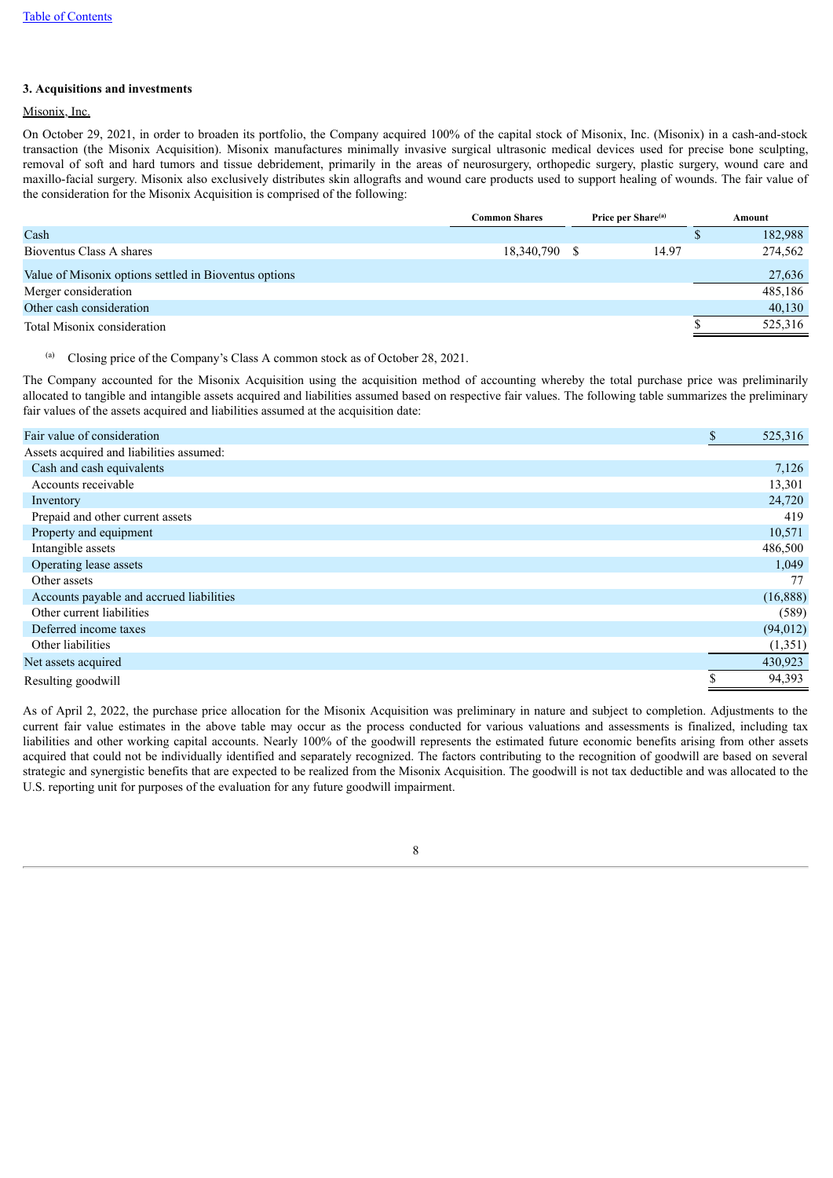### 3. Acquisitions and investments

Misonix, Inc.

On October 29, 2021, in order to broaden its portfolio, the Company acquired 100% of the capital stock of Misonix, Inc. (Misonix) in a cash-and-stock transaction (the Misonix Acquisition). Misonix manufactures minimally invasive surgical ultrasonic medical devices used for precise bone sculpting, removal of soft and hard tumors and tissue debridement, primarily in the areas of neurosurgery, orthopedic surgery, plastic surgery, wound care and maxillo-facial surgery. Misonix also exclusively distributes skin allografts and wound care products used to support healing of wounds. The fair value of the consideration for the Misonix Acquisition is comprised of the following:

| | Common Shares | Price per Share[(a)] | Amount |
|---|---|---|---|
| Cash | | | $ 182,988 |
| Bioventus Class A shares | 18,340,790 | $ 14.97 | 274,562 |
| Value of Misonix options settled in Bioventus options | | | 27,636 |
| Merger consideration | | | 485,186 |
| Other cash consideration | | | 40,130 |
| Total Misonix consideration | | | $ 525,316 |

[(a)] Closing price of the Company's Class A common stock as of October 28, 2021.

The Company accounted for the Misonix Acquisition using the acquisition method of accounting whereby the total purchase price was preliminarily allocated to tangible and intangible assets acquired and liabilities assumed based on respective fair values. The following table summarizes the preliminary fair values of the assets acquired and liabilities assumed at the acquisition date:

| | |
|---|---|
| Fair value of consideration | $ 525,316 |
| Assets acquired and liabilities assumed: | |
| Cash and cash equivalents | 7,126 |
| Accounts receivable | 13,301 |
| Inventory | 24,720 |
| Prepaid and other current assets | 419 |
| Property and equipment | 10,571 |
| Intangible assets | 486,500 |
| Operating lease assets | 1,049 |
| Other assets | 77 |
| Accounts payable and accrued liabilities | (16,888) |
| Other current liabilities | (589) |
| Deferred income taxes | (94,012) |
| Other liabilities | (1,351) |
| Net assets acquired | 430,923 |
| Resulting goodwill | $ 94,393 |

As of April 2, 2022, the purchase price allocation for the Misonix Acquisition was preliminary in nature and subject to completion. Adjustments to the current fair value estimates in the above table may occur as the process conducted for various valuations and assessments is finalized, including tax liabilities and other working capital accounts. Nearly 100% of the goodwill represents the estimated future economic benefits arising from other assets acquired that could not be individually identified and separately recognized. The factors contributing to the recognition of goodwill are based on several strategic and synergistic benefits that are expected to be realized from the Misonix Acquisition. The goodwill is not tax deductible and was allocated to the U.S. reporting unit for purposes of the evaluation for any future goodwill impairment.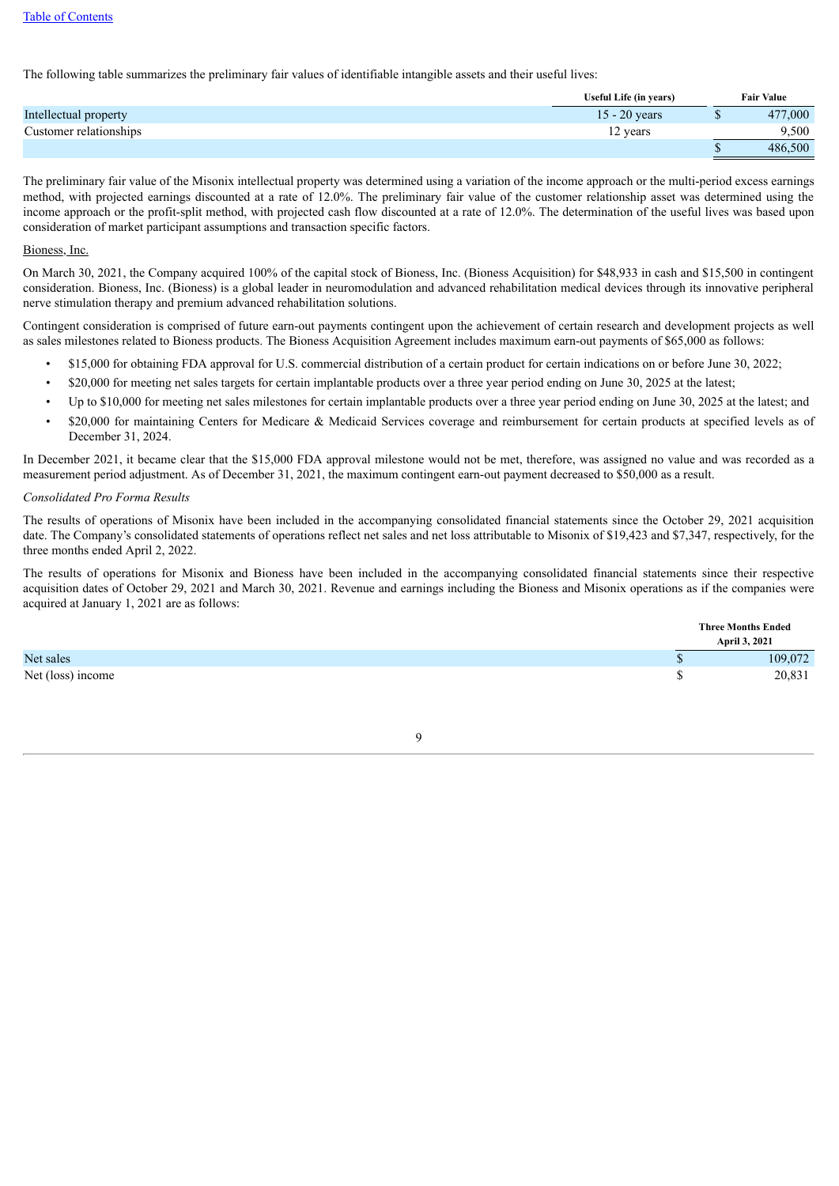The following table summarizes the preliminary fair values of identifiable intangible assets and their useful lives:

| | Useful Life (in years) | Fair Value |
|---|---|---|
| Intellectual property | 15 - 20 years | $ 477,000 |
| Customer relationships | 12 years | 9,500 |
| | | $ 486,500 |

The preliminary fair value of the Misonix intellectual property was determined using a variation of the income approach or the multi-period excess earnings method, with projected earnings discounted at a rate of 12.0%. The preliminary fair value of the customer relationship asset was determined using the income approach or the profit-split method, with projected cash flow discounted at a rate of 12.0%. The determination of the useful lives was based upon consideration of market participant assumptions and transaction specific factors.

Bioness, Inc.

On March 30, 2021, the Company acquired 100% of the capital stock of Bioness, Inc. (Bioness Acquisition) for $48,933 in cash and $15,500 in contingent consideration. Bioness, Inc. (Bioness) is a global leader in neuromodulation and advanced rehabilitation medical devices through its innovative peripheral nerve stimulation therapy and premium advanced rehabilitation solutions.

Contingent consideration is comprised of future earn-out payments contingent upon the achievement of certain research and development projects as well as sales milestones related to Bioness products. The Bioness Acquisition Agreement includes maximum earn-out payments of $65,000 as follows:

- $15,000 for obtaining FDA approval for U.S. commercial distribution of a certain product for certain indications on or before June 30, 2022;
- $20,000 for meeting net sales targets for certain implantable products over a three year period ending on June 30, 2025 at the latest;
- Up to $10,000 for meeting net sales milestones for certain implantable products over a three year period ending on June 30, 2025 at the latest; and
- $20,000 for maintaining Centers for Medicare & Medicaid Services coverage and reimbursement for certain products at specified levels as of December 31, 2024.

In December 2021, it became clear that the $15,000 FDA approval milestone would not be met, therefore, was assigned no value and was recorded as a measurement period adjustment. As of December 31, 2021, the maximum contingent earn-out payment decreased to $50,000 as a result.

*Consolidated Pro Forma Results*

The results of operations of Misonix have been included in the accompanying consolidated financial statements since the October 29, 2021 acquisition date. The Company's consolidated statements of operations reflect net sales and net loss attributable to Misonix of $19,423 and $7,347, respectively, for the three months ended April 2, 2022.

The results of operations for Misonix and Bioness have been included in the accompanying consolidated financial statements since their respective acquisition dates of October 29, 2021 and March 30, 2021. Revenue and earnings including the Bioness and Misonix operations as if the companies were acquired at January 1, 2021 are as follows:

| | Three Months Ended April 3, 2021 |
|---|---|
| Net sales | $ 109,072 |
| Net (loss) income | $ 20,831 |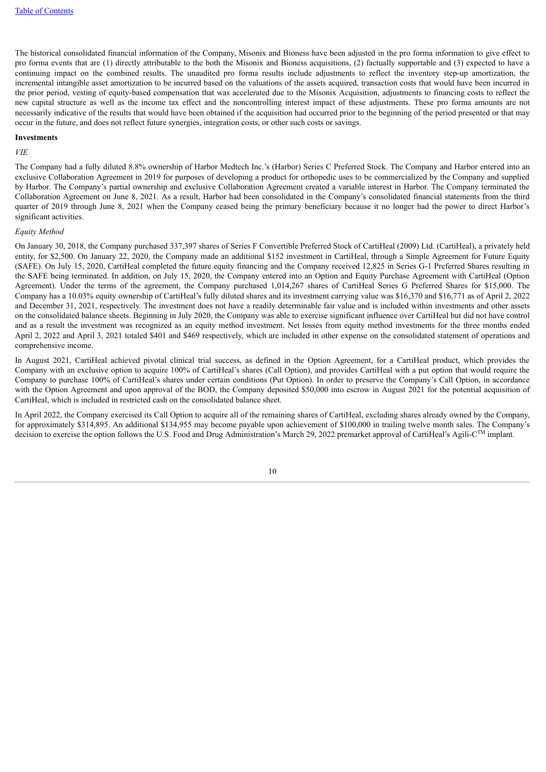The historical consolidated financial information of the Company, Misonix and Bioness have been adjusted in the pro forma information to give effect to pro forma events that are (1) directly attributable to the both the Misonix and Bioness acquisitions, (2) factually supportable and (3) expected to have a continuing impact on the combined results. The unaudited pro forma results include adjustments to reflect the inventory step-up amortization, the incremental intangible asset amortization to be incurred based on the valuations of the assets acquired, transaction costs that would have been incurred in the prior period, vesting of equity-based compensation that was accelerated due to the Misonix Acquisition, adjustments to financing costs to reflect the new capital structure as well as the income tax effect and the noncontrolling interest impact of these adjustments. These pro forma amounts are not necessarily indicative of the results that would have been obtained if the acquisition had occurred prior to the beginning of the period presented or that may occur in the future, and does not reflect future synergies, integration costs, or other such costs or savings.

**Investments**

*VIE*

The Company had a fully diluted 8.8% ownership of Harbor Medtech Inc.'s (Harbor) Series C Preferred Stock. The Company and Harbor entered into an exclusive Collaboration Agreement in 2019 for purposes of developing a product for orthopedic uses to be commercialized by the Company and supplied by Harbor. The Company's partial ownership and exclusive Collaboration Agreement created a variable interest in Harbor. The Company terminated the Collaboration Agreement on June 8, 2021. As a result, Harbor had been consolidated in the Company's consolidated financial statements from the third quarter of 2019 through June 8, 2021 when the Company ceased being the primary beneficiary because it no longer had the power to direct Harbor's significant activities.

*Equity Method*

On January 30, 2018, the Company purchased 337,397 shares of Series F Convertible Preferred Stock of CartiHeal (2009) Ltd. (CartiHeal), a privately held entity, for $2,500. On January 22, 2020, the Company made an additional $152 investment in CartiHeal, through a Simple Agreement for Future Equity (SAFE). On July 15, 2020, CartiHeal completed the future equity financing and the Company received 12,825 in Series G-1 Preferred Shares resulting in the SAFE being terminated. In addition, on July 15, 2020, the Company entered into an Option and Equity Purchase Agreement with CartiHeal (Option Agreement). Under the terms of the agreement, the Company purchased 1,014,267 shares of CartiHeal Series G Preferred Shares for $15,000. The Company has a 10.03% equity ownership of CartiHeal's fully diluted shares and its investment carrying value was $16,370 and $16,771 as of April 2, 2022 and December 31, 2021, respectively. The investment does not have a readily determinable fair value and is included within investments and other assets on the consolidated balance sheets. Beginning in July 2020, the Company was able to exercise significant influence over CartiHeal but did not have control and as a result the investment was recognized as an equity method investment. Net losses from equity method investments for the three months ended April 2, 2022 and April 3, 2021 totaled $401 and $469 respectively, which are included in other expense on the consolidated statement of operations and comprehensive income.

In August 2021, CartiHeal achieved pivotal clinical trial success, as defined in the Option Agreement, for a CartiHeal product, which provides the Company with an exclusive option to acquire 100% of CartiHeal's shares (Call Option), and provides CartiHeal with a put option that would require the Company to purchase 100% of CartiHeal's shares under certain conditions (Put Option). In order to preserve the Company's Call Option, in accordance with the Option Agreement and upon approval of the BOD, the Company deposited $50,000 into escrow in August 2021 for the potential acquisition of CartiHeal, which is included in restricted cash on the consolidated balance sheet.

In April 2022, the Company exercised its Call Option to acquire all of the remaining shares of CartiHeal, excluding shares already owned by the Company, for approximately $314,895. An additional $134,955 may become payable upon achievement of $100,000 in trailing twelve month sales. The Company's decision to exercise the option follows the U.S. Food and Drug Administration's March 29, 2022 premarket approval of CartiHeal's Agili-C™ implant.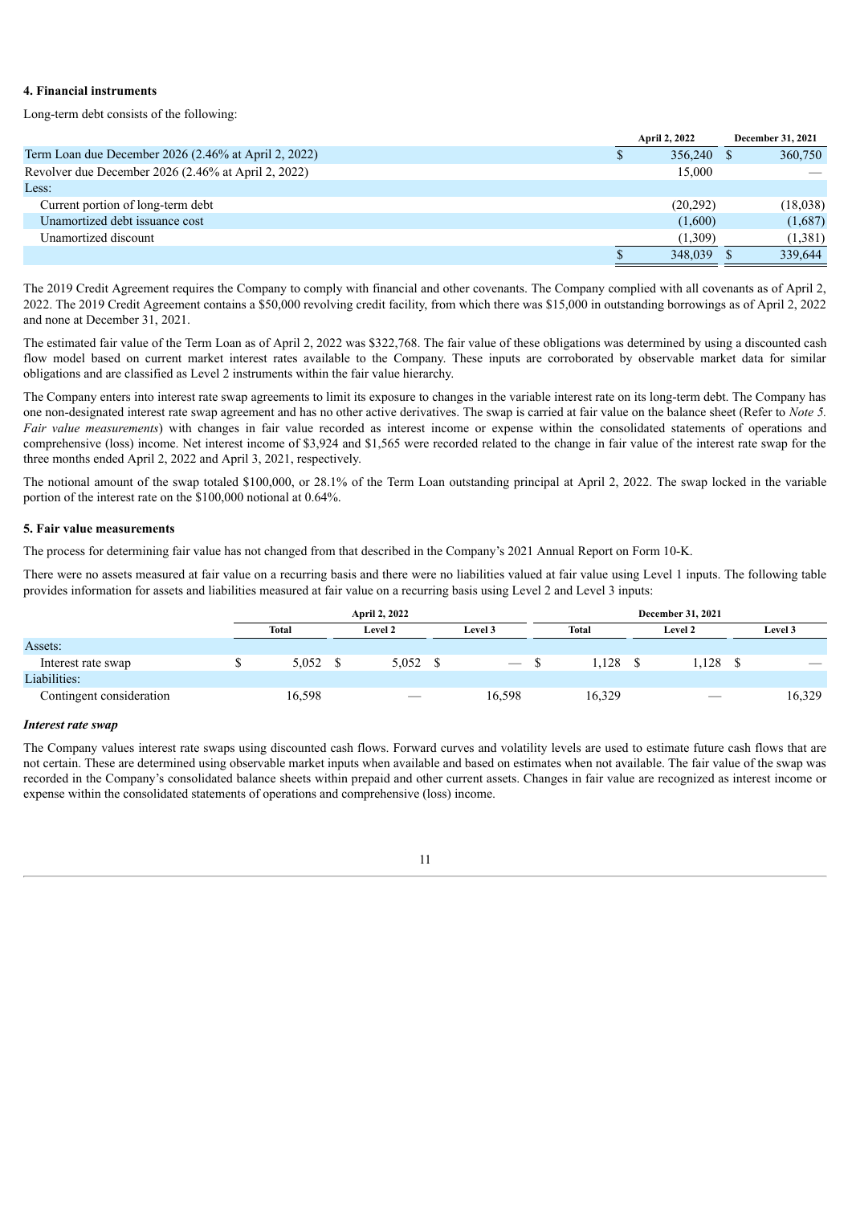#### 4. Financial instruments

Long-term debt consists of the following:

| | April 2, 2022 | December 31, 2021 |
|---|---|---|
| Term Loan due December 2026 (2.46% at April 2, 2022) | $ 356,240 | $ 360,750 |
| Revolver due December 2026 (2.46% at April 2, 2022) | 15,000 | — |
| Less: | | |
| Current portion of long-term debt | (20,292) | (18,038) |
| Unamortized debt issuance cost | (1,600) | (1,687) |
| Unamortized discount | (1,309) | (1,381) |
| | $ 348,039 | $ 339,644 |

The 2019 Credit Agreement requires the Company to comply with financial and other covenants. The Company complied with all covenants as of April 2, 2022. The 2019 Credit Agreement contains a $50,000 revolving credit facility, from which there was $15,000 in outstanding borrowings as of April 2, 2022 and none at December 31, 2021.

The estimated fair value of the Term Loan as of April 2, 2022 was $322,768. The fair value of these obligations was determined by using a discounted cash flow model based on current market interest rates available to the Company. These inputs are corroborated by observable market data for similar obligations and are classified as Level 2 instruments within the fair value hierarchy.

The Company enters into interest rate swap agreements to limit its exposure to changes in the variable interest rate on its long-term debt. The Company has one non-designated interest rate swap agreement and has no other active derivatives. The swap is carried at fair value on the balance sheet (Refer to *Note 5. Fair value measurements*) with changes in fair value recorded as interest income or expense within the consolidated statements of operations and comprehensive (loss) income. Net interest income of $3,924 and $1,565 were recorded related to the change in fair value of the interest rate swap for the three months ended April 2, 2022 and April 3, 2021, respectively.

The notional amount of the swap totaled $100,000, or 28.1% of the Term Loan outstanding principal at April 2, 2022. The swap locked in the variable portion of the interest rate on the $100,000 notional at 0.64%.

#### 5. Fair value measurements

The process for determining fair value has not changed from that described in the Company's 2021 Annual Report on Form 10-K.

There were no assets measured at fair value on a recurring basis and there were no liabilities valued at fair value using Level 1 inputs. The following table provides information for assets and liabilities measured at fair value on a recurring basis using Level 2 and Level 3 inputs:

| | April 2, 2022 | | | December 31, 2021 | | |
|---|---|---|---|---|---|---|
| | Total | Level 2 | Level 3 | Total | Level 2 | Level 3 |
| Assets: | | | | | | |
| Interest rate swap | $ 5,052 | $ 5,052 | $ — | $ 1,128 | $ 1,128 | $ — |
| Liabilities: | | | | | | |
| Contingent consideration | 16,598 | — | 16,598 | 16,329 | — | 16,329 |

***Interest rate swap***

The Company values interest rate swaps using discounted cash flows. Forward curves and volatility levels are used to estimate future cash flows that are not certain. These are determined using observable market inputs when available and based on estimates when not available. The fair value of the swap was recorded in the Company's consolidated balance sheets within prepaid and other current assets. Changes in fair value are recognized as interest income or expense within the consolidated statements of operations and comprehensive (loss) income.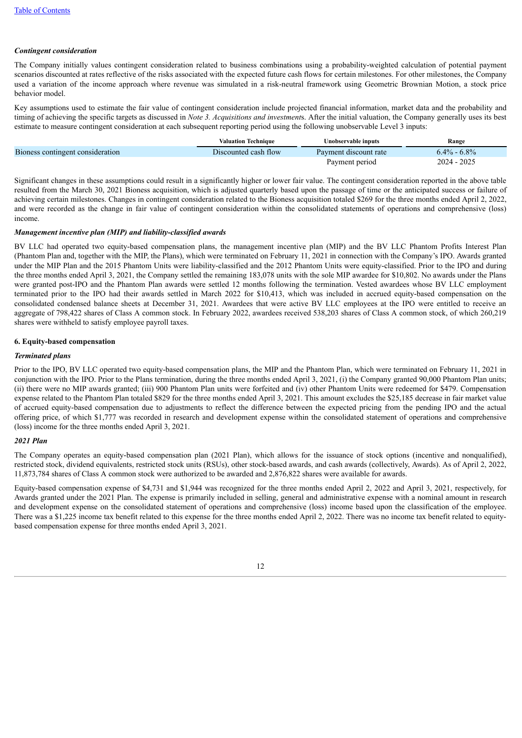***Contingent consideration***

The Company initially values contingent consideration related to business combinations using a probability-weighted calculation of potential payment scenarios discounted at rates reflective of the risks associated with the expected future cash flows for certain milestones. For other milestones, the Company used a variation of the income approach where revenue was simulated in a risk-neutral framework using Geometric Brownian Motion, a stock price behavior model.

Key assumptions used to estimate the fair value of contingent consideration include projected financial information, market data and the probability and timing of achieving the specific targets as discussed in *Note 3. Acquisitions and investments*. After the initial valuation, the Company generally uses its best estimate to measure contingent consideration at each subsequent reporting period using the following unobservable Level 3 inputs:

| | Valuation Technique | Unobservable inputs | Range |
|---|---|---|---|
| Bioness contingent consideration | Discounted cash flow | Payment discount rate | 6.4% - 6.8% |
| | | Payment period | 2024 - 2025 |

Significant changes in these assumptions could result in a significantly higher or lower fair value. The contingent consideration reported in the above table resulted from the March 30, 2021 Bioness acquisition, which is adjusted quarterly based upon the passage of time or the anticipated success or failure of achieving certain milestones. Changes in contingent consideration related to the Bioness acquisition totaled $269 for the three months ended April 2, 2022, and were recorded as the change in fair value of contingent consideration within the consolidated statements of operations and comprehensive (loss) income.

***Management incentive plan (MIP) and liability-classified awards***

BV LLC had operated two equity-based compensation plans, the management incentive plan (MIP) and the BV LLC Phantom Profits Interest Plan (Phantom Plan and, together with the MIP, the Plans), which were terminated on February 11, 2021 in connection with the Company's IPO. Awards granted under the MIP Plan and the 2015 Phantom Units were liability-classified and the 2012 Phantom Units were equity-classified. Prior to the IPO and during the three months ended April 3, 2021, the Company settled the remaining 183,078 units with the sole MIP awardee for $10,802. No awards under the Plans were granted post-IPO and the Phantom Plan awards were settled 12 months following the termination. Vested awardees whose BV LLC employment terminated prior to the IPO had their awards settled in March 2022 for $10,413, which was included in accrued equity-based compensation on the consolidated condensed balance sheets at December 31, 2021. Awardees that were active BV LLC employees at the IPO were entitled to receive an aggregate of 798,422 shares of Class A common stock. In February 2022, awardees received 538,203 shares of Class A common stock, of which 260,219 shares were withheld to satisfy employee payroll taxes.

## 6. Equity-based compensation

***Terminated plans***

Prior to the IPO, BV LLC operated two equity-based compensation plans, the MIP and the Phantom Plan, which were terminated on February 11, 2021 in conjunction with the IPO. Prior to the Plans termination, during the three months ended April 3, 2021, (i) the Company granted 90,000 Phantom Plan units; (ii) there were no MIP awards granted; (iii) 900 Phantom Plan units were forfeited and (iv) other Phantom Units were redeemed for $479. Compensation expense related to the Phantom Plan totaled $829 for the three months ended April 3, 2021. This amount excludes the $25,185 decrease in fair market value of accrued equity-based compensation due to adjustments to reflect the difference between the expected pricing from the pending IPO and the actual offering price, of which $1,777 was recorded in research and development expense within the consolidated statement of operations and comprehensive (loss) income for the three months ended April 3, 2021.

***2021 Plan***

The Company operates an equity-based compensation plan (2021 Plan), which allows for the issuance of stock options (incentive and nonqualified), restricted stock, dividend equivalents, restricted stock units (RSUs), other stock-based awards, and cash awards (collectively, Awards). As of April 2, 2022, 11,873,784 shares of Class A common stock were authorized to be awarded and 2,876,822 shares were available for awards.

Equity-based compensation expense of $4,731 and $1,944 was recognized for the three months ended April 2, 2022 and April 3, 2021, respectively, for Awards granted under the 2021 Plan. The expense is primarily included in selling, general and administrative expense with a nominal amount in research and development expense on the consolidated statement of operations and comprehensive (loss) income based upon the classification of the employee. There was a $1,225 income tax benefit related to this expense for the three months ended April 2, 2022. There was no income tax benefit related to equity-based compensation expense for three months ended April 3, 2021.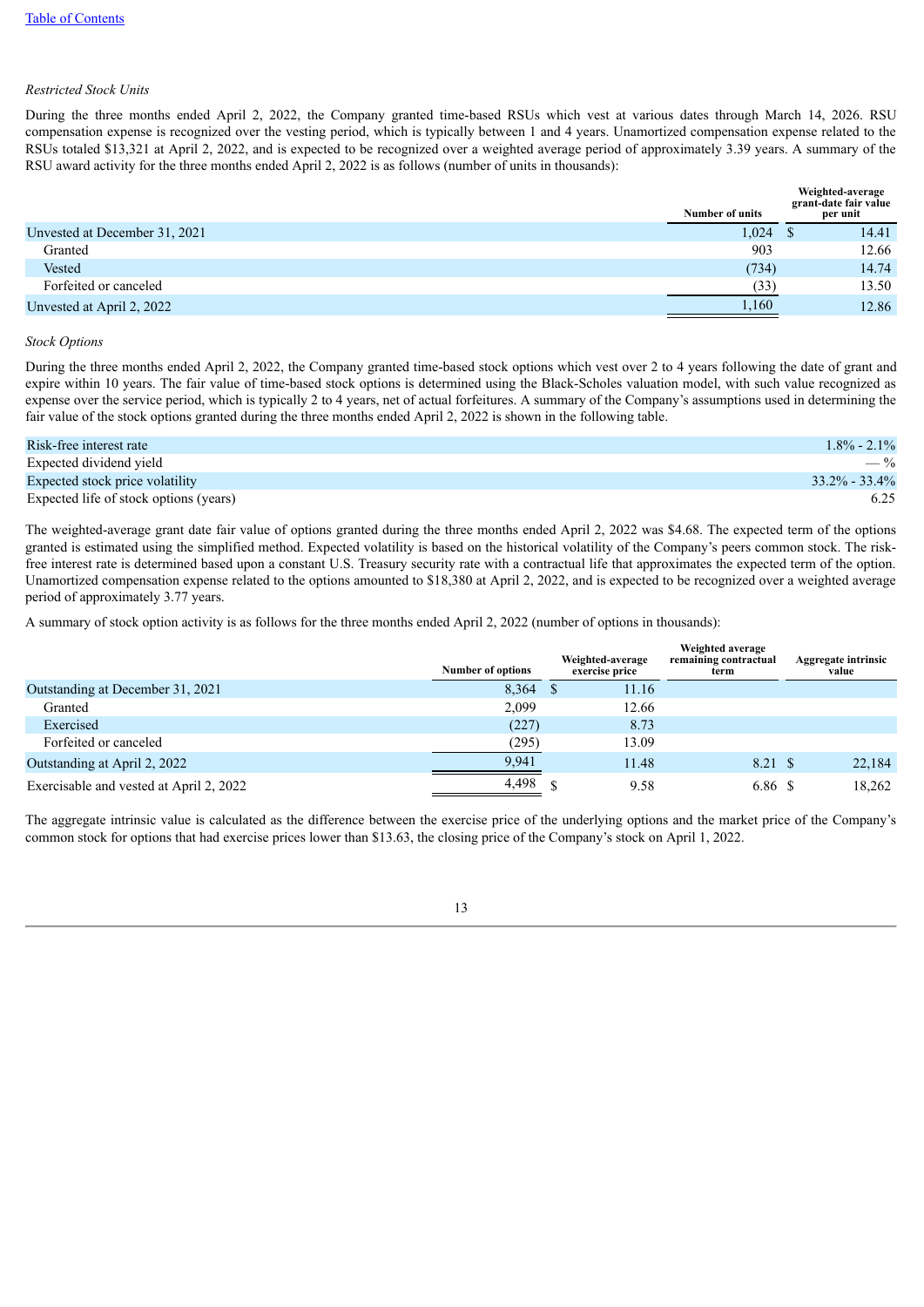*Restricted Stock Units*

During the three months ended April 2, 2022, the Company granted time-based RSUs which vest at various dates through March 14, 2026. RSU compensation expense is recognized over the vesting period, which is typically between 1 and 4 years. Unamortized compensation expense related to the RSUs totaled $13,321 at April 2, 2022, and is expected to be recognized over a weighted average period of approximately 3.39 years. A summary of the RSU award activity for the three months ended April 2, 2022 is as follows (number of units in thousands):

| | Number of units | Weighted-average grant-date fair value per unit |
|---|---|---|
| Unvested at December 31, 2021 | 1,024 | $ 14.41 |
| Granted | 903 | 12.66 |
| Vested | (734) | 14.74 |
| Forfeited or canceled | (33) | 13.50 |
| Unvested at April 2, 2022 | 1,160 | 12.86 |

*Stock Options*

During the three months ended April 2, 2022, the Company granted time-based stock options which vest over 2 to 4 years following the date of grant and expire within 10 years. The fair value of time-based stock options is determined using the Black-Scholes valuation model, with such value recognized as expense over the service period, which is typically 2 to 4 years, net of actual forfeitures. A summary of the Company's assumptions used in determining the fair value of the stock options granted during the three months ended April 2, 2022 is shown in the following table.

| | |
|---|---|
| Risk-free interest rate | 1.8% - 2.1% |
| Expected dividend yield | — % |
| Expected stock price volatility | 33.2% - 33.4% |
| Expected life of stock options (years) | 6.25 |

The weighted-average grant date fair value of options granted during the three months ended April 2, 2022 was $4.68. The expected term of the options granted is estimated using the simplified method. Expected volatility is based on the historical volatility of the Company's peers common stock. The risk-free interest rate is determined based upon a constant U.S. Treasury security rate with a contractual life that approximates the expected term of the option. Unamortized compensation expense related to the options amounted to $18,380 at April 2, 2022, and is expected to be recognized over a weighted average period of approximately 3.77 years.

A summary of stock option activity is as follows for the three months ended April 2, 2022 (number of options in thousands):

| | Number of options | Weighted-average exercise price | Weighted average remaining contractual term | Aggregate intrinsic value |
|---|---|---|---|---|
| Outstanding at December 31, 2021 | 8,364 | $ 11.16 | | |
| Granted | 2,099 | 12.66 | | |
| Exercised | (227) | 8.73 | | |
| Forfeited or canceled | (295) | 13.09 | | |
| Outstanding at April 2, 2022 | 9,941 | 11.48 | 8.21 | $ 22,184 |
| Exercisable and vested at April 2, 2022 | 4,498 | $ 9.58 | 6.86 | $ 18,262 |

The aggregate intrinsic value is calculated as the difference between the exercise price of the underlying options and the market price of the Company's common stock for options that had exercise prices lower than $13.63, the closing price of the Company's stock on April 1, 2022.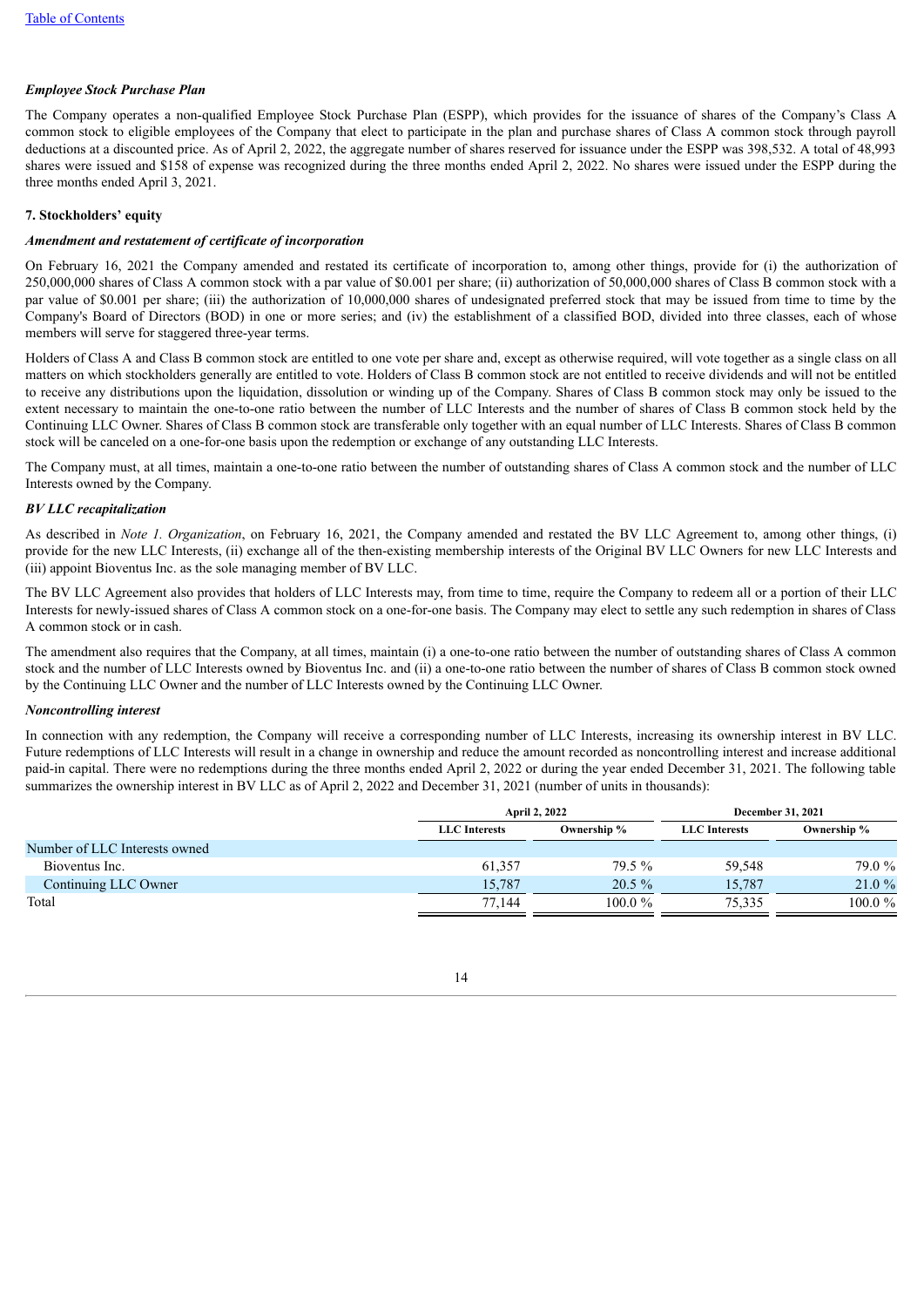### *Employee Stock Purchase Plan*

The Company operates a non-qualified Employee Stock Purchase Plan (ESPP), which provides for the issuance of shares of the Company's Class A common stock to eligible employees of the Company that elect to participate in the plan and purchase shares of Class A common stock through payroll deductions at a discounted price. As of April 2, 2022, the aggregate number of shares reserved for issuance under the ESPP was 398,532. A total of 48,993 shares were issued and $158 of expense was recognized during the three months ended April 2, 2022. No shares were issued under the ESPP during the three months ended April 3, 2021.

## 7. Stockholders' equity

### *Amendment and restatement of certificate of incorporation*

On February 16, 2021 the Company amended and restated its certificate of incorporation to, among other things, provide for (i) the authorization of 250,000,000 shares of Class A common stock with a par value of $0.001 per share; (ii) authorization of 50,000,000 shares of Class B common stock with a par value of $0.001 per share; (iii) the authorization of 10,000,000 shares of undesignated preferred stock that may be issued from time to time by the Company's Board of Directors (BOD) in one or more series; and (iv) the establishment of a classified BOD, divided into three classes, each of whose members will serve for staggered three-year terms.

Holders of Class A and Class B common stock are entitled to one vote per share and, except as otherwise required, will vote together as a single class on all matters on which stockholders generally are entitled to vote. Holders of Class B common stock are not entitled to receive dividends and will not be entitled to receive any distributions upon the liquidation, dissolution or winding up of the Company. Shares of Class B common stock may only be issued to the extent necessary to maintain the one-to-one ratio between the number of LLC Interests and the number of shares of Class B common stock held by the Continuing LLC Owner. Shares of Class B common stock are transferable only together with an equal number of LLC Interests. Shares of Class B common stock will be canceled on a one-for-one basis upon the redemption or exchange of any outstanding LLC Interests.

The Company must, at all times, maintain a one-to-one ratio between the number of outstanding shares of Class A common stock and the number of LLC Interests owned by the Company.

### *BV LLC recapitalization*

As described in *Note 1. Organization*, on February 16, 2021, the Company amended and restated the BV LLC Agreement to, among other things, (i) provide for the new LLC Interests, (ii) exchange all of the then-existing membership interests of the Original BV LLC Owners for new LLC Interests and (iii) appoint Bioventus Inc. as the sole managing member of BV LLC.

The BV LLC Agreement also provides that holders of LLC Interests may, from time to time, require the Company to redeem all or a portion of their LLC Interests for newly-issued shares of Class A common stock on a one-for-one basis. The Company may elect to settle any such redemption in shares of Class A common stock or in cash.

The amendment also requires that the Company, at all times, maintain (i) a one-to-one ratio between the number of outstanding shares of Class A common stock and the number of LLC Interests owned by Bioventus Inc. and (ii) a one-to-one ratio between the number of shares of Class B common stock owned by the Continuing LLC Owner and the number of LLC Interests owned by the Continuing LLC Owner.

### *Noncontrolling interest*

In connection with any redemption, the Company will receive a corresponding number of LLC Interests, increasing its ownership interest in BV LLC. Future redemptions of LLC Interests will result in a change in ownership and reduce the amount recorded as noncontrolling interest and increase additional paid-in capital. There were no redemptions during the three months ended April 2, 2022 or during the year ended December 31, 2021. The following table summarizes the ownership interest in BV LLC as of April 2, 2022 and December 31, 2021 (number of units in thousands):

| | April 2, 2022 | | December 31, 2021 | |
|---|---|---|---|---|
| | LLC Interests | Ownership % | LLC Interests | Ownership % |
| Number of LLC Interests owned | | | | |
| Bioventus Inc. | 61,357 | 79.5 % | 59,548 | 79.0 % |
| Continuing LLC Owner | 15,787 | 20.5 % | 15,787 | 21.0 % |
| Total | 77,144 | 100.0 % | 75,335 | 100.0 % |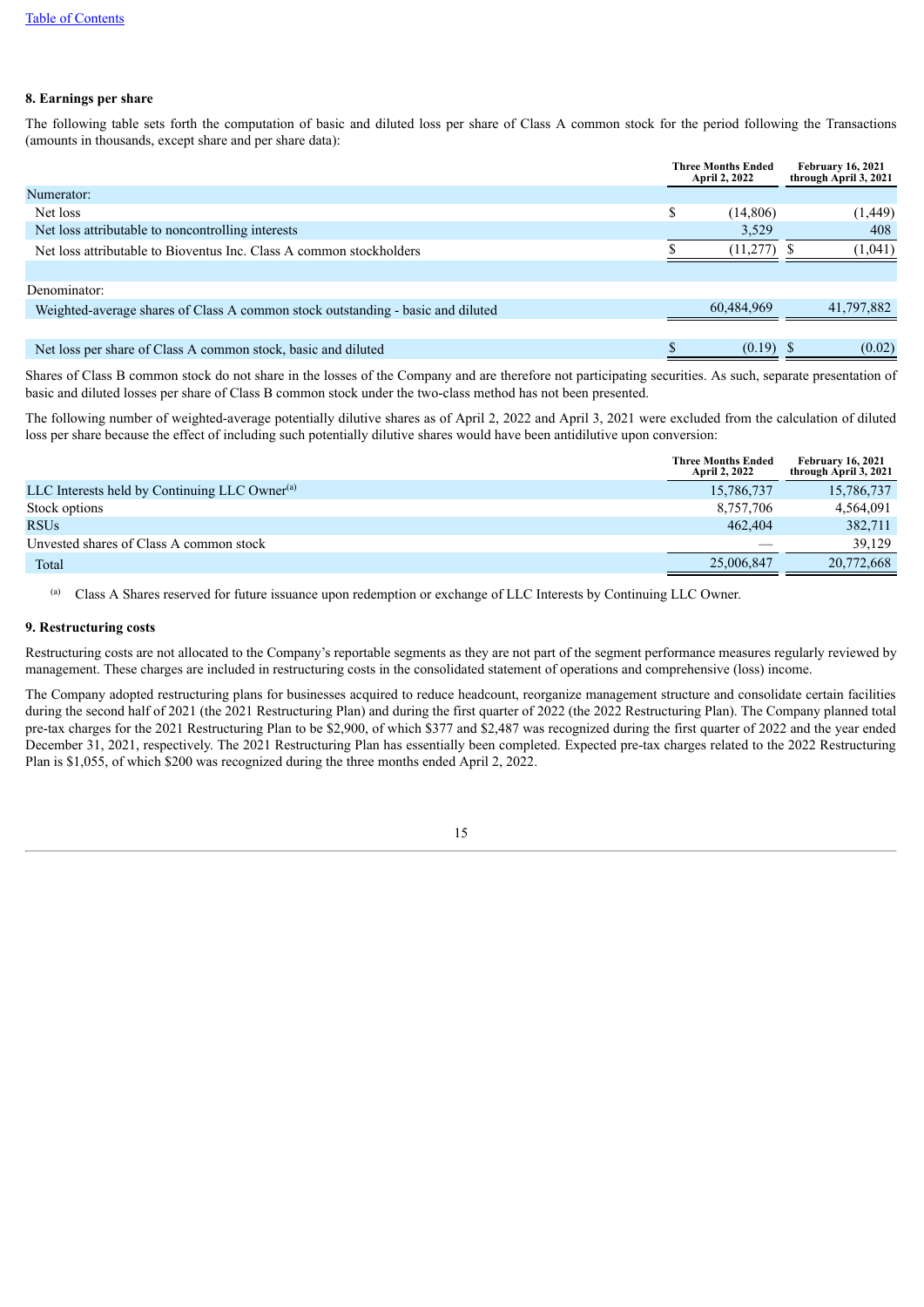## 8. Earnings per share

The following table sets forth the computation of basic and diluted loss per share of Class A common stock for the period following the Transactions (amounts in thousands, except share and per share data):

| | Three Months Ended April 2, 2022 | February 16, 2021 through April 3, 2021 |
|---|---|---|
| Numerator: | | |
| Net loss | $ (14,806) | (1,449) |
| Net loss attributable to noncontrolling interests | 3,529 | 408 |
| Net loss attributable to Bioventus Inc. Class A common stockholders | $ (11,277) | $ (1,041) |
| | | |
| Denominator: | | |
| Weighted-average shares of Class A common stock outstanding - basic and diluted | 60,484,969 | 41,797,882 |
| | | |
| Net loss per share of Class A common stock, basic and diluted | $ (0.19) | $ (0.02) |

Shares of Class B common stock do not share in the losses of the Company and are therefore not participating securities. As such, separate presentation of basic and diluted losses per share of Class B common stock under the two-class method has not been presented.

The following number of weighted-average potentially dilutive shares as of April 2, 2022 and April 3, 2021 were excluded from the calculation of diluted loss per share because the effect of including such potentially dilutive shares would have been antidilutive upon conversion:

| | Three Months Ended April 2, 2022 | February 16, 2021 through April 3, 2021 |
|---|---|---|
| LLC Interests held by Continuing LLC Owner[(a)] | 15,786,737 | 15,786,737 |
| Stock options | 8,757,706 | 4,564,091 |
| RSUs | 462,404 | 382,711 |
| Unvested shares of Class A common stock | — | 39,129 |
| Total | 25,006,847 | 20,772,668 |

(a) Class A Shares reserved for future issuance upon redemption or exchange of LLC Interests by Continuing LLC Owner.

## 9. Restructuring costs

Restructuring costs are not allocated to the Company's reportable segments as they are not part of the segment performance measures regularly reviewed by management. These charges are included in restructuring costs in the consolidated statement of operations and comprehensive (loss) income.

The Company adopted restructuring plans for businesses acquired to reduce headcount, reorganize management structure and consolidate certain facilities during the second half of 2021 (the 2021 Restructuring Plan) and during the first quarter of 2022 (the 2022 Restructuring Plan). The Company planned total pre-tax charges for the 2021 Restructuring Plan to be $2,900, of which $377 and $2,487 was recognized during the first quarter of 2022 and the year ended December 31, 2021, respectively. The 2021 Restructuring Plan has essentially been completed. Expected pre-tax charges related to the 2022 Restructuring Plan is $1,055, of which $200 was recognized during the three months ended April 2, 2022.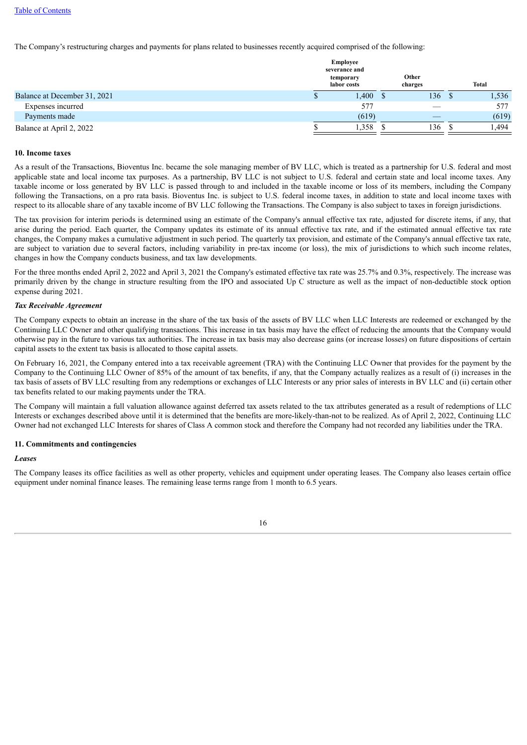The Company's restructuring charges and payments for plans related to businesses recently acquired comprised of the following:

| | Employee severance and temporary labor costs | Other charges | Total |
|---|---|---|---|
| Balance at December 31, 2021 | $ 1,400 | $ 136 | $ 1,536 |
| Expenses incurred | 577 | — | 577 |
| Payments made | (619) | — | (619) |
| Balance at April 2, 2022 | $ 1,358 | $ 136 | $ 1,494 |

## 10. Income taxes

As a result of the Transactions, Bioventus Inc. became the sole managing member of BV LLC, which is treated as a partnership for U.S. federal and most applicable state and local income tax purposes. As a partnership, BV LLC is not subject to U.S. federal and certain state and local income taxes. Any taxable income or loss generated by BV LLC is passed through to and included in the taxable income or loss of its members, including the Company following the Transactions, on a pro rata basis. Bioventus Inc. is subject to U.S. federal income taxes, in addition to state and local income taxes with respect to its allocable share of any taxable income of BV LLC following the Transactions. The Company is also subject to taxes in foreign jurisdictions.

The tax provision for interim periods is determined using an estimate of the Company's annual effective tax rate, adjusted for discrete items, if any, that arise during the period. Each quarter, the Company updates its estimate of its annual effective tax rate, and if the estimated annual effective tax rate changes, the Company makes a cumulative adjustment in such period. The quarterly tax provision, and estimate of the Company's annual effective tax rate, are subject to variation due to several factors, including variability in pre-tax income (or loss), the mix of jurisdictions to which such income relates, changes in how the Company conducts business, and tax law developments.

For the three months ended April 2, 2022 and April 3, 2021 the Company's estimated effective tax rate was 25.7% and 0.3%, respectively. The increase was primarily driven by the change in structure resulting from the IPO and associated Up C structure as well as the impact of non-deductible stock option expense during 2021.

***Tax Receivable Agreement***

The Company expects to obtain an increase in the share of the tax basis of the assets of BV LLC when LLC Interests are redeemed or exchanged by the Continuing LLC Owner and other qualifying transactions. This increase in tax basis may have the effect of reducing the amounts that the Company would otherwise pay in the future to various tax authorities. The increase in tax basis may also decrease gains (or increase losses) on future dispositions of certain capital assets to the extent tax basis is allocated to those capital assets.

On February 16, 2021, the Company entered into a tax receivable agreement (TRA) with the Continuing LLC Owner that provides for the payment by the Company to the Continuing LLC Owner of 85% of the amount of tax benefits, if any, that the Company actually realizes as a result of (i) increases in the tax basis of assets of BV LLC resulting from any redemptions or exchanges of LLC Interests or any prior sales of interests in BV LLC and (ii) certain other tax benefits related to our making payments under the TRA.

The Company will maintain a full valuation allowance against deferred tax assets related to the tax attributes generated as a result of redemptions of LLC Interests or exchanges described above until it is determined that the benefits are more-likely-than-not to be realized. As of April 2, 2022, Continuing LLC Owner had not exchanged LLC Interests for shares of Class A common stock and therefore the Company had not recorded any liabilities under the TRA.

## 11. Commitments and contingencies

***Leases***

The Company leases its office facilities as well as other property, vehicles and equipment under operating leases. The Company also leases certain office equipment under nominal finance leases. The remaining lease terms range from 1 month to 6.5 years.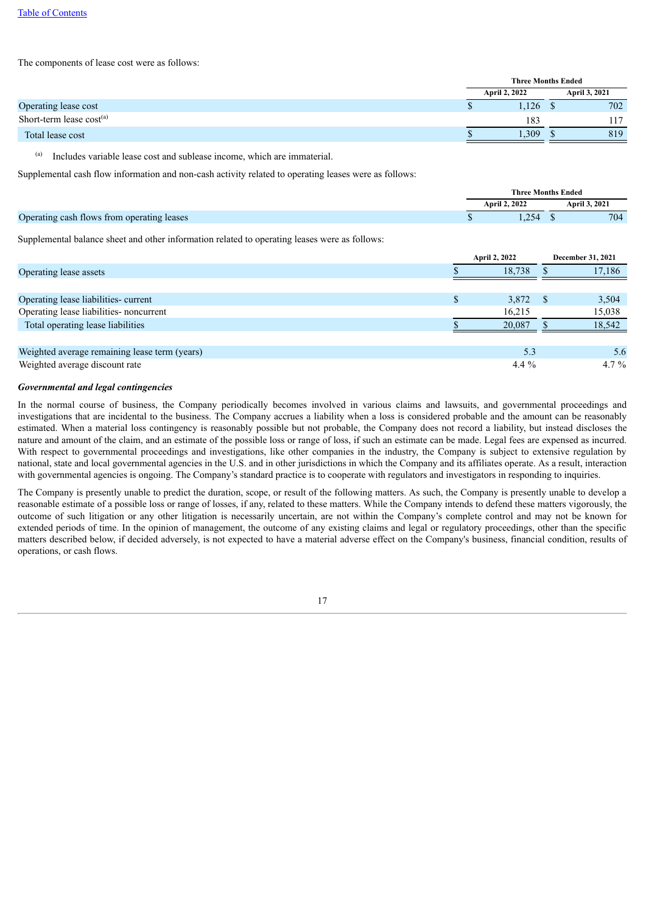The components of lease cost were as follows:

| | Three Months Ended | |
|---|---|---|
| | April 2, 2022 | April 3, 2021 |
| Operating lease cost | $ 1,126 | $ 702 |
| Short-term lease cost[(a)] | 183 | 117 |
| Total lease cost | $ 1,309 | $ 819 |

(a) Includes variable lease cost and sublease income, which are immaterial.

Supplemental cash flow information and non-cash activity related to operating leases were as follows:

| | Three Months Ended | |
|---|---|---|
| | April 2, 2022 | April 3, 2021 |
| Operating cash flows from operating leases | $ 1,254 | $ 704 |

Supplemental balance sheet and other information related to operating leases were as follows:

| | April 2, 2022 | December 31, 2021 |
|---|---|---|
| Operating lease assets | $ 18,738 | $ 17,186 |
| | | |
| Operating lease liabilities- current | $ 3,872 | $ 3,504 |
| Operating lease liabilities- noncurrent | 16,215 | 15,038 |
| Total operating lease liabilities | $ 20,087 | $ 18,542 |
| | | |
| Weighted average remaining lease term (years) | 5.3 | 5.6 |
| Weighted average discount rate | 4.4 % | 4.7 % |

***Governmental and legal contingencies***

In the normal course of business, the Company periodically becomes involved in various claims and lawsuits, and governmental proceedings and investigations that are incidental to the business. The Company accrues a liability when a loss is considered probable and the amount can be reasonably estimated. When a material loss contingency is reasonably possible but not probable, the Company does not record a liability, but instead discloses the nature and amount of the claim, and an estimate of the possible loss or range of loss, if such an estimate can be made. Legal fees are expensed as incurred. With respect to governmental proceedings and investigations, like other companies in the industry, the Company is subject to extensive regulation by national, state and local governmental agencies in the U.S. and in other jurisdictions in which the Company and its affiliates operate. As a result, interaction with governmental agencies is ongoing. The Company's standard practice is to cooperate with regulators and investigators in responding to inquiries.

The Company is presently unable to predict the duration, scope, or result of the following matters. As such, the Company is presently unable to develop a reasonable estimate of a possible loss or range of losses, if any, related to these matters. While the Company intends to defend these matters vigorously, the outcome of such litigation or any other litigation is necessarily uncertain, are not within the Company's complete control and may not be known for extended periods of time. In the opinion of management, the outcome of any existing claims and legal or regulatory proceedings, other than the specific matters described below, if decided adversely, is not expected to have a material adverse effect on the Company's business, financial condition, results of operations, or cash flows.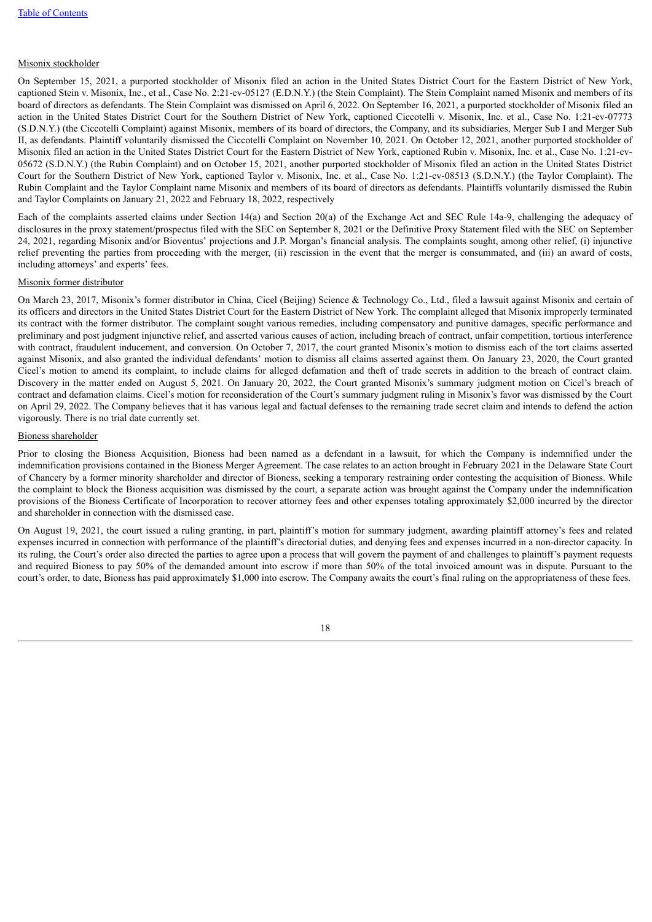Misonix stockholder

On September 15, 2021, a purported stockholder of Misonix filed an action in the United States District Court for the Eastern District of New York, captioned Stein v. Misonix, Inc., et al., Case No. 2:21-cv-05127 (E.D.N.Y.) (the Stein Complaint). The Stein Complaint named Misonix and members of its board of directors as defendants. The Stein Complaint was dismissed on April 6, 2022. On September 16, 2021, a purported stockholder of Misonix filed an action in the United States District Court for the Southern District of New York, captioned Ciccotelli v. Misonix, Inc. et al., Case No. 1:21-cv-07773 (S.D.N.Y.) (the Ciccotelli Complaint) against Misonix, members of its board of directors, the Company, and its subsidiaries, Merger Sub I and Merger Sub II, as defendants. Plaintiff voluntarily dismissed the Ciccotelli Complaint on November 10, 2021. On October 12, 2021, another purported stockholder of Misonix filed an action in the United States District Court for the Eastern District of New York, captioned Rubin v. Misonix, Inc. et al., Case No. 1:21-cv-05672 (S.D.N.Y.) (the Rubin Complaint) and on October 15, 2021, another purported stockholder of Misonix filed an action in the United States District Court for the Southern District of New York, captioned Taylor v. Misonix, Inc. et al., Case No. 1:21-cv-08513 (S.D.N.Y.) (the Taylor Complaint). The Rubin Complaint and the Taylor Complaint name Misonix and members of its board of directors as defendants. Plaintiffs voluntarily dismissed the Rubin and Taylor Complaints on January 21, 2022 and February 18, 2022, respectively

Each of the complaints asserted claims under Section 14(a) and Section 20(a) of the Exchange Act and SEC Rule 14a-9, challenging the adequacy of disclosures in the proxy statement/prospectus filed with the SEC on September 8, 2021 or the Definitive Proxy Statement filed with the SEC on September 24, 2021, regarding Misonix and/or Bioventus' projections and J.P. Morgan's financial analysis. The complaints sought, among other relief, (i) injunctive relief preventing the parties from proceeding with the merger, (ii) rescission in the event that the merger is consummated, and (iii) an award of costs, including attorneys' and experts' fees.

Misonix former distributor

On March 23, 2017, Misonix's former distributor in China, Cicel (Beijing) Science & Technology Co., Ltd., filed a lawsuit against Misonix and certain of its officers and directors in the United States District Court for the Eastern District of New York. The complaint alleged that Misonix improperly terminated its contract with the former distributor. The complaint sought various remedies, including compensatory and punitive damages, specific performance and preliminary and post judgment injunctive relief, and asserted various causes of action, including breach of contract, unfair competition, tortious interference with contract, fraudulent inducement, and conversion. On October 7, 2017, the court granted Misonix's motion to dismiss each of the tort claims asserted against Misonix, and also granted the individual defendants' motion to dismiss all claims asserted against them. On January 23, 2020, the Court granted Cicel's motion to amend its complaint, to include claims for alleged defamation and theft of trade secrets in addition to the breach of contract claim. Discovery in the matter ended on August 5, 2021. On January 20, 2022, the Court granted Misonix's summary judgment motion on Cicel's breach of contract and defamation claims. Cicel's motion for reconsideration of the Court's summary judgment ruling in Misonix's favor was dismissed by the Court on April 29, 2022. The Company believes that it has various legal and factual defenses to the remaining trade secret claim and intends to defend the action vigorously. There is no trial date currently set.

Bioness shareholder

Prior to closing the Bioness Acquisition, Bioness had been named as a defendant in a lawsuit, for which the Company is indemnified under the indemnification provisions contained in the Bioness Merger Agreement. The case relates to an action brought in February 2021 in the Delaware State Court of Chancery by a former minority shareholder and director of Bioness, seeking a temporary restraining order contesting the acquisition of Bioness. While the complaint to block the Bioness acquisition was dismissed by the court, a separate action was brought against the Company under the indemnification provisions of the Bioness Certificate of Incorporation to recover attorney fees and other expenses totaling approximately $2,000 incurred by the director and shareholder in connection with the dismissed case.

On August 19, 2021, the court issued a ruling granting, in part, plaintiff's motion for summary judgment, awarding plaintiff attorney's fees and related expenses incurred in connection with performance of the plaintiff's directorial duties, and denying fees and expenses incurred in a non-director capacity. In its ruling, the Court's order also directed the parties to agree upon a process that will govern the payment of and challenges to plaintiff's payment requests and required Bioness to pay 50% of the demanded amount into escrow if more than 50% of the total invoiced amount was in dispute. Pursuant to the court's order, to date, Bioness has paid approximately $1,000 into escrow. The Company awaits the court's final ruling on the appropriateness of these fees.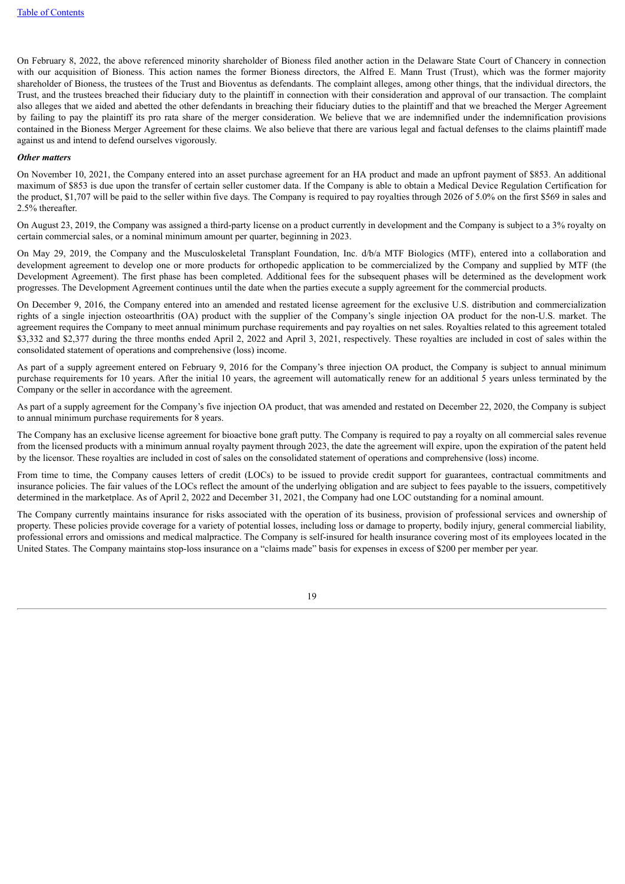On February 8, 2022, the above referenced minority shareholder of Bioness filed another action in the Delaware State Court of Chancery in connection with our acquisition of Bioness. This action names the former Bioness directors, the Alfred E. Mann Trust (Trust), which was the former majority shareholder of Bioness, the trustees of the Trust and Bioventus as defendants. The complaint alleges, among other things, that the individual directors, the Trust, and the trustees breached their fiduciary duty to the plaintiff in connection with their consideration and approval of our transaction. The complaint also alleges that we aided and abetted the other defendants in breaching their fiduciary duties to the plaintiff and that we breached the Merger Agreement by failing to pay the plaintiff its pro rata share of the merger consideration. We believe that we are indemnified under the indemnification provisions contained in the Bioness Merger Agreement for these claims. We also believe that there are various legal and factual defenses to the claims plaintiff made against us and intend to defend ourselves vigorously.

***Other matters***

On November 10, 2021, the Company entered into an asset purchase agreement for an HA product and made an upfront payment of $853. An additional maximum of $853 is due upon the transfer of certain seller customer data. If the Company is able to obtain a Medical Device Regulation Certification for the product, $1,707 will be paid to the seller within five days. The Company is required to pay royalties through 2026 of 5.0% on the first $569 in sales and 2.5% thereafter.

On August 23, 2019, the Company was assigned a third-party license on a product currently in development and the Company is subject to a 3% royalty on certain commercial sales, or a nominal minimum amount per quarter, beginning in 2023.

On May 29, 2019, the Company and the Musculoskeletal Transplant Foundation, Inc. d/b/a MTF Biologics (MTF), entered into a collaboration and development agreement to develop one or more products for orthopedic application to be commercialized by the Company and supplied by MTF (the Development Agreement). The first phase has been completed. Additional fees for the subsequent phases will be determined as the development work progresses. The Development Agreement continues until the date when the parties execute a supply agreement for the commercial products.

On December 9, 2016, the Company entered into an amended and restated license agreement for the exclusive U.S. distribution and commercialization rights of a single injection osteoarthritis (OA) product with the supplier of the Company's single injection OA product for the non-U.S. market. The agreement requires the Company to meet annual minimum purchase requirements and pay royalties on net sales. Royalties related to this agreement totaled $3,332 and $2,377 during the three months ended April 2, 2022 and April 3, 2021, respectively. These royalties are included in cost of sales within the consolidated statement of operations and comprehensive (loss) income.

As part of a supply agreement entered on February 9, 2016 for the Company's three injection OA product, the Company is subject to annual minimum purchase requirements for 10 years. After the initial 10 years, the agreement will automatically renew for an additional 5 years unless terminated by the Company or the seller in accordance with the agreement.

As part of a supply agreement for the Company's five injection OA product, that was amended and restated on December 22, 2020, the Company is subject to annual minimum purchase requirements for 8 years.

The Company has an exclusive license agreement for bioactive bone graft putty. The Company is required to pay a royalty on all commercial sales revenue from the licensed products with a minimum annual royalty payment through 2023, the date the agreement will expire, upon the expiration of the patent held by the licensor. These royalties are included in cost of sales on the consolidated statement of operations and comprehensive (loss) income.

From time to time, the Company causes letters of credit (LOCs) to be issued to provide credit support for guarantees, contractual commitments and insurance policies. The fair values of the LOCs reflect the amount of the underlying obligation and are subject to fees payable to the issuers, competitively determined in the marketplace. As of April 2, 2022 and December 31, 2021, the Company had one LOC outstanding for a nominal amount.

The Company currently maintains insurance for risks associated with the operation of its business, provision of professional services and ownership of property. These policies provide coverage for a variety of potential losses, including loss or damage to property, bodily injury, general commercial liability, professional errors and omissions and medical malpractice. The Company is self-insured for health insurance covering most of its employees located in the United States. The Company maintains stop-loss insurance on a "claims made" basis for expenses in excess of $200 per member per year.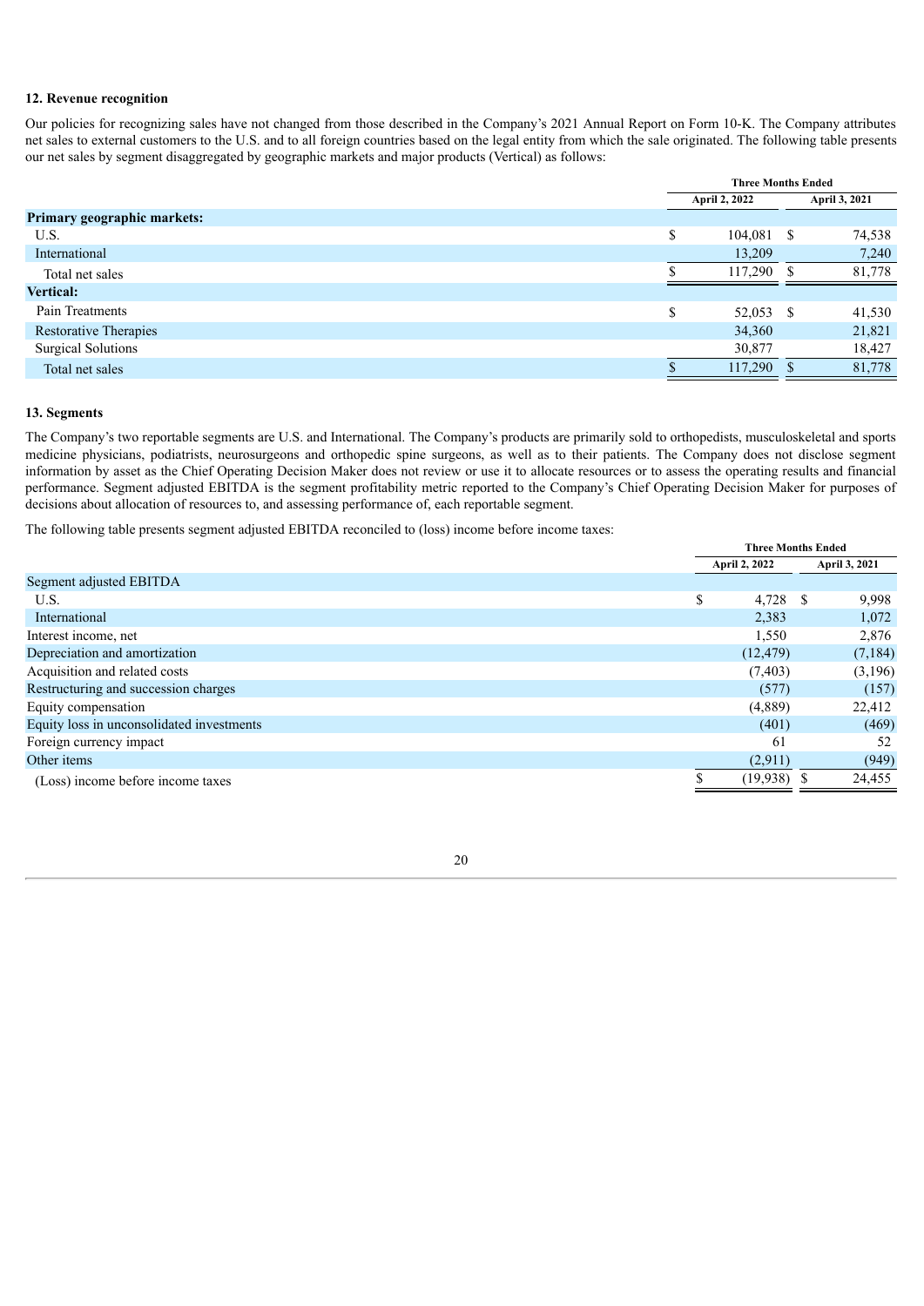### 12. Revenue recognition

Our policies for recognizing sales have not changed from those described in the Company's 2021 Annual Report on Form 10-K. The Company attributes net sales to external customers to the U.S. and to all foreign countries based on the legal entity from which the sale originated. The following table presents our net sales by segment disaggregated by geographic markets and major products (Vertical) as follows:

| | Three Months Ended | |
|---|---|---|
| | April 2, 2022 | April 3, 2021 |
| **Primary geographic markets:** | | |
| U.S. | $ 104,081 | $ 74,538 |
| International | 13,209 | 7,240 |
| Total net sales | $ 117,290 | $ 81,778 |
| **Vertical:** | | |
| Pain Treatments | $ 52,053 | $ 41,530 |
| Restorative Therapies | 34,360 | 21,821 |
| Surgical Solutions | 30,877 | 18,427 |
| Total net sales | $ 117,290 | $ 81,778 |

### 13. Segments

The Company's two reportable segments are U.S. and International. The Company's products are primarily sold to orthopedists, musculoskeletal and sports medicine physicians, podiatrists, neurosurgeons and orthopedic spine surgeons, as well as to their patients. The Company does not disclose segment information by asset as the Chief Operating Decision Maker does not review or use it to allocate resources or to assess the operating results and financial performance. Segment adjusted EBITDA is the segment profitability metric reported to the Company's Chief Operating Decision Maker for purposes of decisions about allocation of resources to, and assessing performance of, each reportable segment.

The following table presents segment adjusted EBITDA reconciled to (loss) income before income taxes:

| | Three Months Ended | |
|---|---|---|
| | April 2, 2022 | April 3, 2021 |
| Segment adjusted EBITDA | | |
| U.S. | $ 4,728 | $ 9,998 |
| International | 2,383 | 1,072 |
| Interest income, net | 1,550 | 2,876 |
| Depreciation and amortization | (12,479) | (7,184) |
| Acquisition and related costs | (7,403) | (3,196) |
| Restructuring and succession charges | (577) | (157) |
| Equity compensation | (4,889) | 22,412 |
| Equity loss in unconsolidated investments | (401) | (469) |
| Foreign currency impact | 61 | 52 |
| Other items | (2,911) | (949) |
| (Loss) income before income taxes | $ (19,938) | $ 24,455 |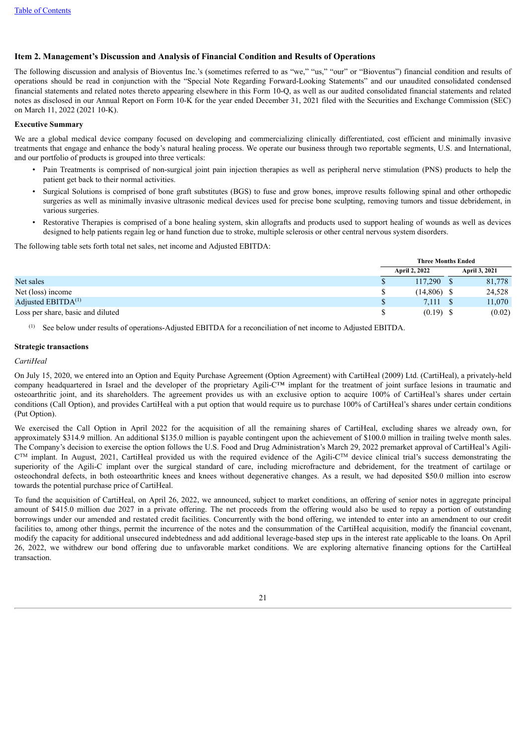## Item 2. Management's Discussion and Analysis of Financial Condition and Results of Operations

The following discussion and analysis of Bioventus Inc.'s (sometimes referred to as "we," "us," "our" or "Bioventus") financial condition and results of operations should be read in conjunction with the "Special Note Regarding Forward-Looking Statements" and our unaudited consolidated condensed financial statements and related notes thereto appearing elsewhere in this Form 10-Q, as well as our audited consolidated financial statements and related notes as disclosed in our Annual Report on Form 10-K for the year ended December 31, 2021 filed with the Securities and Exchange Commission (SEC) on March 11, 2022 (2021 10-K).

**Executive Summary**

We are a global medical device company focused on developing and commercializing clinically differentiated, cost efficient and minimally invasive treatments that engage and enhance the body's natural healing process. We operate our business through two reportable segments, U.S. and International, and our portfolio of products is grouped into three verticals:

- Pain Treatments is comprised of non-surgical joint pain injection therapies as well as peripheral nerve stimulation (PNS) products to help the patient get back to their normal activities.
- Surgical Solutions is comprised of bone graft substitutes (BGS) to fuse and grow bones, improve results following spinal and other orthopedic surgeries as well as minimally invasive ultrasonic medical devices used for precise bone sculpting, removing tumors and tissue debridement, in various surgeries.
- Restorative Therapies is comprised of a bone healing system, skin allografts and products used to support healing of wounds as well as devices designed to help patients regain leg or hand function due to stroke, multiple sclerosis or other central nervous system disorders.

The following table sets forth total net sales, net income and Adjusted EBITDA:

| | Three Months Ended | |
|---|---|---|
| | April 2, 2022 | April 3, 2021 |
| Net sales | $ 117,290 | $ 81,778 |
| Net (loss) income | $ (14,806) | $ 24,528 |
| Adjusted EBITDA[(1)] | $ 7,111 | $ 11,070 |
| Loss per share, basic and diluted | $ (0.19) | $ (0.02) |

(1) See below under results of operations-Adjusted EBITDA for a reconciliation of net income to Adjusted EBITDA.

**Strategic transactions**

*CartiHeal*

On July 15, 2020, we entered into an Option and Equity Purchase Agreement (Option Agreement) with CartiHeal (2009) Ltd. (CartiHeal), a privately-held company headquartered in Israel and the developer of the proprietary Agili-C™ implant for the treatment of joint surface lesions in traumatic and osteoarthritic joint, and its shareholders. The agreement provides us with an exclusive option to acquire 100% of CartiHeal's shares under certain conditions (Call Option), and provides CartiHeal with a put option that would require us to purchase 100% of CartiHeal's shares under certain conditions (Put Option).

We exercised the Call Option in April 2022 for the acquisition of all the remaining shares of CartiHeal, excluding shares we already own, for approximately $314.9 million. An additional $135.0 million is payable contingent upon the achievement of $100.0 million in trailing twelve month sales. The Company's decision to exercise the option follows the U.S. Food and Drug Administration's March 29, 2022 premarket approval of CartiHeal's Agili-C™ implant. In August, 2021, CartiHeal provided us with the required evidence of the Agili-C™ device clinical trial's success demonstrating the superiority of the Agili-C implant over the surgical standard of care, including microfracture and debridement, for the treatment of cartilage or osteochondral defects, in both osteoarthritic knees and knees without degenerative changes. As a result, we had deposited $50.0 million into escrow towards the potential purchase price of CartiHeal.

To fund the acquisition of CartiHeal, on April 26, 2022, we announced, subject to market conditions, an offering of senior notes in aggregate principal amount of $415.0 million due 2027 in a private offering. The net proceeds from the offering would also be used to repay a portion of outstanding borrowings under our amended and restated credit facilities. Concurrently with the bond offering, we intended to enter into an amendment to our credit facilities to, among other things, permit the incurrence of the notes and the consummation of the CartiHeal acquisition, modify the financial covenant, modify the capacity for additional unsecured indebtedness and add additional leverage-based step ups in the interest rate applicable to the loans. On April 26, 2022, we withdrew our bond offering due to unfavorable market conditions. We are exploring alternative financing options for the CartiHeal transaction.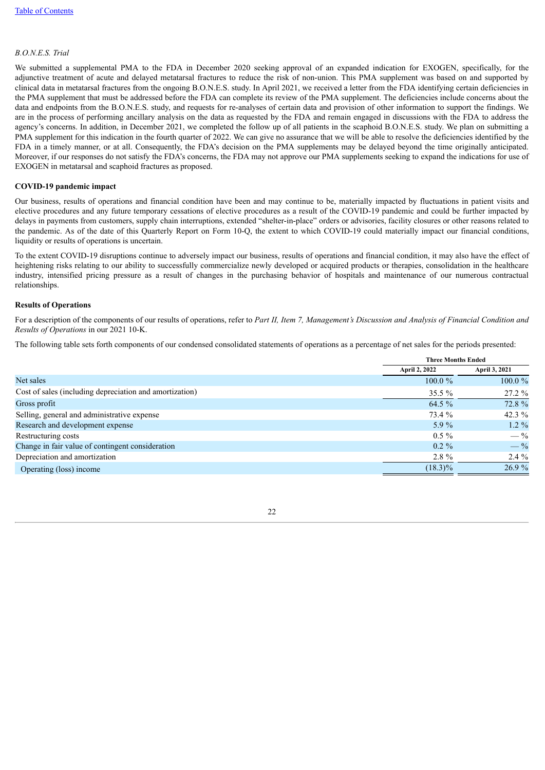*B.O.N.E.S. Trial*

We submitted a supplemental PMA to the FDA in December 2020 seeking approval of an expanded indication for EXOGEN, specifically, for the adjunctive treatment of acute and delayed metatarsal fractures to reduce the risk of non-union. This PMA supplement was based on and supported by clinical data in metatarsal fractures from the ongoing B.O.N.E.S. study. In April 2021, we received a letter from the FDA identifying certain deficiencies in the PMA supplement that must be addressed before the FDA can complete its review of the PMA supplement. The deficiencies include concerns about the data and endpoints from the B.O.N.E.S. study, and requests for re-analyses of certain data and provision of other information to support the findings. We are in the process of performing ancillary analysis on the data as requested by the FDA and remain engaged in discussions with the FDA to address the agency's concerns. In addition, in December 2021, we completed the follow up of all patients in the scaphoid B.O.N.E.S. study. We plan on submitting a PMA supplement for this indication in the fourth quarter of 2022. We can give no assurance that we will be able to resolve the deficiencies identified by the FDA in a timely manner, or at all. Consequently, the FDA's decision on the PMA supplements may be delayed beyond the time originally anticipated. Moreover, if our responses do not satisfy the FDA's concerns, the FDA may not approve our PMA supplements seeking to expand the indications for use of EXOGEN in metatarsal and scaphoid fractures as proposed.

**COVID-19 pandemic impact**

Our business, results of operations and financial condition have been and may continue to be, materially impacted by fluctuations in patient visits and elective procedures and any future temporary cessations of elective procedures as a result of the COVID-19 pandemic and could be further impacted by delays in payments from customers, supply chain interruptions, extended "shelter-in-place" orders or advisories, facility closures or other reasons related to the pandemic. As of the date of this Quarterly Report on Form 10-Q, the extent to which COVID-19 could materially impact our financial conditions, liquidity or results of operations is uncertain.

To the extent COVID-19 disruptions continue to adversely impact our business, results of operations and financial condition, it may also have the effect of heightening risks relating to our ability to successfully commercialize newly developed or acquired products or therapies, consolidation in the healthcare industry, intensified pricing pressure as a result of changes in the purchasing behavior of hospitals and maintenance of our numerous contractual relationships.

**Results of Operations**

For a description of the components of our results of operations, refer to *Part II, Item 7, Management's Discussion and Analysis of Financial Condition and Results of Operations* in our 2021 10-K.

The following table sets forth components of our condensed consolidated statements of operations as a percentage of net sales for the periods presented:

| | Three Months Ended | |
|---|---|---|
| | April 2, 2022 | April 3, 2021 |
| Net sales | 100.0 % | 100.0 % |
| Cost of sales (including depreciation and amortization) | 35.5 % | 27.2 % |
| Gross profit | 64.5 % | 72.8 % |
| Selling, general and administrative expense | 73.4 % | 42.3 % |
| Research and development expense | 5.9 % | 1.2 % |
| Restructuring costs | 0.5 % | — % |
| Change in fair value of contingent consideration | 0.2 % | — % |
| Depreciation and amortization | 2.8 % | 2.4 % |
| Operating (loss) income | (18.3)% | 26.9 % |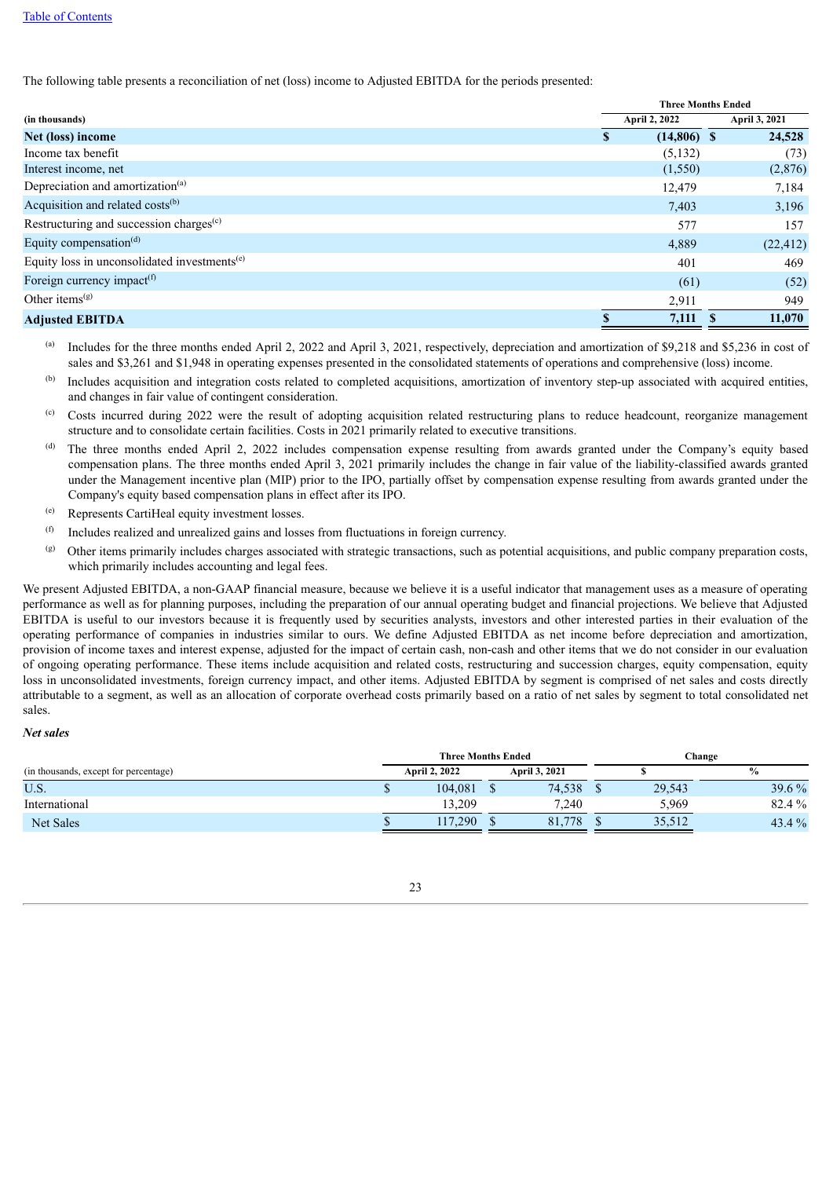The following table presents a reconciliation of net (loss) income to Adjusted EBITDA for the periods presented:

| (in thousands) | Three Months Ended April 2, 2022 | Three Months Ended April 3, 2021 |
|---|---|---|
| **Net (loss) income** | **$ (14,806)** | **$ 24,528** |
| Income tax benefit | (5,132) | (73) |
| Interest income, net | (1,550) | (2,876) |
| Depreciation and amortization[(a)] | 12,479 | 7,184 |
| Acquisition and related costs[(b)] | 7,403 | 3,196 |
| Restructuring and succession charges[(c)] | 577 | 157 |
| Equity compensation[(d)] | 4,889 | (22,412) |
| Equity loss in unconsolidated investments[(e)] | 401 | 469 |
| Foreign currency impact[(f)] | (61) | (52) |
| Other items[(g)] | 2,911 | 949 |
| **Adjusted EBITDA** | **$ 7,111** | **$ 11,070** |

(a) Includes for the three months ended April 2, 2022 and April 3, 2021, respectively, depreciation and amortization of $9,218 and $5,236 in cost of sales and $3,261 and $1,948 in operating expenses presented in the consolidated statements of operations and comprehensive (loss) income.

(b) Includes acquisition and integration costs related to completed acquisitions, amortization of inventory step-up associated with acquired entities, and changes in fair value of contingent consideration.

(c) Costs incurred during 2022 were the result of adopting acquisition related restructuring plans to reduce headcount, reorganize management structure and to consolidate certain facilities. Costs in 2021 primarily related to executive transitions.

(d) The three months ended April 2, 2022 includes compensation expense resulting from awards granted under the Company's equity based compensation plans. The three months ended April 3, 2021 primarily includes the change in fair value of the liability-classified awards granted under the Management incentive plan (MIP) prior to the IPO, partially offset by compensation expense resulting from awards granted under the Company's equity based compensation plans in effect after its IPO.

(e) Represents CartiHeal equity investment losses.

(f) Includes realized and unrealized gains and losses from fluctuations in foreign currency.

(g) Other items primarily includes charges associated with strategic transactions, such as potential acquisitions, and public company preparation costs, which primarily includes accounting and legal fees.

We present Adjusted EBITDA, a non-GAAP financial measure, because we believe it is a useful indicator that management uses as a measure of operating performance as well as for planning purposes, including the preparation of our annual operating budget and financial projections. We believe that Adjusted EBITDA is useful to our investors because it is frequently used by securities analysts, investors and other interested parties in their evaluation of the operating performance of companies in industries similar to ours. We define Adjusted EBITDA as net income before depreciation and amortization, provision of income taxes and interest expense, adjusted for the impact of certain cash, non-cash and other items that we do not consider in our evaluation of ongoing operating performance. These items include acquisition and related costs, restructuring and succession charges, equity compensation, equity loss in unconsolidated investments, foreign currency impact, and other items. Adjusted EBITDA by segment is comprised of net sales and costs directly attributable to a segment, as well as an allocation of corporate overhead costs primarily based on a ratio of net sales by segment to total consolidated net sales.

***Net sales***

| (in thousands, except for percentage) | Three Months Ended April 2, 2022 | Three Months Ended April 3, 2021 | Change $ | Change % |
|---|---|---|---|---|
| U.S. | $ 104,081 | $ 74,538 | $ 29,543 | 39.6 % |
| International | 13,209 | 7,240 | 5,969 | 82.4 % |
| Net Sales | $ 117,290 | $ 81,778 | $ 35,512 | 43.4 % |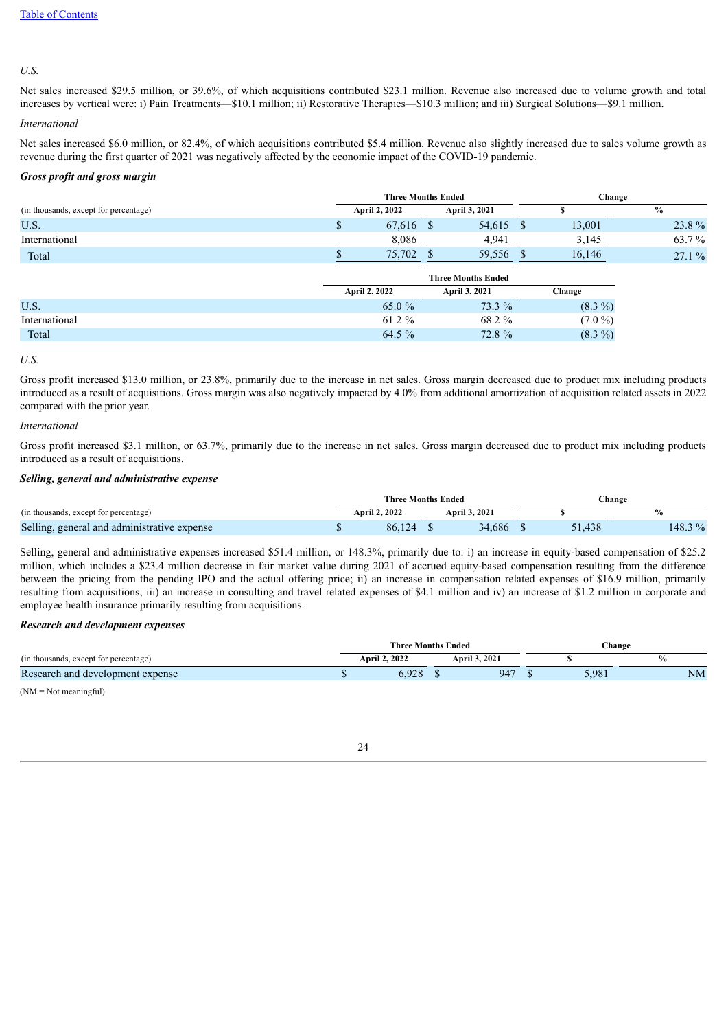*U.S.*

Net sales increased $29.5 million, or 39.6%, of which acquisitions contributed $23.1 million. Revenue also increased due to volume growth and total increases by vertical were: i) Pain Treatments—$10.1 million; ii) Restorative Therapies—$10.3 million; and iii) Surgical Solutions—$9.1 million.

*International*

Net sales increased $6.0 million, or 82.4%, of which acquisitions contributed $5.4 million. Revenue also slightly increased due to sales volume growth as revenue during the first quarter of 2021 was negatively affected by the economic impact of the COVID-19 pandemic.

***Gross profit and gross margin***

| | Three Months Ended | | Change | |
|---|---|---|---|---|
| (in thousands, except for percentage) | April 2, 2022 | April 3, 2021 | $ | % |
| U.S. | $ 67,616 | $ 54,615 | $ 13,001 | 23.8 % |
| International | 8,086 | 4,941 | 3,145 | 63.7 % |
| Total | $ 75,702 | $ 59,556 | $ 16,146 | 27.1 % |

| | Three Months Ended | | |
|---|---|---|---|
| | April 2, 2022 | April 3, 2021 | Change |
| U.S. | 65.0 % | 73.3 % | (8.3 %) |
| International | 61.2 % | 68.2 % | (7.0 %) |
| Total | 64.5 % | 72.8 % | (8.3 %) |

*U.S.*

Gross profit increased $13.0 million, or 23.8%, primarily due to the increase in net sales. Gross margin decreased due to product mix including products introduced as a result of acquisitions. Gross margin was also negatively impacted by 4.0% from additional amortization of acquisition related assets in 2022 compared with the prior year.

*International*

Gross profit increased $3.1 million, or 63.7%, primarily due to the increase in net sales. Gross margin decreased due to product mix including products introduced as a result of acquisitions.

***Selling, general and administrative expense***

| | Three Months Ended | | Change | |
|---|---|---|---|---|
| (in thousands, except for percentage) | April 2, 2022 | April 3, 2021 | $ | % |
| Selling, general and administrative expense | $ 86,124 | $ 34,686 | $ 51,438 | 148.3 % |

Selling, general and administrative expenses increased $51.4 million, or 148.3%, primarily due to: i) an increase in equity-based compensation of $25.2 million, which includes a $23.4 million decrease in fair market value during 2021 of accrued equity-based compensation resulting from the difference between the pricing from the pending IPO and the actual offering price; ii) an increase in compensation related expenses of $16.9 million, primarily resulting from acquisitions; iii) an increase in consulting and travel related expenses of $4.1 million and iv) an increase of $1.2 million in corporate and employee health insurance primarily resulting from acquisitions.

***Research and development expenses***

| | Three Months Ended | | Change | |
|---|---|---|---|---|
| (in thousands, except for percentage) | April 2, 2022 | April 3, 2021 | $ | % |
| Research and development expense | $ 6,928 | $ 947 | $ 5,981 | NM |

(NM = Not meaningful)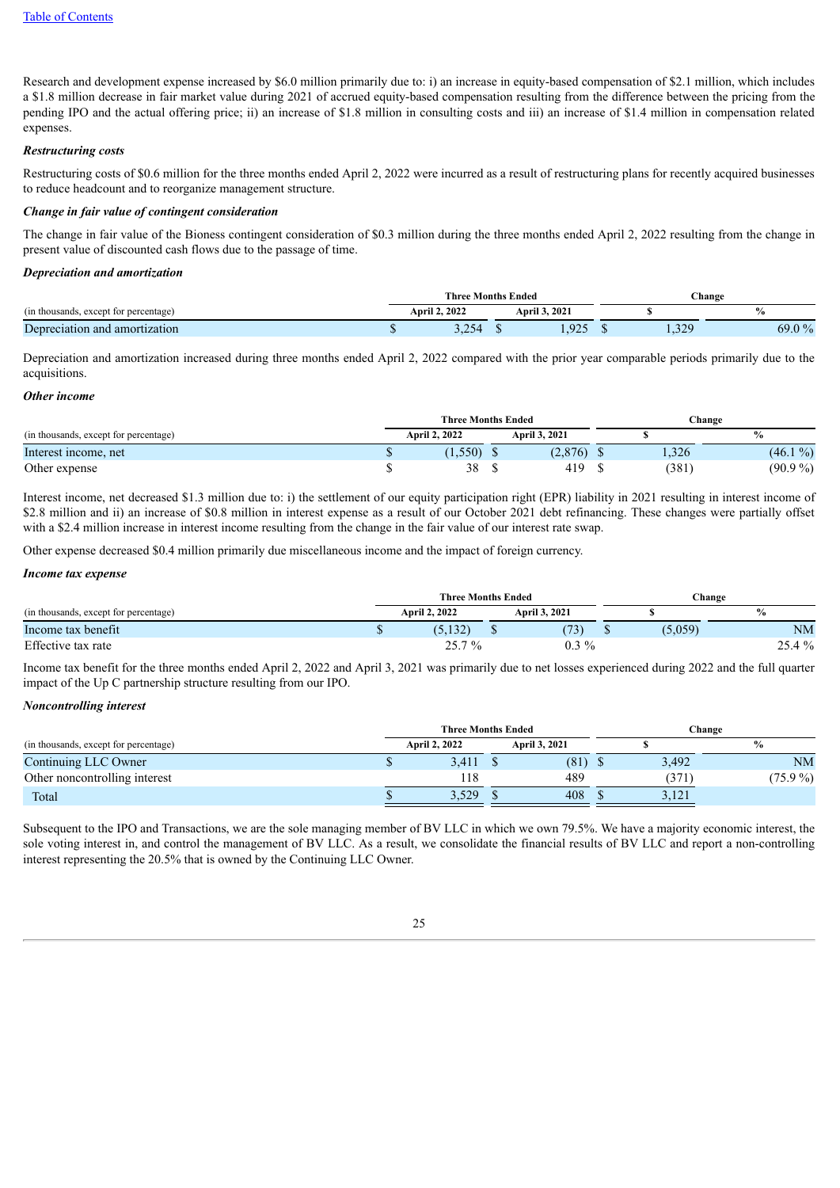Research and development expense increased by $6.0 million primarily due to: i) an increase in equity-based compensation of $2.1 million, which includes a $1.8 million decrease in fair market value during 2021 of accrued equity-based compensation resulting from the difference between the pricing from the pending IPO and the actual offering price; ii) an increase of $1.8 million in consulting costs and iii) an increase of $1.4 million in compensation related expenses.

***Restructuring costs***

Restructuring costs of $0.6 million for the three months ended April 2, 2022 were incurred as a result of restructuring plans for recently acquired businesses to reduce headcount and to reorganize management structure.

***Change in fair value of contingent consideration***

The change in fair value of the Bioness contingent consideration of $0.3 million during the three months ended April 2, 2022 resulting from the change in present value of discounted cash flows due to the passage of time.

***Depreciation and amortization***

| | Three Months Ended | | Change | |
|---|---|---|---|---|
| (in thousands, except for percentage) | April 2, 2022 | April 3, 2021 | $ | % |
| Depreciation and amortization | $ 3,254 | $ 1,925 | $ 1,329 | 69.0 % |

Depreciation and amortization increased during three months ended April 2, 2022 compared with the prior year comparable periods primarily due to the acquisitions.

***Other income***

| | Three Months Ended | | Change | |
|---|---|---|---|---|
| (in thousands, except for percentage) | April 2, 2022 | April 3, 2021 | $ | % |
| Interest income, net | $ (1,550) | $ (2,876) | $ 1,326 | (46.1 %) |
| Other expense | $ 38 | $ 419 | $ (381) | (90.9 %) |

Interest income, net decreased $1.3 million due to: i) the settlement of our equity participation right (EPR) liability in 2021 resulting in interest income of $2.8 million and ii) an increase of $0.8 million in interest expense as a result of our October 2021 debt refinancing. These changes were partially offset with a $2.4 million increase in interest income resulting from the change in the fair value of our interest rate swap.

Other expense decreased $0.4 million primarily due miscellaneous income and the impact of foreign currency.

***Income tax expense***

| | Three Months Ended | | Change | |
|---|---|---|---|---|
| (in thousands, except for percentage) | April 2, 2022 | April 3, 2021 | $ | % |
| Income tax benefit | $ (5,132) | $ (73) | $ (5,059) | NM |
| Effective tax rate | 25.7 % | 0.3 % | | 25.4 % |

Income tax benefit for the three months ended April 2, 2022 and April 3, 2021 was primarily due to net losses experienced during 2022 and the full quarter impact of the Up C partnership structure resulting from our IPO.

***Noncontrolling interest***

| | Three Months Ended | | Change | |
|---|---|---|---|---|
| (in thousands, except for percentage) | April 2, 2022 | April 3, 2021 | $ | % |
| Continuing LLC Owner | $ 3,411 | $ (81) | $ 3,492 | NM |
| Other noncontrolling interest | 118 | 489 | (371) | (75.9 %) |
| Total | $ 3,529 | $ 408 | $ 3,121 | |

Subsequent to the IPO and Transactions, we are the sole managing member of BV LLC in which we own 79.5%. We have a majority economic interest, the sole voting interest in, and control the management of BV LLC. As a result, we consolidate the financial results of BV LLC and report a non-controlling interest representing the 20.5% that is owned by the Continuing LLC Owner.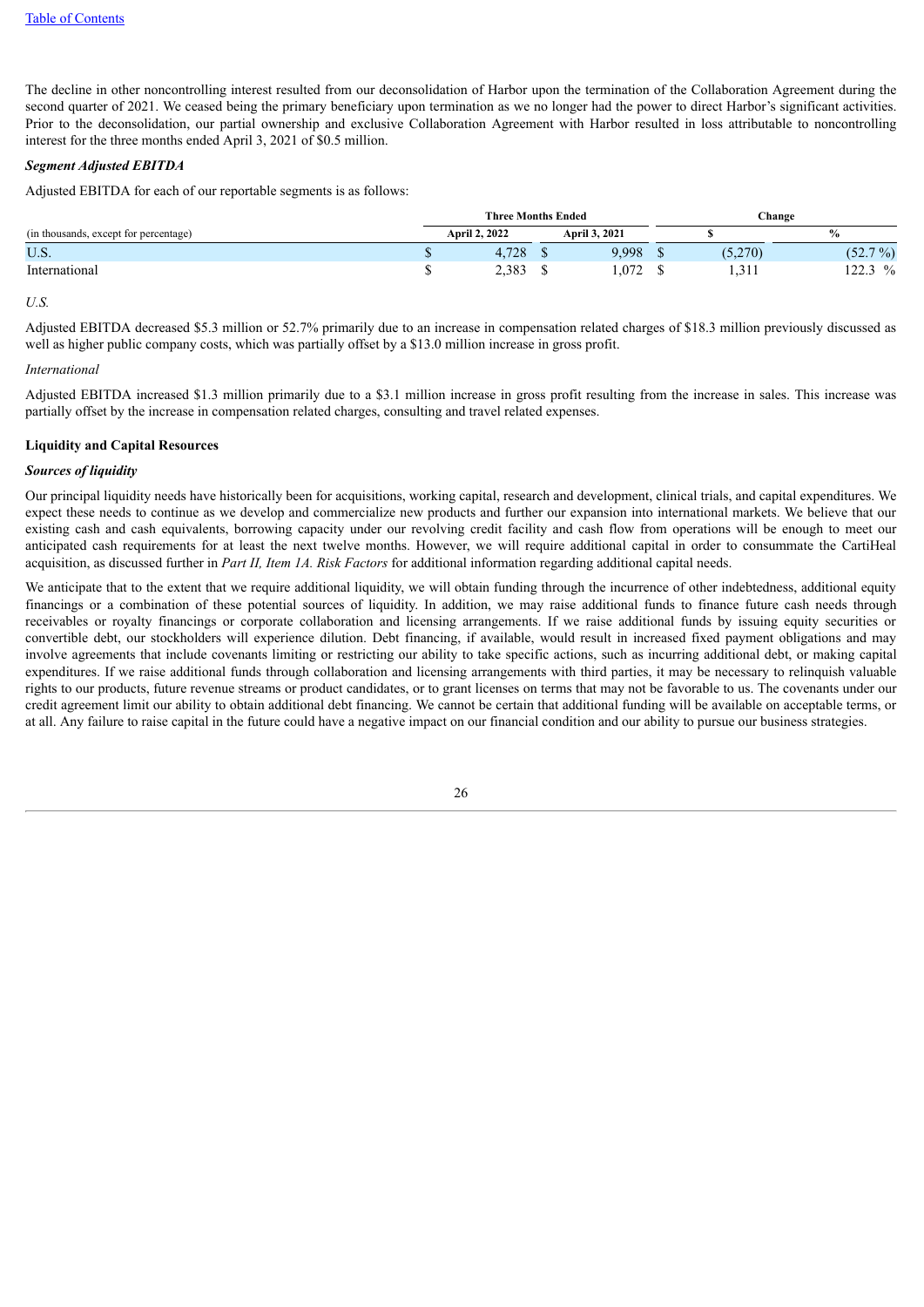The decline in other noncontrolling interest resulted from our deconsolidation of Harbor upon the termination of the Collaboration Agreement during the second quarter of 2021. We ceased being the primary beneficiary upon termination as we no longer had the power to direct Harbor's significant activities. Prior to the deconsolidation, our partial ownership and exclusive Collaboration Agreement with Harbor resulted in loss attributable to noncontrolling interest for the three months ended April 3, 2021 of $0.5 million.

***Segment Adjusted EBITDA***

Adjusted EBITDA for each of our reportable segments is as follows:

| | Three Months Ended | | Change | |
|---|---|---|---|---|
| (in thousands, except for percentage) | April 2, 2022 | April 3, 2021 | $ | % |
| U.S. | $ 4,728 | $ 9,998 | $ (5,270) | (52.7 %) |
| International | $ 2,383 | $ 1,072 | $ 1,311 | 122.3 % |

*U.S.*

Adjusted EBITDA decreased $5.3 million or 52.7% primarily due to an increase in compensation related charges of $18.3 million previously discussed as well as higher public company costs, which was partially offset by a $13.0 million increase in gross profit.

*International*

Adjusted EBITDA increased $1.3 million primarily due to a $3.1 million increase in gross profit resulting from the increase in sales. This increase was partially offset by the increase in compensation related charges, consulting and travel related expenses.

**Liquidity and Capital Resources**

***Sources of liquidity***

Our principal liquidity needs have historically been for acquisitions, working capital, research and development, clinical trials, and capital expenditures. We expect these needs to continue as we develop and commercialize new products and further our expansion into international markets. We believe that our existing cash and cash equivalents, borrowing capacity under our revolving credit facility and cash flow from operations will be enough to meet our anticipated cash requirements for at least the next twelve months. However, we will require additional capital in order to consummate the CartiHeal acquisition, as discussed further in *Part II, Item 1A. Risk Factors* for additional information regarding additional capital needs.

We anticipate that to the extent that we require additional liquidity, we will obtain funding through the incurrence of other indebtedness, additional equity financings or a combination of these potential sources of liquidity. In addition, we may raise additional funds to finance future cash needs through receivables or royalty financings or corporate collaboration and licensing arrangements. If we raise additional funds by issuing equity securities or convertible debt, our stockholders will experience dilution. Debt financing, if available, would result in increased fixed payment obligations and may involve agreements that include covenants limiting or restricting our ability to take specific actions, such as incurring additional debt, or making capital expenditures. If we raise additional funds through collaboration and licensing arrangements with third parties, it may be necessary to relinquish valuable rights to our products, future revenue streams or product candidates, or to grant licenses on terms that may not be favorable to us. The covenants under our credit agreement limit our ability to obtain additional debt financing. We cannot be certain that additional funding will be available on acceptable terms, or at all. Any failure to raise capital in the future could have a negative impact on our financial condition and our ability to pursue our business strategies.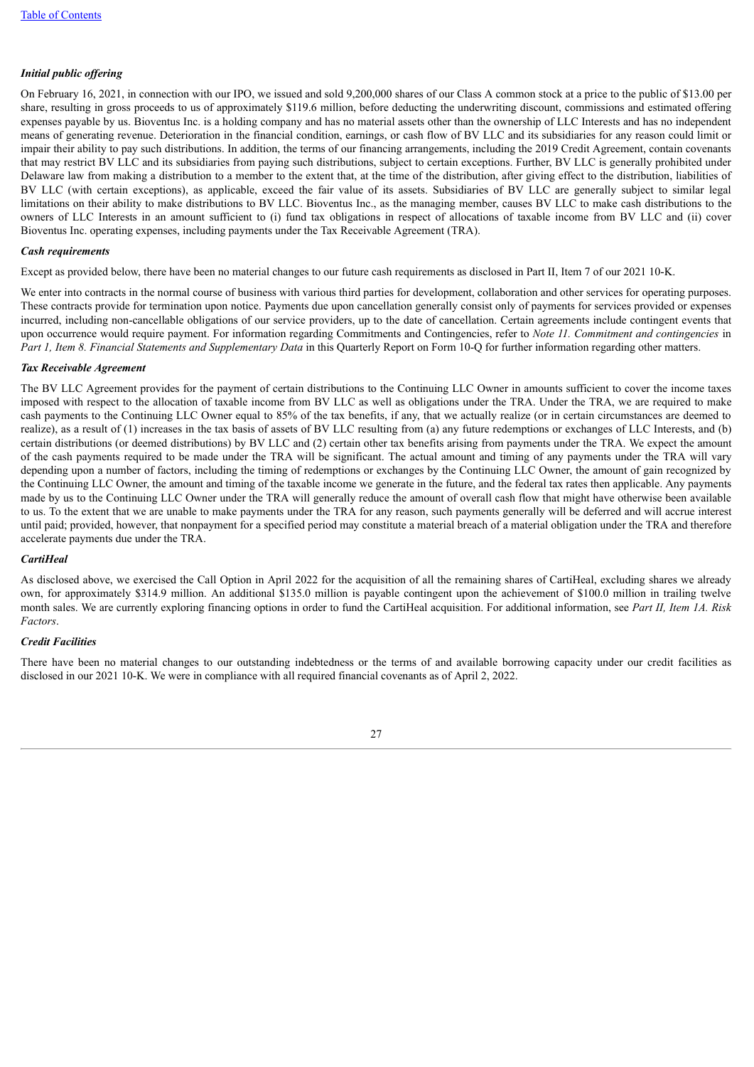***Initial public offering***

On February 16, 2021, in connection with our IPO, we issued and sold 9,200,000 shares of our Class A common stock at a price to the public of $13.00 per share, resulting in gross proceeds to us of approximately $119.6 million, before deducting the underwriting discount, commissions and estimated offering expenses payable by us. Bioventus Inc. is a holding company and has no material assets other than the ownership of LLC Interests and has no independent means of generating revenue. Deterioration in the financial condition, earnings, or cash flow of BV LLC and its subsidiaries for any reason could limit or impair their ability to pay such distributions. In addition, the terms of our financing arrangements, including the 2019 Credit Agreement, contain covenants that may restrict BV LLC and its subsidiaries from paying such distributions, subject to certain exceptions. Further, BV LLC is generally prohibited under Delaware law from making a distribution to a member to the extent that, at the time of the distribution, after giving effect to the distribution, liabilities of BV LLC (with certain exceptions), as applicable, exceed the fair value of its assets. Subsidiaries of BV LLC are generally subject to similar legal limitations on their ability to make distributions to BV LLC. Bioventus Inc., as the managing member, causes BV LLC to make cash distributions to the owners of LLC Interests in an amount sufficient to (i) fund tax obligations in respect of allocations of taxable income from BV LLC and (ii) cover Bioventus Inc. operating expenses, including payments under the Tax Receivable Agreement (TRA).

***Cash requirements***

Except as provided below, there have been no material changes to our future cash requirements as disclosed in Part II, Item 7 of our 2021 10-K.

We enter into contracts in the normal course of business with various third parties for development, collaboration and other services for operating purposes. These contracts provide for termination upon notice. Payments due upon cancellation generally consist only of payments for services provided or expenses incurred, including non-cancellable obligations of our service providers, up to the date of cancellation. Certain agreements include contingent events that upon occurrence would require payment. For information regarding Commitments and Contingencies, refer to *Note 11. Commitment and contingencies* in *Part 1, Item 8. Financial Statements and Supplementary Data* in this Quarterly Report on Form 10-Q for further information regarding other matters.

***Tax Receivable Agreement***

The BV LLC Agreement provides for the payment of certain distributions to the Continuing LLC Owner in amounts sufficient to cover the income taxes imposed with respect to the allocation of taxable income from BV LLC as well as obligations under the TRA. Under the TRA, we are required to make cash payments to the Continuing LLC Owner equal to 85% of the tax benefits, if any, that we actually realize (or in certain circumstances are deemed to realize), as a result of (1) increases in the tax basis of assets of BV LLC resulting from (a) any future redemptions or exchanges of LLC Interests, and (b) certain distributions (or deemed distributions) by BV LLC and (2) certain other tax benefits arising from payments under the TRA. We expect the amount of the cash payments required to be made under the TRA will be significant. The actual amount and timing of any payments under the TRA will vary depending upon a number of factors, including the timing of redemptions or exchanges by the Continuing LLC Owner, the amount of gain recognized by the Continuing LLC Owner, the amount and timing of the taxable income we generate in the future, and the federal tax rates then applicable. Any payments made by us to the Continuing LLC Owner under the TRA will generally reduce the amount of overall cash flow that might have otherwise been available to us. To the extent that we are unable to make payments under the TRA for any reason, such payments generally will be deferred and will accrue interest until paid; provided, however, that nonpayment for a specified period may constitute a material breach of a material obligation under the TRA and therefore accelerate payments due under the TRA.

***CartiHeal***

As disclosed above, we exercised the Call Option in April 2022 for the acquisition of all the remaining shares of CartiHeal, excluding shares we already own, for approximately $314.9 million. An additional $135.0 million is payable contingent upon the achievement of $100.0 million in trailing twelve month sales. We are currently exploring financing options in order to fund the CartiHeal acquisition. For additional information, see *Part II, Item 1A. Risk Factors*.

***Credit Facilities***

There have been no material changes to our outstanding indebtedness or the terms of and available borrowing capacity under our credit facilities as disclosed in our 2021 10-K. We were in compliance with all required financial covenants as of April 2, 2022.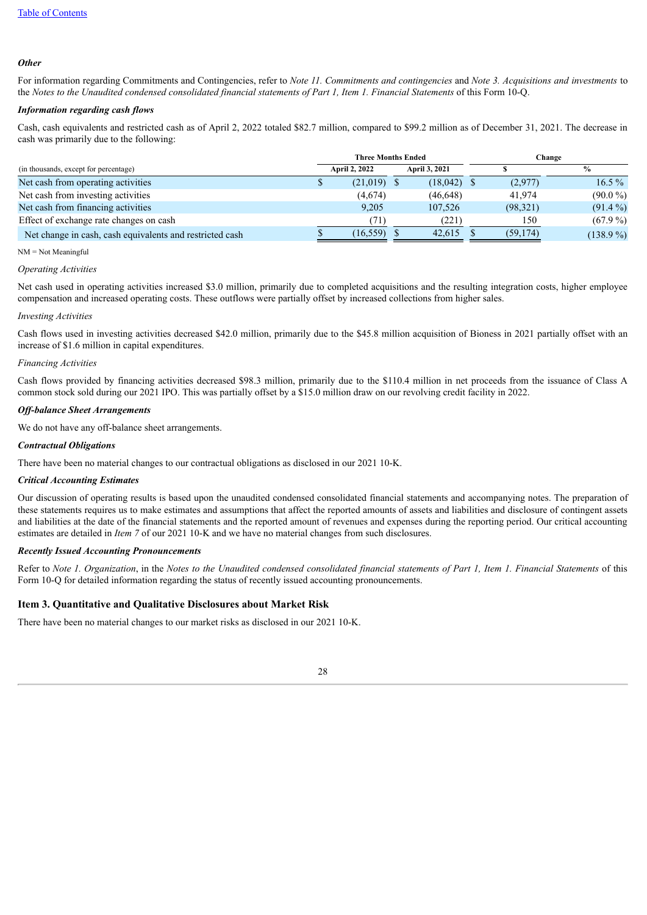*Other*

For information regarding Commitments and Contingencies, refer to *Note 11. Commitments and contingencies* and *Note 3. Acquisitions and investments* to the *Notes to the Unaudited condensed consolidated financial statements of Part 1, Item 1. Financial Statements* of this Form 10-Q.

***Information regarding cash flows***

Cash, cash equivalents and restricted cash as of April 2, 2022 totaled $82.7 million, compared to $99.2 million as of December 31, 2021. The decrease in cash was primarily due to the following:

| | Three Months Ended | | Change | |
|---|---|---|---|---|
| (in thousands, except for percentage) | April 2, 2022 | April 3, 2021 | $ | % |
| Net cash from operating activities | $ (21,019) | $ (18,042) | $ (2,977) | 16.5 % |
| Net cash from investing activities | (4,674) | (46,648) | 41,974 | (90.0 %) |
| Net cash from financing activities | 9,205 | 107,526 | (98,321) | (91.4 %) |
| Effect of exchange rate changes on cash | (71) | (221) | 150 | (67.9 %) |
| Net change in cash, cash equivalents and restricted cash | $ (16,559) | $ 42,615 | $ (59,174) | (138.9 %) |

NM = Not Meaningful

*Operating Activities*

Net cash used in operating activities increased $3.0 million, primarily due to completed acquisitions and the resulting integration costs, higher employee compensation and increased operating costs. These outflows were partially offset by increased collections from higher sales.

*Investing Activities*

Cash flows used in investing activities decreased $42.0 million, primarily due to the $45.8 million acquisition of Bioness in 2021 partially offset with an increase of $1.6 million in capital expenditures.

*Financing Activities*

Cash flows provided by financing activities decreased $98.3 million, primarily due to the $110.4 million in net proceeds from the issuance of Class A common stock sold during our 2021 IPO. This was partially offset by a $15.0 million draw on our revolving credit facility in 2022.

***Off-balance Sheet Arrangements***

We do not have any off-balance sheet arrangements.

***Contractual Obligations***

There have been no material changes to our contractual obligations as disclosed in our 2021 10-K.

***Critical Accounting Estimates***

Our discussion of operating results is based upon the unaudited condensed consolidated financial statements and accompanying notes. The preparation of these statements requires us to make estimates and assumptions that affect the reported amounts of assets and liabilities and disclosure of contingent assets and liabilities at the date of the financial statements and the reported amount of revenues and expenses during the reporting period. Our critical accounting estimates are detailed in *Item 7* of our 2021 10-K and we have no material changes from such disclosures.

***Recently Issued Accounting Pronouncements***

Refer to *Note 1. Organization*, in the *Notes to the Unaudited condensed consolidated financial statements of Part 1, Item 1. Financial Statements* of this Form 10-Q for detailed information regarding the status of recently issued accounting pronouncements.

## Item 3. Quantitative and Qualitative Disclosures about Market Risk

There have been no material changes to our market risks as disclosed in our 2021 10-K.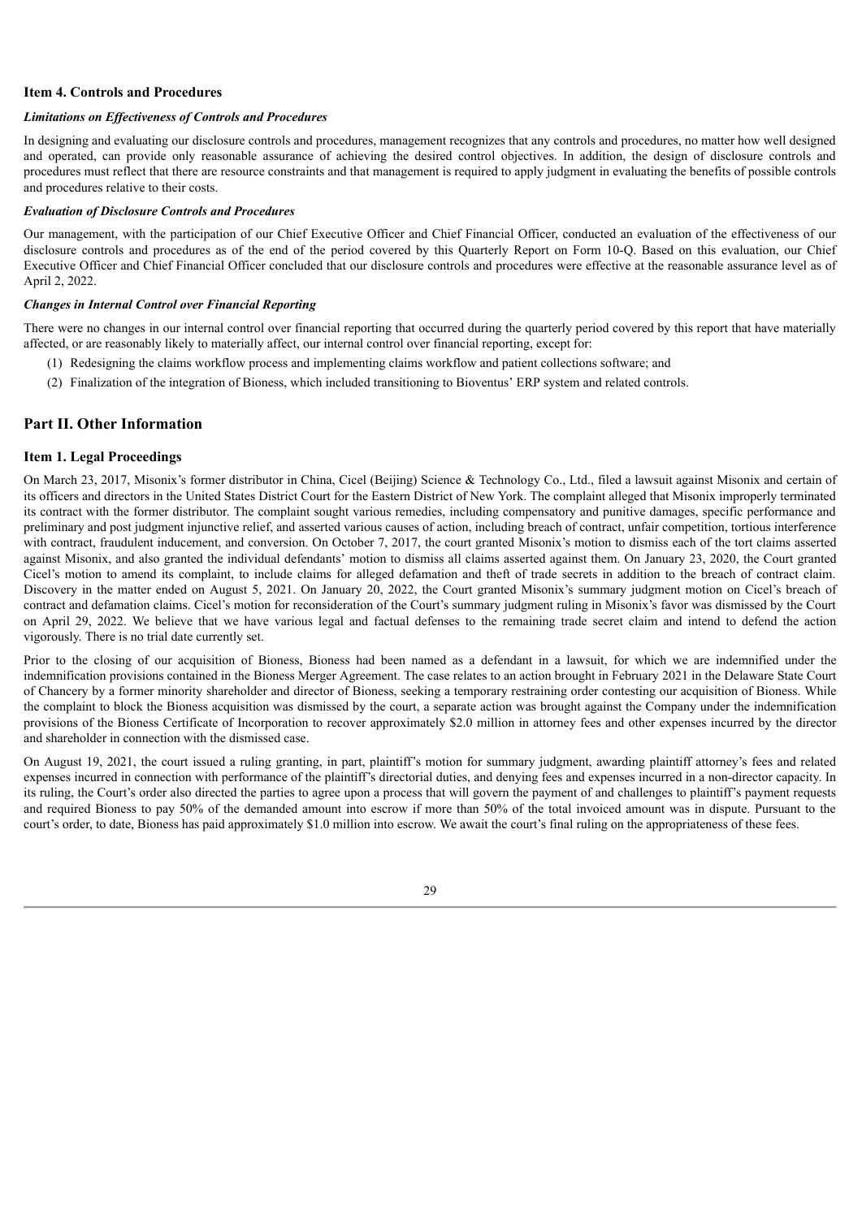### Item 4. Controls and Procedures

***Limitations on Effectiveness of Controls and Procedures***

In designing and evaluating our disclosure controls and procedures, management recognizes that any controls and procedures, no matter how well designed and operated, can provide only reasonable assurance of achieving the desired control objectives. In addition, the design of disclosure controls and procedures must reflect that there are resource constraints and that management is required to apply judgment in evaluating the benefits of possible controls and procedures relative to their costs.

***Evaluation of Disclosure Controls and Procedures***

Our management, with the participation of our Chief Executive Officer and Chief Financial Officer, conducted an evaluation of the effectiveness of our disclosure controls and procedures as of the end of the period covered by this Quarterly Report on Form 10-Q. Based on this evaluation, our Chief Executive Officer and Chief Financial Officer concluded that our disclosure controls and procedures were effective at the reasonable assurance level as of April 2, 2022.

***Changes in Internal Control over Financial Reporting***

There were no changes in our internal control over financial reporting that occurred during the quarterly period covered by this report that have materially affected, or are reasonably likely to materially affect, our internal control over financial reporting, except for:

(1) Redesigning the claims workflow process and implementing claims workflow and patient collections software; and

(2) Finalization of the integration of Bioness, which included transitioning to Bioventus' ERP system and related controls.

## Part II. Other Information

### Item 1. Legal Proceedings

On March 23, 2017, Misonix's former distributor in China, Cicel (Beijing) Science & Technology Co., Ltd., filed a lawsuit against Misonix and certain of its officers and directors in the United States District Court for the Eastern District of New York. The complaint alleged that Misonix improperly terminated its contract with the former distributor. The complaint sought various remedies, including compensatory and punitive damages, specific performance and preliminary and post judgment injunctive relief, and asserted various causes of action, including breach of contract, unfair competition, tortious interference with contract, fraudulent inducement, and conversion. On October 7, 2017, the court granted Misonix's motion to dismiss each of the tort claims asserted against Misonix, and also granted the individual defendants' motion to dismiss all claims asserted against them. On January 23, 2020, the Court granted Cicel's motion to amend its complaint, to include claims for alleged defamation and theft of trade secrets in addition to the breach of contract claim. Discovery in the matter ended on August 5, 2021. On January 20, 2022, the Court granted Misonix's summary judgment motion on Cicel's breach of contract and defamation claims. Cicel's motion for reconsideration of the Court's summary judgment ruling in Misonix's favor was dismissed by the Court on April 29, 2022. We believe that we have various legal and factual defenses to the remaining trade secret claim and intend to defend the action vigorously. There is no trial date currently set.

Prior to the closing of our acquisition of Bioness, Bioness had been named as a defendant in a lawsuit, for which we are indemnified under the indemnification provisions contained in the Bioness Merger Agreement. The case relates to an action brought in February 2021 in the Delaware State Court of Chancery by a former minority shareholder and director of Bioness, seeking a temporary restraining order contesting our acquisition of Bioness. While the complaint to block the Bioness acquisition was dismissed by the court, a separate action was brought against the Company under the indemnification provisions of the Bioness Certificate of Incorporation to recover approximately $2.0 million in attorney fees and other expenses incurred by the director and shareholder in connection with the dismissed case.

On August 19, 2021, the court issued a ruling granting, in part, plaintiff's motion for summary judgment, awarding plaintiff attorney's fees and related expenses incurred in connection with performance of the plaintiff's directorial duties, and denying fees and expenses incurred in a non-director capacity. In its ruling, the Court's order also directed the parties to agree upon a process that will govern the payment of and challenges to plaintiff's payment requests and required Bioness to pay 50% of the demanded amount into escrow if more than 50% of the total invoiced amount was in dispute. Pursuant to the court's order, to date, Bioness has paid approximately $1.0 million into escrow. We await the court's final ruling on the appropriateness of these fees.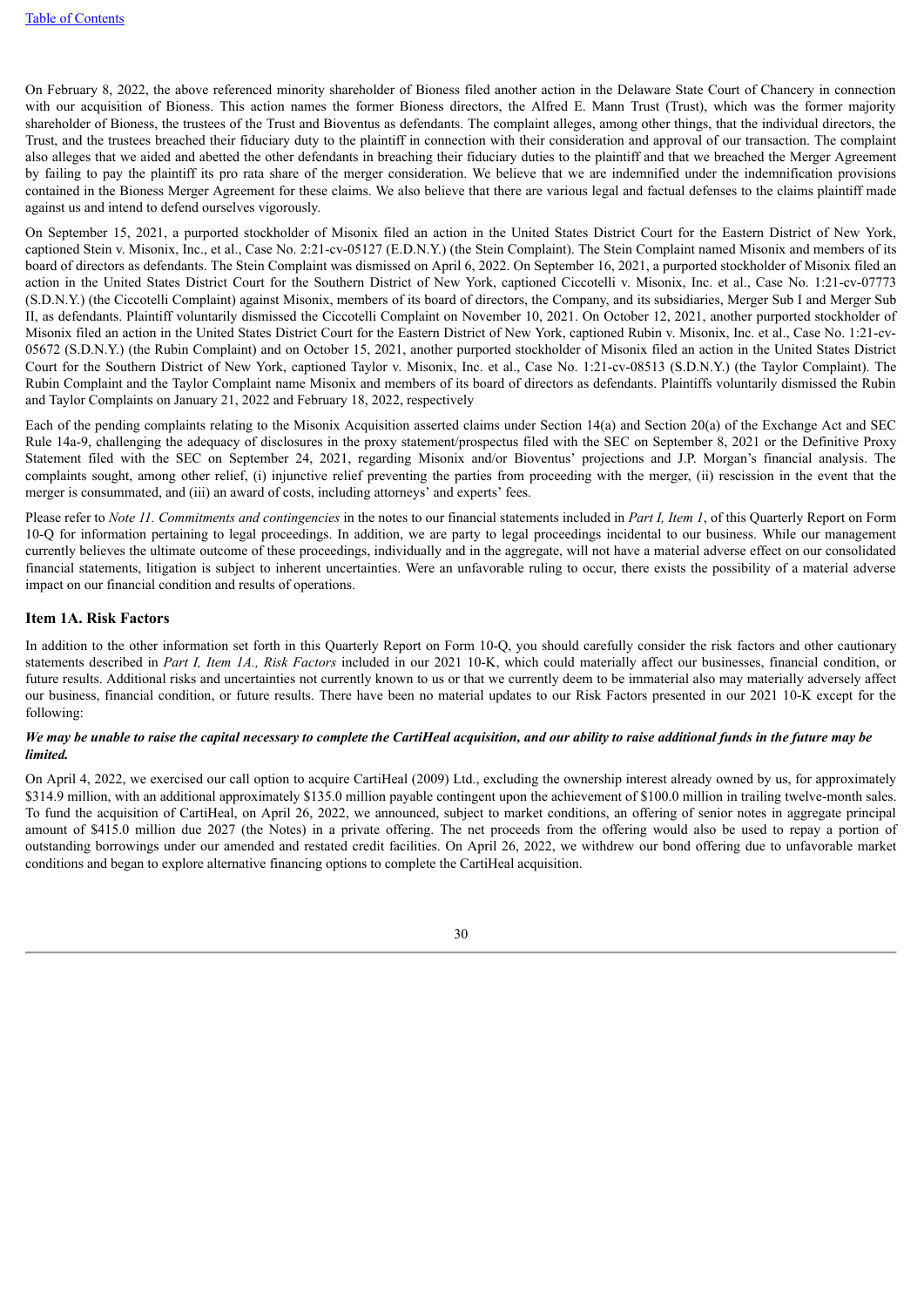On February 8, 2022, the above referenced minority shareholder of Bioness filed another action in the Delaware State Court of Chancery in connection with our acquisition of Bioness. This action names the former Bioness directors, the Alfred E. Mann Trust (Trust), which was the former majority shareholder of Bioness, the trustees of the Trust and Bioventus as defendants. The complaint alleges, among other things, that the individual directors, the Trust, and the trustees breached their fiduciary duty to the plaintiff in connection with their consideration and approval of our transaction. The complaint also alleges that we aided and abetted the other defendants in breaching their fiduciary duties to the plaintiff and that we breached the Merger Agreement by failing to pay the plaintiff its pro rata share of the merger consideration. We believe that we are indemnified under the indemnification provisions contained in the Bioness Merger Agreement for these claims. We also believe that there are various legal and factual defenses to the claims plaintiff made against us and intend to defend ourselves vigorously.

On September 15, 2021, a purported stockholder of Misonix filed an action in the United States District Court for the Eastern District of New York, captioned Stein v. Misonix, Inc., et al., Case No. 2:21-cv-05127 (E.D.N.Y.) (the Stein Complaint). The Stein Complaint named Misonix and members of its board of directors as defendants. The Stein Complaint was dismissed on April 6, 2022. On September 16, 2021, a purported stockholder of Misonix filed an action in the United States District Court for the Southern District of New York, captioned Ciccotelli v. Misonix, Inc. et al., Case No. 1:21-cv-07773 (S.D.N.Y.) (the Ciccotelli Complaint) against Misonix, members of its board of directors, the Company, and its subsidiaries, Merger Sub I and Merger Sub II, as defendants. Plaintiff voluntarily dismissed the Ciccotelli Complaint on November 10, 2021. On October 12, 2021, another purported stockholder of Misonix filed an action in the United States District Court for the Eastern District of New York, captioned Rubin v. Misonix, Inc. et al., Case No. 1:21-cv-05672 (S.D.N.Y.) (the Rubin Complaint) and on October 15, 2021, another purported stockholder of Misonix filed an action in the United States District Court for the Southern District of New York, captioned Taylor v. Misonix, Inc. et al., Case No. 1:21-cv-08513 (S.D.N.Y.) (the Taylor Complaint). The Rubin Complaint and the Taylor Complaint name Misonix and members of its board of directors as defendants. Plaintiffs voluntarily dismissed the Rubin and Taylor Complaints on January 21, 2022 and February 18, 2022, respectively

Each of the pending complaints relating to the Misonix Acquisition asserted claims under Section 14(a) and Section 20(a) of the Exchange Act and SEC Rule 14a-9, challenging the adequacy of disclosures in the proxy statement/prospectus filed with the SEC on September 8, 2021 or the Definitive Proxy Statement filed with the SEC on September 24, 2021, regarding Misonix and/or Bioventus' projections and J.P. Morgan's financial analysis. The complaints sought, among other relief, (i) injunctive relief preventing the parties from proceeding with the merger, (ii) rescission in the event that the merger is consummated, and (iii) an award of costs, including attorneys' and experts' fees.

Please refer to *Note 11. Commitments and contingencies* in the notes to our financial statements included in *Part I, Item 1*, of this Quarterly Report on Form 10-Q for information pertaining to legal proceedings. In addition, we are party to legal proceedings incidental to our business. While our management currently believes the ultimate outcome of these proceedings, individually and in the aggregate, will not have a material adverse effect on our consolidated financial statements, litigation is subject to inherent uncertainties. Were an unfavorable ruling to occur, there exists the possibility of a material adverse impact on our financial condition and results of operations.

### Item 1A. Risk Factors

In addition to the other information set forth in this Quarterly Report on Form 10-Q, you should carefully consider the risk factors and other cautionary statements described in *Part I, Item 1A., Risk Factors* included in our 2021 10-K, which could materially affect our businesses, financial condition, or future results. Additional risks and uncertainties not currently known to us or that we currently deem to be immaterial also may materially adversely affect our business, financial condition, or future results. There have been no material updates to our Risk Factors presented in our 2021 10-K except for the following:

***We may be unable to raise the capital necessary to complete the CartiHeal acquisition, and our ability to raise additional funds in the future may be limited.***

On April 4, 2022, we exercised our call option to acquire CartiHeal (2009) Ltd., excluding the ownership interest already owned by us, for approximately $314.9 million, with an additional approximately $135.0 million payable contingent upon the achievement of $100.0 million in trailing twelve-month sales. To fund the acquisition of CartiHeal, on April 26, 2022, we announced, subject to market conditions, an offering of senior notes in aggregate principal amount of $415.0 million due 2027 (the Notes) in a private offering. The net proceeds from the offering would also be used to repay a portion of outstanding borrowings under our amended and restated credit facilities. On April 26, 2022, we withdrew our bond offering due to unfavorable market conditions and began to explore alternative financing options to complete the CartiHeal acquisition.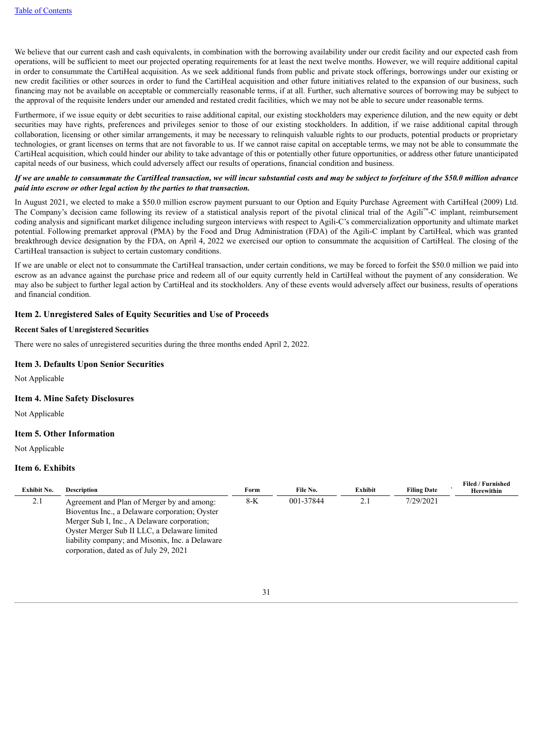We believe that our current cash and cash equivalents, in combination with the borrowing availability under our credit facility and our expected cash from operations, will be sufficient to meet our projected operating requirements for at least the next twelve months. However, we will require additional capital in order to consummate the CartiHeal acquisition. As we seek additional funds from public and private stock offerings, borrowings under our existing or new credit facilities or other sources in order to fund the CartiHeal acquisition and other future initiatives related to the expansion of our business, such financing may not be available on acceptable or commercially reasonable terms, if at all. Further, such alternative sources of borrowing may be subject to the approval of the requisite lenders under our amended and restated credit facilities, which we may not be able to secure under reasonable terms.

Furthermore, if we issue equity or debt securities to raise additional capital, our existing stockholders may experience dilution, and the new equity or debt securities may have rights, preferences and privileges senior to those of our existing stockholders. In addition, if we raise additional capital through collaboration, licensing or other similar arrangements, it may be necessary to relinquish valuable rights to our products, potential products or proprietary technologies, or grant licenses on terms that are not favorable to us. If we cannot raise capital on acceptable terms, we may not be able to consummate the CartiHeal acquisition, which could hinder our ability to take advantage of this or potentially other future opportunities, or address other future unanticipated capital needs of our business, which could adversely affect our results of operations, financial condition and business.

***If we are unable to consummate the CartiHeal transaction, we will incur substantial costs and may be subject to forfeiture of the $50.0 million advance paid into escrow or other legal action by the parties to that transaction.***

In August 2021, we elected to make a $50.0 million escrow payment pursuant to our Option and Equity Purchase Agreement with CartiHeal (2009) Ltd. The Company's decision came following its review of a statistical analysis report of the pivotal clinical trial of the Agili™-C implant, reimbursement coding analysis and significant market diligence including surgeon interviews with respect to Agili-C's commercialization opportunity and ultimate market potential. Following premarket approval (PMA) by the Food and Drug Administration (FDA) of the Agili-C implant by CartiHeal, which was granted breakthrough device designation by the FDA, on April 4, 2022 we exercised our option to consummate the acquisition of CartiHeal. The closing of the CartiHeal transaction is subject to certain customary conditions.

If we are unable or elect not to consummate the CartiHeal transaction, under certain conditions, we may be forced to forfeit the $50.0 million we paid into escrow as an advance against the purchase price and redeem all of our equity currently held in CartiHeal without the payment of any consideration. We may also be subject to further legal action by CartiHeal and its stockholders. Any of these events would adversely affect our business, results of operations and financial condition.

## Item 2. Unregistered Sales of Equity Securities and Use of Proceeds

**Recent Sales of Unregistered Securities**

There were no sales of unregistered securities during the three months ended April 2, 2022.

## Item 3. Defaults Upon Senior Securities

Not Applicable

## Item 4. Mine Safety Disclosures

Not Applicable

## Item 5. Other Information

Not Applicable

## Item 6. Exhibits

| Exhibit No. | Description | Form | File No. | Exhibit | Filing Date | Filed / Furnished Herewithin |
|---|---|---|---|---|---|---|
| 2.1 | Agreement and Plan of Merger by and among: Bioventus Inc., a Delaware corporation; Oyster Merger Sub I, Inc., A Delaware corporation; Oyster Merger Sub II LLC, a Delaware limited liability company; and Misonix, Inc. a Delaware corporation, dated as of July 29, 2021 | 8-K | 001-37844 | 2.1 | 7/29/2021 | |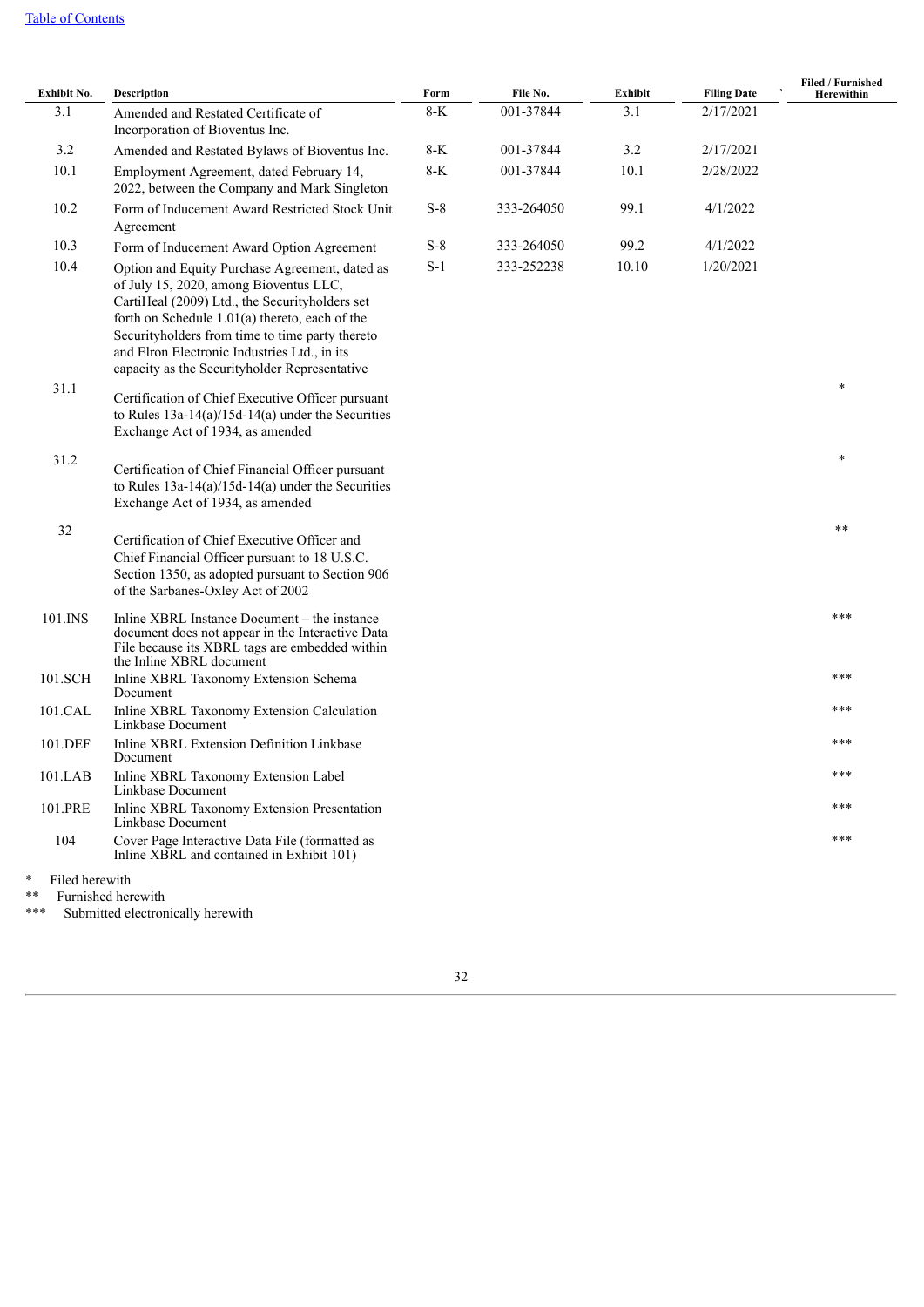[Table of Contents](#)

| Exhibit No. | Description | Form | File No. | Exhibit | Filing Date | Filed / Furnished Herewithin |
|---|---|---|---|---|---|---|
| 3.1 | Amended and Restated Certificate of Incorporation of Bioventus Inc. | 8-K | 001-37844 | 3.1 | 2/17/2021 | |
| 3.2 | Amended and Restated Bylaws of Bioventus Inc. | 8-K | 001-37844 | 3.2 | 2/17/2021 | |
| 10.1 | Employment Agreement, dated February 14, 2022, between the Company and Mark Singleton | 8-K | 001-37844 | 10.1 | 2/28/2022 | |
| 10.2 | Form of Inducement Award Restricted Stock Unit Agreement | S-8 | 333-264050 | 99.1 | 4/1/2022 | |
| 10.3 | Form of Inducement Award Option Agreement | S-8 | 333-264050 | 99.2 | 4/1/2022 | |
| 10.4 | Option and Equity Purchase Agreement, dated as of July 15, 2020, among Bioventus LLC, CartiHeal (2009) Ltd., the Securityholders set forth on Schedule 1.01(a) thereto, each of the Securityholders from time to time party thereto and Elron Electronic Industries Ltd., in its capacity as the Securityholder Representative | S-1 | 333-252238 | 10.10 | 1/20/2021 | |
| 31.1 | Certification of Chief Executive Officer pursuant to Rules 13a-14(a)/15d-14(a) under the Securities Exchange Act of 1934, as amended | | | | | * |
| 31.2 | Certification of Chief Financial Officer pursuant to Rules 13a-14(a)/15d-14(a) under the Securities Exchange Act of 1934, as amended | | | | | * |
| 32 | Certification of Chief Executive Officer and Chief Financial Officer pursuant to 18 U.S.C. Section 1350, as adopted pursuant to Section 906 of the Sarbanes-Oxley Act of 2002 | | | | | ** |
| 101.INS | Inline XBRL Instance Document – the instance document does not appear in the Interactive Data File because its XBRL tags are embedded within the Inline XBRL document | | | | | *** |
| 101.SCH | Inline XBRL Taxonomy Extension Schema Document | | | | | *** |
| 101.CAL | Inline XBRL Taxonomy Extension Calculation Linkbase Document | | | | | *** |
| 101.DEF | Inline XBRL Extension Definition Linkbase Document | | | | | *** |
| 101.LAB | Inline XBRL Taxonomy Extension Label Linkbase Document | | | | | *** |
| 101.PRE | Inline XBRL Taxonomy Extension Presentation Linkbase Document | | | | | *** |
| 104 | Cover Page Interactive Data File (formatted as Inline XBRL and contained in Exhibit 101) | | | | | *** |

\* Filed herewith

\** Furnished herewith

\*** Submitted electronically herewith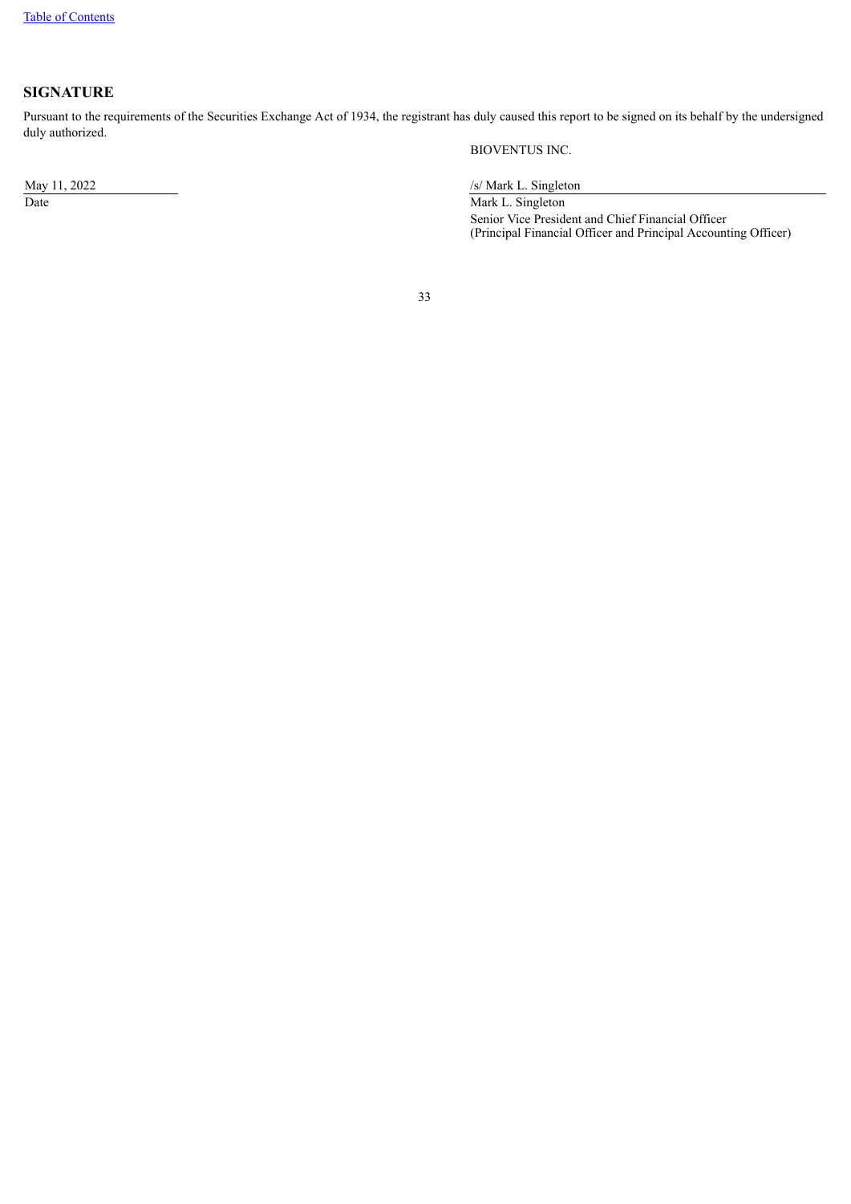## SIGNATURE

Pursuant to the requirements of the Securities Exchange Act of 1934, the registrant has duly caused this report to be signed on its behalf by the undersigned duly authorized.

BIOVENTUS INC.

| | |
|---|---|
| May 11, 2022 | /s/ Mark L. Singleton |
| Date | Mark L. Singleton<br>Senior Vice President and Chief Financial Officer<br>(Principal Financial Officer and Principal Accounting Officer) |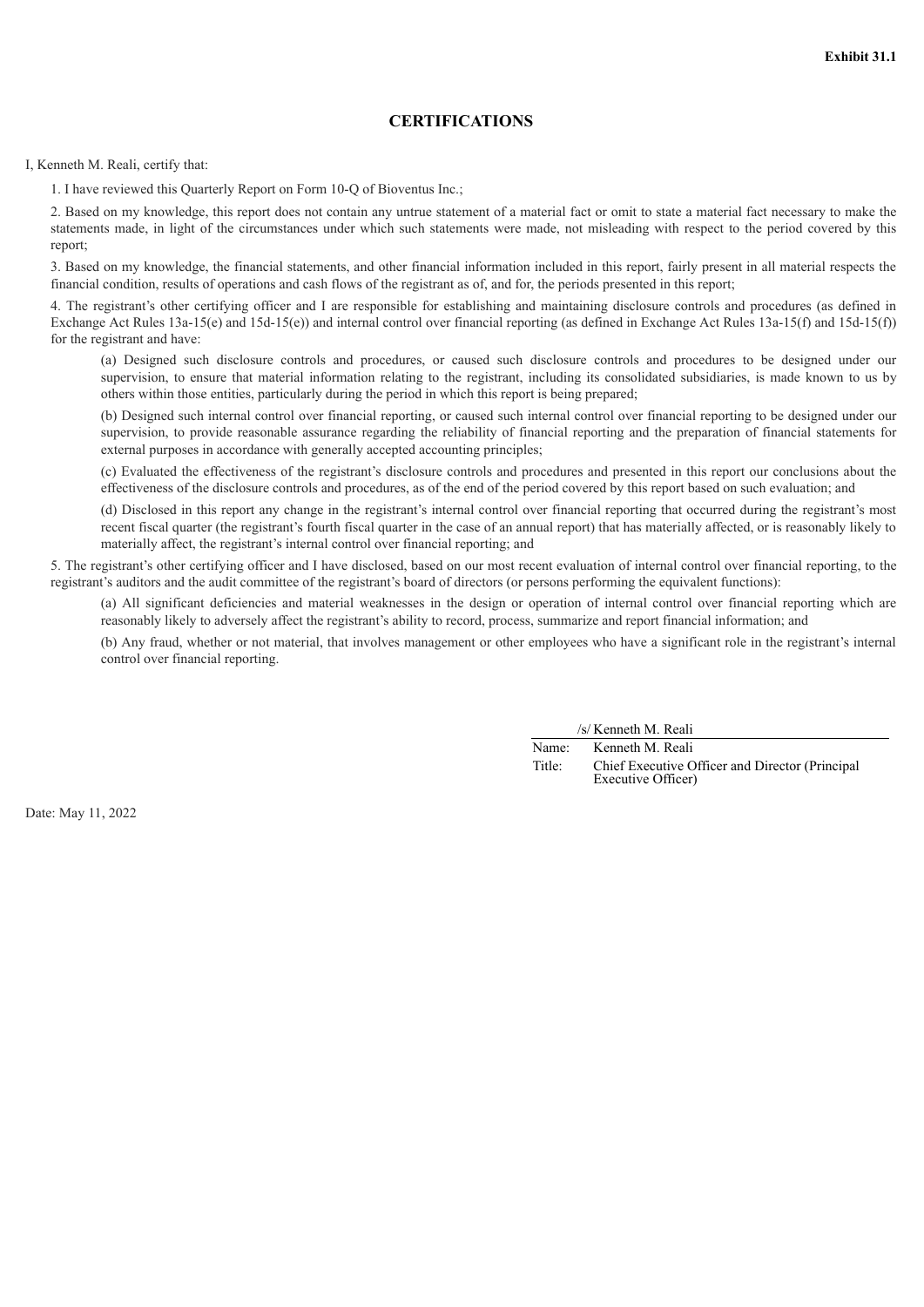**Exhibit 31.1**

# CERTIFICATIONS

I, Kenneth M. Reali, certify that:

1. I have reviewed this Quarterly Report on Form 10-Q of Bioventus Inc.;

2. Based on my knowledge, this report does not contain any untrue statement of a material fact or omit to state a material fact necessary to make the statements made, in light of the circumstances under which such statements were made, not misleading with respect to the period covered by this report;

3. Based on my knowledge, the financial statements, and other financial information included in this report, fairly present in all material respects the financial condition, results of operations and cash flows of the registrant as of, and for, the periods presented in this report;

4. The registrant's other certifying officer and I are responsible for establishing and maintaining disclosure controls and procedures (as defined in Exchange Act Rules 13a-15(e) and 15d-15(e)) and internal control over financial reporting (as defined in Exchange Act Rules 13a-15(f) and 15d-15(f)) for the registrant and have:

   (a) Designed such disclosure controls and procedures, or caused such disclosure controls and procedures to be designed under our supervision, to ensure that material information relating to the registrant, including its consolidated subsidiaries, is made known to us by others within those entities, particularly during the period in which this report is being prepared;

   (b) Designed such internal control over financial reporting, or caused such internal control over financial reporting to be designed under our supervision, to provide reasonable assurance regarding the reliability of financial reporting and the preparation of financial statements for external purposes in accordance with generally accepted accounting principles;

   (c) Evaluated the effectiveness of the registrant's disclosure controls and procedures and presented in this report our conclusions about the effectiveness of the disclosure controls and procedures, as of the end of the period covered by this report based on such evaluation; and

   (d) Disclosed in this report any change in the registrant's internal control over financial reporting that occurred during the registrant's most recent fiscal quarter (the registrant's fourth fiscal quarter in the case of an annual report) that has materially affected, or is reasonably likely to materially affect, the registrant's internal control over financial reporting; and

5. The registrant's other certifying officer and I have disclosed, based on our most recent evaluation of internal control over financial reporting, to the registrant's auditors and the audit committee of the registrant's board of directors (or persons performing the equivalent functions):

   (a) All significant deficiencies and material weaknesses in the design or operation of internal control over financial reporting which are reasonably likely to adversely affect the registrant's ability to record, process, summarize and report financial information; and

   (b) Any fraud, whether or not material, that involves management or other employees who have a significant role in the registrant's internal control over financial reporting.

/s/ Kenneth M. Reali

Name: Kenneth M. Reali

Title: Chief Executive Officer and Director (Principal Executive Officer)

Date: May 11, 2022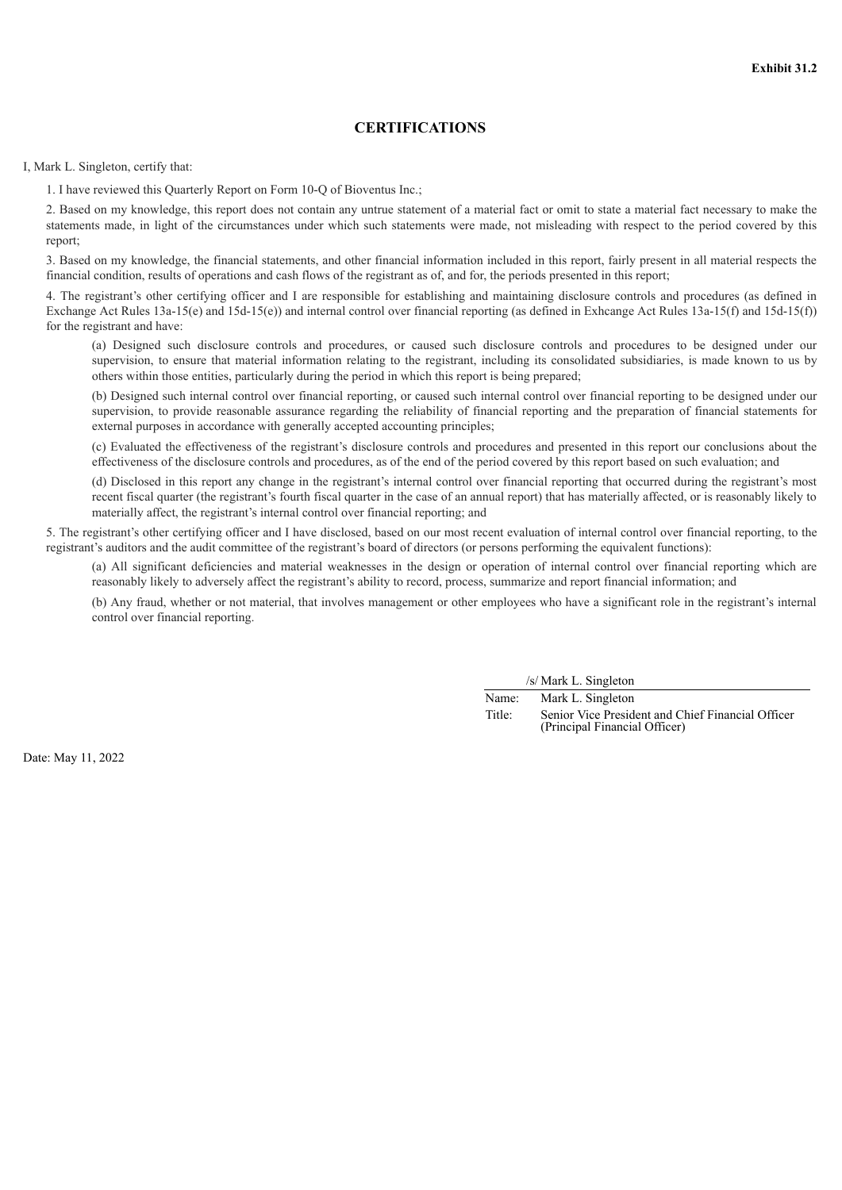**Exhibit 31.2**

# CERTIFICATIONS

I, Mark L. Singleton, certify that:

1. I have reviewed this Quarterly Report on Form 10-Q of Bioventus Inc.;

2. Based on my knowledge, this report does not contain any untrue statement of a material fact or omit to state a material fact necessary to make the statements made, in light of the circumstances under which such statements were made, not misleading with respect to the period covered by this report;

3. Based on my knowledge, the financial statements, and other financial information included in this report, fairly present in all material respects the financial condition, results of operations and cash flows of the registrant as of, and for, the periods presented in this report;

4. The registrant's other certifying officer and I are responsible for establishing and maintaining disclosure controls and procedures (as defined in Exchange Act Rules 13a-15(e) and 15d-15(e)) and internal control over financial reporting (as defined in Exhcange Act Rules 13a-15(f) and 15d-15(f)) for the registrant and have:

(a) Designed such disclosure controls and procedures, or caused such disclosure controls and procedures to be designed under our supervision, to ensure that material information relating to the registrant, including its consolidated subsidiaries, is made known to us by others within those entities, particularly during the period in which this report is being prepared;

(b) Designed such internal control over financial reporting, or caused such internal control over financial reporting to be designed under our supervision, to provide reasonable assurance regarding the reliability of financial reporting and the preparation of financial statements for external purposes in accordance with generally accepted accounting principles;

(c) Evaluated the effectiveness of the registrant's disclosure controls and procedures and presented in this report our conclusions about the effectiveness of the disclosure controls and procedures, as of the end of the period covered by this report based on such evaluation; and

(d) Disclosed in this report any change in the registrant's internal control over financial reporting that occurred during the registrant's most recent fiscal quarter (the registrant's fourth fiscal quarter in the case of an annual report) that has materially affected, or is reasonably likely to materially affect, the registrant's internal control over financial reporting; and

5. The registrant's other certifying officer and I have disclosed, based on our most recent evaluation of internal control over financial reporting, to the registrant's auditors and the audit committee of the registrant's board of directors (or persons performing the equivalent functions):

(a) All significant deficiencies and material weaknesses in the design or operation of internal control over financial reporting which are reasonably likely to adversely affect the registrant's ability to record, process, summarize and report financial information; and

(b) Any fraud, whether or not material, that involves management or other employees who have a significant role in the registrant's internal control over financial reporting.

| | |
|---|---|
| | /s/ Mark L. Singleton |
| Name: | Mark L. Singleton |
| Title: | Senior Vice President and Chief Financial Officer (Principal Financial Officer) |

Date: May 11, 2022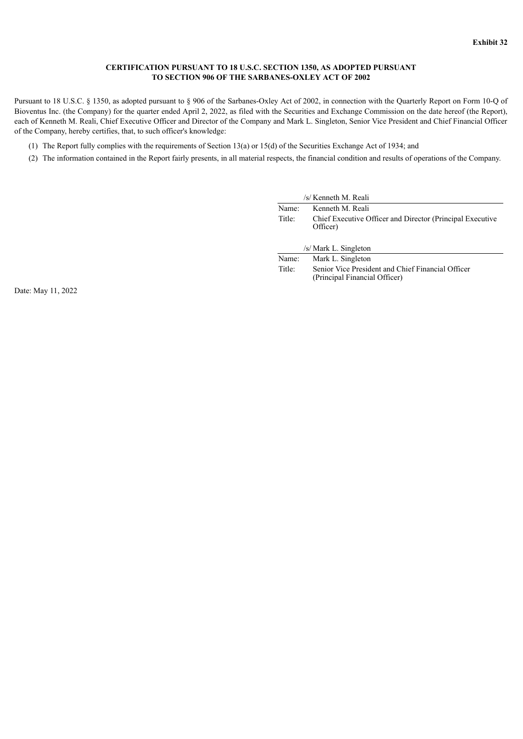**Exhibit 32**

**CERTIFICATION PURSUANT TO 18 U.S.C. SECTION 1350, AS ADOPTED PURSUANT TO SECTION 906 OF THE SARBANES-OXLEY ACT OF 2002**

Pursuant to 18 U.S.C. § 1350, as adopted pursuant to § 906 of the Sarbanes-Oxley Act of 2002, in connection with the Quarterly Report on Form 10-Q of Bioventus Inc. (the Company) for the quarter ended April 2, 2022, as filed with the Securities and Exchange Commission on the date hereof (the Report), each of Kenneth M. Reali, Chief Executive Officer and Director of the Company and Mark L. Singleton, Senior Vice President and Chief Financial Officer of the Company, hereby certifies, that, to such officer's knowledge:

(1) The Report fully complies with the requirements of Section 13(a) or 15(d) of the Securities Exchange Act of 1934; and

(2) The information contained in the Report fairly presents, in all material respects, the financial condition and results of operations of the Company.

| | |
|---|---|
| | /s/ Kenneth M. Reali |
| Name: | Kenneth M. Reali |
| Title: | Chief Executive Officer and Director (Principal Executive Officer) |
| | /s/ Mark L. Singleton |
| Name: | Mark L. Singleton |
| Title: | Senior Vice President and Chief Financial Officer (Principal Financial Officer) |

Date: May 11, 2022